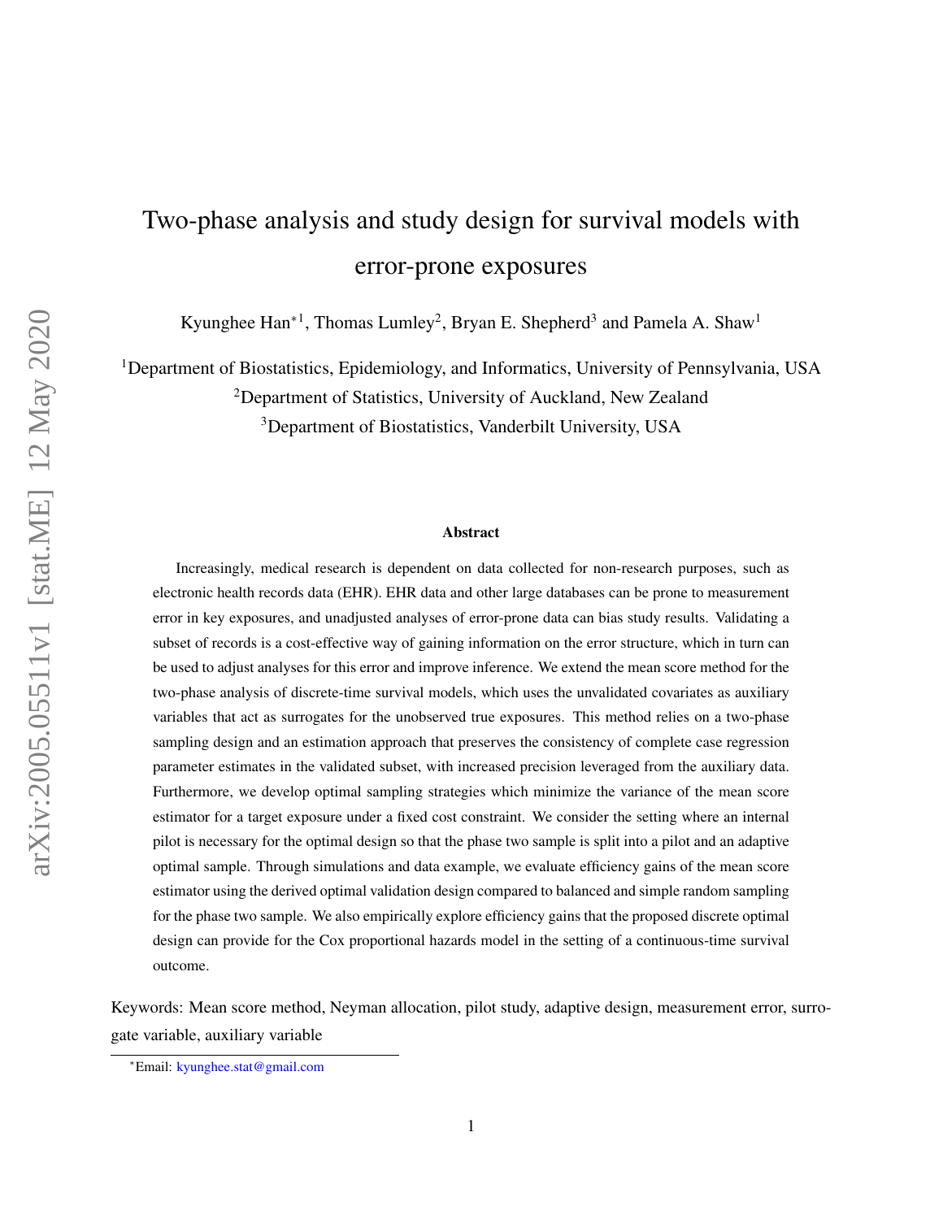# Two-phase analysis and study design for survival models with error-prone exposures

Kyunghee Han*[1], Thomas Lumley[2], Bryan E. Shepherd[3] and Pamela A. Shaw[1]

[1]Department of Biostatistics, Epidemiology, and Informatics, University of Pennsylvania, USA

[2]Department of Statistics, University of Auckland, New Zealand

[3]Department of Biostatistics, Vanderbilt University, USA

### Abstract

Increasingly, medical research is dependent on data collected for non-research purposes, such as electronic health records data (EHR). EHR data and other large databases can be prone to measurement error in key exposures, and unadjusted analyses of error-prone data can bias study results. Validating a subset of records is a cost-effective way of gaining information on the error structure, which in turn can be used to adjust analyses for this error and improve inference. We extend the mean score method for the two-phase analysis of discrete-time survival models, which uses the unvalidated covariates as auxiliary variables that act as surrogates for the unobserved true exposures. This method relies on a two-phase sampling design and an estimation approach that preserves the consistency of complete case regression parameter estimates in the validated subset, with increased precision leveraged from the auxiliary data. Furthermore, we develop optimal sampling strategies which minimize the variance of the mean score estimator for a target exposure under a fixed cost constraint. We consider the setting where an internal pilot is necessary for the optimal design so that the phase two sample is split into a pilot and an adaptive optimal sample. Through simulations and data example, we evaluate efficiency gains of the mean score estimator using the derived optimal validation design compared to balanced and simple random sampling for the phase two sample. We also empirically explore efficiency gains that the proposed discrete optimal design can provide for the Cox proportional hazards model in the setting of a continuous-time survival outcome.

Keywords: Mean score method, Neyman allocation, pilot study, adaptive design, measurement error, surrogate variable, auxiliary variable

*Email: kyunghee.stat@gmail.com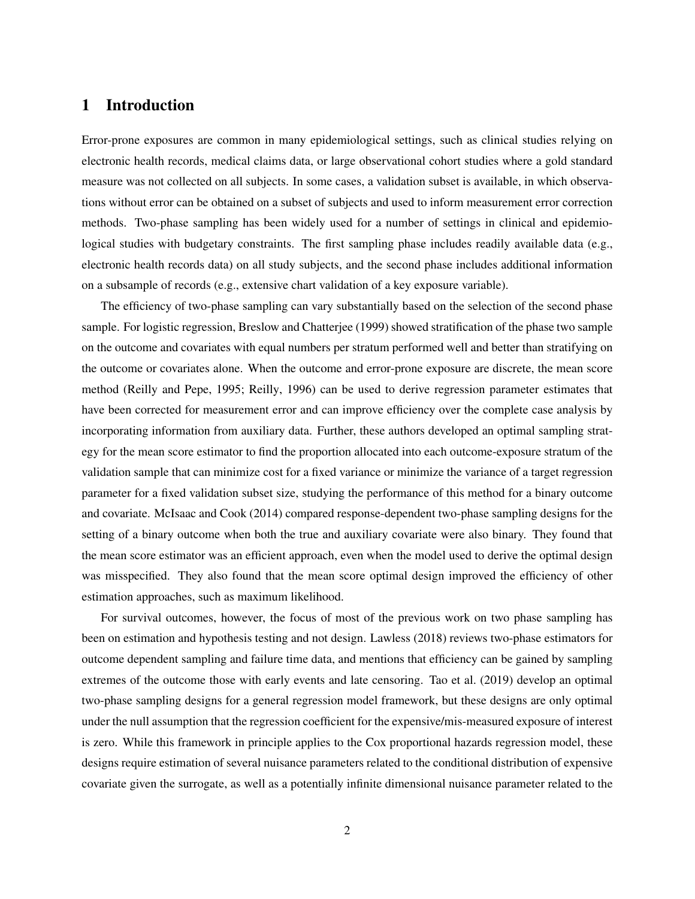# 1 Introduction

Error-prone exposures are common in many epidemiological settings, such as clinical studies relying on electronic health records, medical claims data, or large observational cohort studies where a gold standard measure was not collected on all subjects. In some cases, a validation subset is available, in which observations without error can be obtained on a subset of subjects and used to inform measurement error correction methods. Two-phase sampling has been widely used for a number of settings in clinical and epidemiological studies with budgetary constraints. The first sampling phase includes readily available data (e.g., electronic health records data) on all study subjects, and the second phase includes additional information on a subsample of records (e.g., extensive chart validation of a key exposure variable).

The efficiency of two-phase sampling can vary substantially based on the selection of the second phase sample. For logistic regression, Breslow and Chatterjee (1999) showed stratification of the phase two sample on the outcome and covariates with equal numbers per stratum performed well and better than stratifying on the outcome or covariates alone. When the outcome and error-prone exposure are discrete, the mean score method (Reilly and Pepe, 1995; Reilly, 1996) can be used to derive regression parameter estimates that have been corrected for measurement error and can improve efficiency over the complete case analysis by incorporating information from auxiliary data. Further, these authors developed an optimal sampling strategy for the mean score estimator to find the proportion allocated into each outcome-exposure stratum of the validation sample that can minimize cost for a fixed variance or minimize the variance of a target regression parameter for a fixed validation subset size, studying the performance of this method for a binary outcome and covariate. McIsaac and Cook (2014) compared response-dependent two-phase sampling designs for the setting of a binary outcome when both the true and auxiliary covariate were also binary. They found that the mean score estimator was an efficient approach, even when the model used to derive the optimal design was misspecified. They also found that the mean score optimal design improved the efficiency of other estimation approaches, such as maximum likelihood.

For survival outcomes, however, the focus of most of the previous work on two phase sampling has been on estimation and hypothesis testing and not design. Lawless (2018) reviews two-phase estimators for outcome dependent sampling and failure time data, and mentions that efficiency can be gained by sampling extremes of the outcome those with early events and late censoring. Tao et al. (2019) develop an optimal two-phase sampling designs for a general regression model framework, but these designs are only optimal under the null assumption that the regression coefficient for the expensive/mis-measured exposure of interest is zero. While this framework in principle applies to the Cox proportional hazards regression model, these designs require estimation of several nuisance parameters related to the conditional distribution of expensive covariate given the surrogate, as well as a potentially infinite dimensional nuisance parameter related to the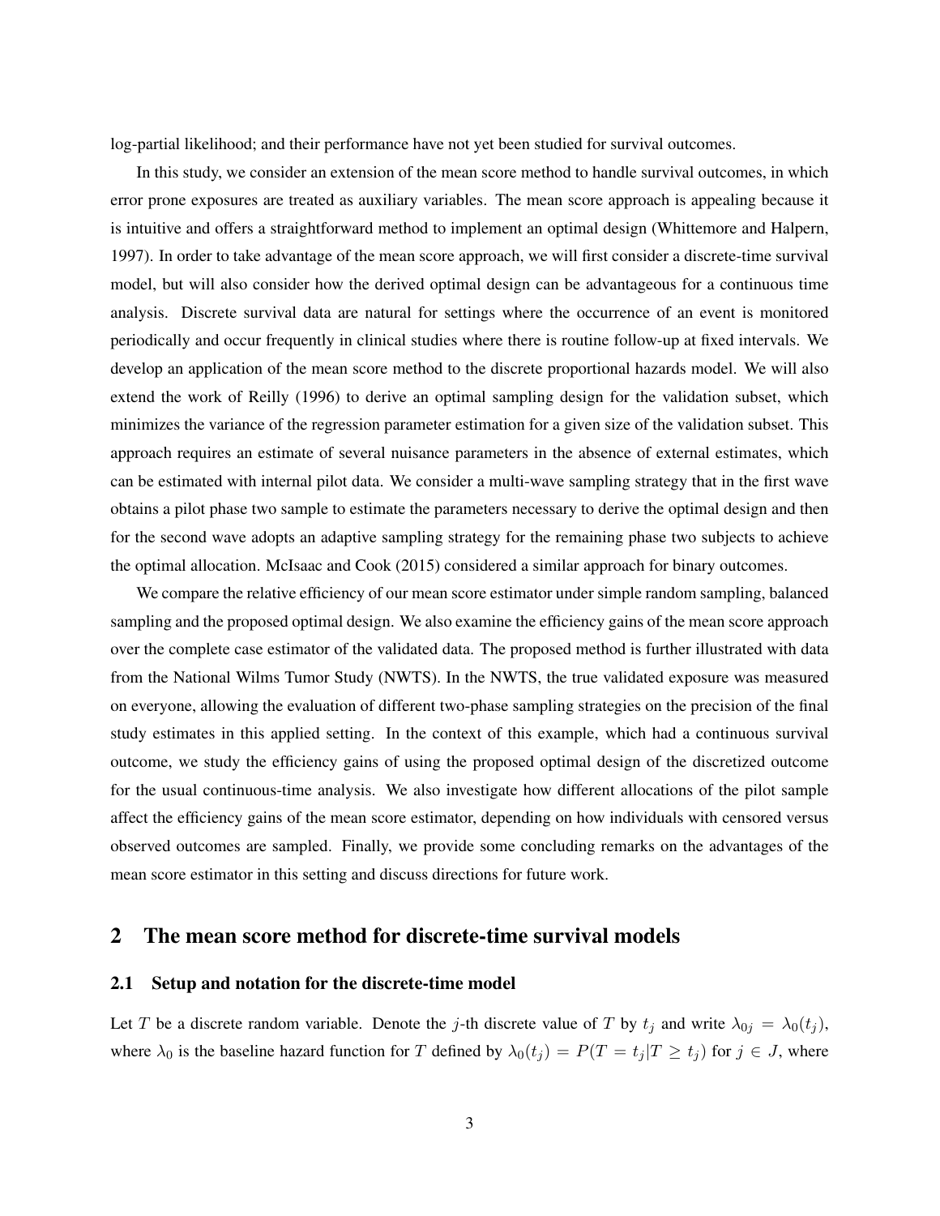log-partial likelihood; and their performance have not yet been studied for survival outcomes.

In this study, we consider an extension of the mean score method to handle survival outcomes, in which error prone exposures are treated as auxiliary variables. The mean score approach is appealing because it is intuitive and offers a straightforward method to implement an optimal design (Whittemore and Halpern, 1997). In order to take advantage of the mean score approach, we will first consider a discrete-time survival model, but will also consider how the derived optimal design can be advantageous for a continuous time analysis. Discrete survival data are natural for settings where the occurrence of an event is monitored periodically and occur frequently in clinical studies where there is routine follow-up at fixed intervals. We develop an application of the mean score method to the discrete proportional hazards model. We will also extend the work of Reilly (1996) to derive an optimal sampling design for the validation subset, which minimizes the variance of the regression parameter estimation for a given size of the validation subset. This approach requires an estimate of several nuisance parameters in the absence of external estimates, which can be estimated with internal pilot data. We consider a multi-wave sampling strategy that in the first wave obtains a pilot phase two sample to estimate the parameters necessary to derive the optimal design and then for the second wave adopts an adaptive sampling strategy for the remaining phase two subjects to achieve the optimal allocation. McIsaac and Cook (2015) considered a similar approach for binary outcomes.

We compare the relative efficiency of our mean score estimator under simple random sampling, balanced sampling and the proposed optimal design. We also examine the efficiency gains of the mean score approach over the complete case estimator of the validated data. The proposed method is further illustrated with data from the National Wilms Tumor Study (NWTS). In the NWTS, the true validated exposure was measured on everyone, allowing the evaluation of different two-phase sampling strategies on the precision of the final study estimates in this applied setting. In the context of this example, which had a continuous survival outcome, we study the efficiency gains of using the proposed optimal design of the discretized outcome for the usual continuous-time analysis. We also investigate how different allocations of the pilot sample affect the efficiency gains of the mean score estimator, depending on how individuals with censored versus observed outcomes are sampled. Finally, we provide some concluding remarks on the advantages of the mean score estimator in this setting and discuss directions for future work.

## 2 The mean score method for discrete-time survival models

### 2.1 Setup and notation for the discrete-time model

Let $T$ be a discrete random variable. Denote the $j$-th discrete value of $T$ by $t_j$ and write $\lambda_{0j} = \lambda_0(t_j)$, where $\lambda_0$ is the baseline hazard function for $T$ defined by $\lambda_0(t_j) = P(T = t_j | T \geq t_j)$ for $j \in J$, where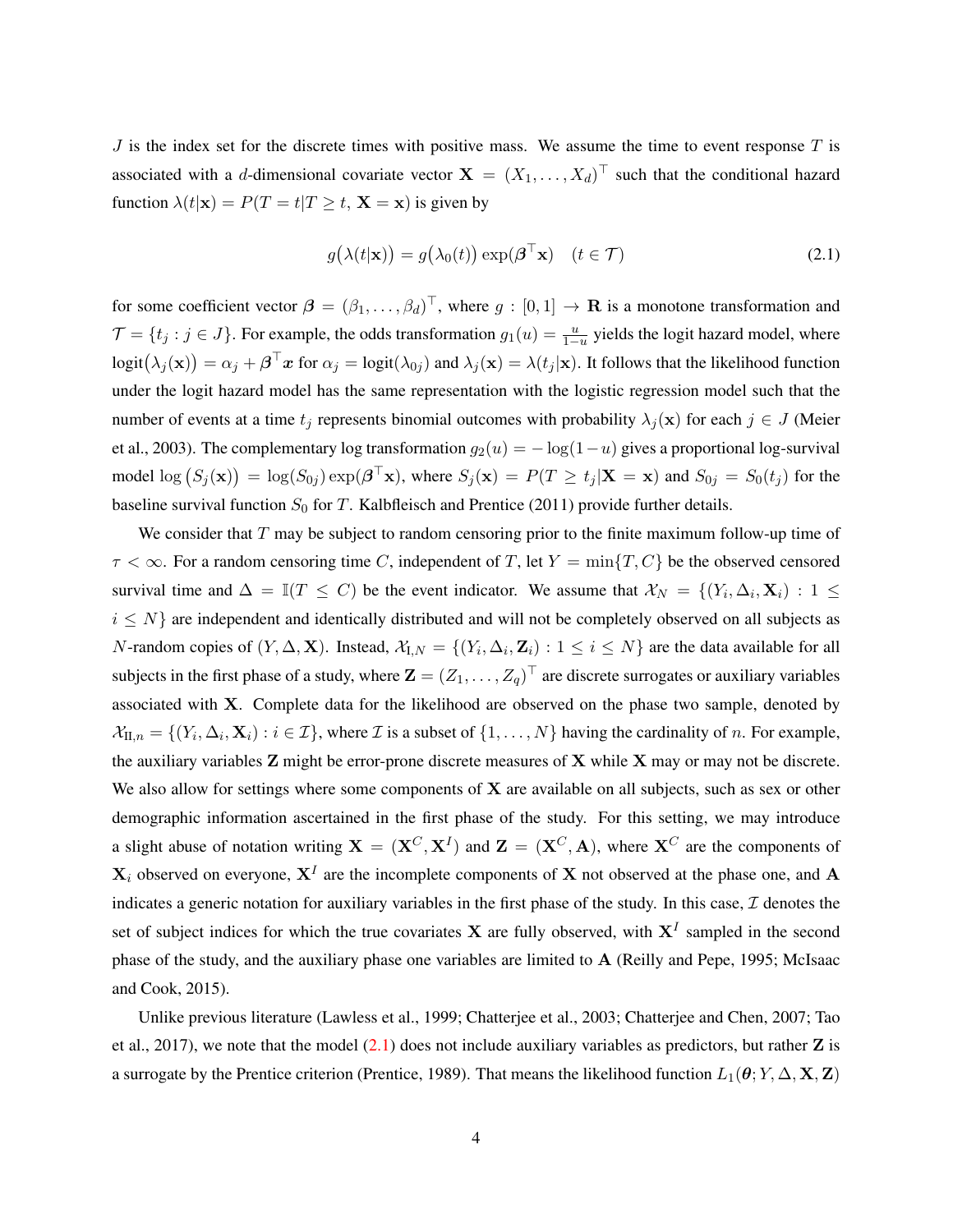$J$ is the index set for the discrete times with positive mass. We assume the time to event response $T$ is associated with a $d$-dimensional covariate vector $\mathbf{X} = (X_1, \ldots, X_d)^\top$ such that the conditional hazard function $\lambda(t|\mathbf{x}) = P(T = t|T \geq t, \mathbf{X} = \mathbf{x})$ is given by

$$g\big(\lambda(t|\mathbf{x})\big) = g\big(\lambda_0(t)\big) \exp(\boldsymbol{\beta}^\top \mathbf{x}) \quad (t \in \mathcal{T}) \tag{2.1}$$

for some coefficient vector $\boldsymbol{\beta} = (\beta_1, \ldots, \beta_d)^\top$, where $g : [0, 1] \to \mathbf{R}$ is a monotone transformation and $\mathcal{T} = \{t_j : j \in J\}$. For example, the odds transformation $g_1(u) = \frac{u}{1-u}$ yields the logit hazard model, where $\text{logit}\big(\lambda_j(\mathbf{x})\big) = \alpha_j + \boldsymbol{\beta}^\top \boldsymbol{x}$ for $\alpha_j = \text{logit}(\lambda_{0j})$ and $\lambda_j(\mathbf{x}) = \lambda(t_j|\mathbf{x})$. It follows that the likelihood function under the logit hazard model has the same representation with the logistic regression model such that the number of events at a time $t_j$ represents binomial outcomes with probability $\lambda_j(\mathbf{x})$ for each $j \in J$ (Meier et al., 2003). The complementary log transformation $g_2(u) = -\log(1-u)$ gives a proportional log-survival model $\log\big(S_j(\mathbf{x})\big) = \log(S_{0j}) \exp(\boldsymbol{\beta}^\top \mathbf{x})$, where $S_j(\mathbf{x}) = P(T \geq t_j|\mathbf{X} = \mathbf{x})$ and $S_{0j} = S_0(t_j)$ for the baseline survival function $S_0$ for $T$. Kalbfleisch and Prentice (2011) provide further details.

We consider that $T$ may be subject to random censoring prior to the finite maximum follow-up time of $\tau < \infty$. For a random censoring time $C$, independent of $T$, let $Y = \min\{T, C\}$ be the observed censored survival time and $\Delta = \mathbb{I}(T \leq C)$ be the event indicator. We assume that $\mathcal{X}_N = \{(Y_i, \Delta_i, \mathbf{X}_i) : 1 \leq i \leq N\}$ are independent and identically distributed and will not be completely observed on all subjects as $N$-random copies of $(Y, \Delta, \mathbf{X})$. Instead, $\mathcal{X}_{\text{I},N} = \{(Y_i, \Delta_i, \mathbf{Z}_i) : 1 \leq i \leq N\}$ are the data available for all subjects in the first phase of a study, where $\mathbf{Z} = (Z_1, \ldots, Z_q)^\top$ are discrete surrogates or auxiliary variables associated with $\mathbf{X}$. Complete data for the likelihood are observed on the phase two sample, denoted by $\mathcal{X}_{\text{II},n} = \{(Y_i, \Delta_i, \mathbf{X}_i) : i \in \mathcal{I}\}$, where $\mathcal{I}$ is a subset of $\{1, \ldots, N\}$ having the cardinality of $n$. For example, the auxiliary variables $\mathbf{Z}$ might be error-prone discrete measures of $\mathbf{X}$ while $\mathbf{X}$ may or may not be discrete. We also allow for settings where some components of $\mathbf{X}$ are available on all subjects, such as sex or other demographic information ascertained in the first phase of the study. For this setting, we may introduce a slight abuse of notation writing $\mathbf{X} = (\mathbf{X}^C, \mathbf{X}^I)$ and $\mathbf{Z} = (\mathbf{X}^C, \mathbf{A})$, where $\mathbf{X}^C$ are the components of $\mathbf{X}_i$ observed on everyone, $\mathbf{X}^I$ are the incomplete components of $\mathbf{X}$ not observed at the phase one, and $\mathbf{A}$ indicates a generic notation for auxiliary variables in the first phase of the study. In this case, $\mathcal{I}$ denotes the set of subject indices for which the true covariates $\mathbf{X}$ are fully observed, with $\mathbf{X}^I$ sampled in the second phase of the study, and the auxiliary phase one variables are limited to $\mathbf{A}$ (Reilly and Pepe, 1995; McIsaac and Cook, 2015).

Unlike previous literature (Lawless et al., 1999; Chatterjee et al., 2003; Chatterjee and Chen, 2007; Tao et al., 2017), we note that the model (2.1) does not include auxiliary variables as predictors, but rather $\mathbf{Z}$ is a surrogate by the Prentice criterion (Prentice, 1989). That means the likelihood function $L_1(\boldsymbol{\theta}; Y, \Delta, \mathbf{X}, \mathbf{Z})$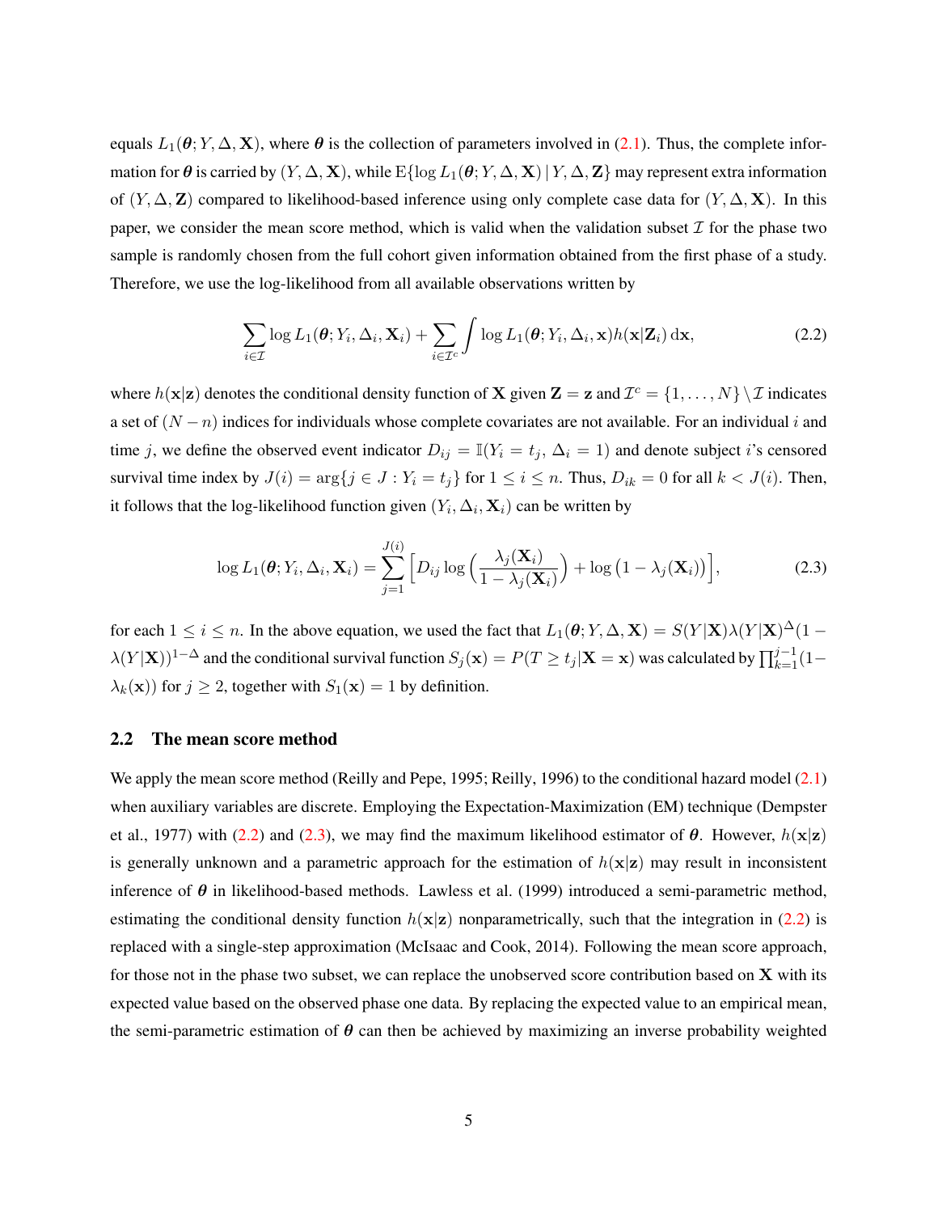equals $L_1(\boldsymbol{\theta}; Y, \Delta, \mathbf{X})$, where $\boldsymbol{\theta}$ is the collection of parameters involved in (2.1). Thus, the complete information for $\boldsymbol{\theta}$ is carried by $(Y, \Delta, \mathbf{X})$, while $\mathrm{E}\{\log L_1(\boldsymbol{\theta}; Y, \Delta, \mathbf{X}) \mid Y, \Delta, \mathbf{Z}\}$ may represent extra information of $(Y, \Delta, \mathbf{Z})$ compared to likelihood-based inference using only complete case data for $(Y, \Delta, \mathbf{X})$. In this paper, we consider the mean score method, which is valid when the validation subset $\mathcal{I}$ for the phase two sample is randomly chosen from the full cohort given information obtained from the first phase of a study. Therefore, we use the log-likelihood from all available observations written by

$$\sum_{i \in \mathcal{I}} \log L_1(\boldsymbol{\theta}; Y_i, \Delta_i, \mathbf{X}_i) + \sum_{i \in \mathcal{I}^c} \int \log L_1(\boldsymbol{\theta}; Y_i, \Delta_i, \mathbf{x}) h(\mathbf{x}|\mathbf{Z}_i) \, \mathrm{d}\mathbf{x}, \tag{2.2}$$

where $h(\mathbf{x}|\mathbf{z})$ denotes the conditional density function of $\mathbf{X}$ given $\mathbf{Z} = \mathbf{z}$ and $\mathcal{I}^c = \{1, \ldots, N\} \setminus \mathcal{I}$ indicates a set of $(N - n)$ indices for individuals whose complete covariates are not available. For an individual $i$ and time $j$, we define the observed event indicator $D_{ij} = \mathbb{I}(Y_i = t_j, \Delta_i = 1)$ and denote subject $i$'s censored survival time index by $J(i) = \arg\{j \in J : Y_i = t_j\}$ for $1 \le i \le n$. Thus, $D_{ik} = 0$ for all $k < J(i)$. Then, it follows that the log-likelihood function given $(Y_i, \Delta_i, \mathbf{X}_i)$ can be written by

$$\log L_1(\boldsymbol{\theta}; Y_i, \Delta_i, \mathbf{X}_i) = \sum_{j=1}^{J(i)} \Big[ D_{ij} \log \Big( \frac{\lambda_j(\mathbf{X}_i)}{1 - \lambda_j(\mathbf{X}_i)} \Big) + \log \big(1 - \lambda_j(\mathbf{X}_i)\big) \Big], \tag{2.3}$$

for each $1 \le i \le n$. In the above equation, we used the fact that $L_1(\boldsymbol{\theta}; Y, \Delta, \mathbf{X}) = S(Y|\mathbf{X})\lambda(Y|\mathbf{X})^{\Delta}(1 - \lambda(Y|\mathbf{X}))^{1-\Delta}$ and the conditional survival function $S_j(\mathbf{x}) = P(T \ge t_j | \mathbf{X} = \mathbf{x})$ was calculated by $\prod_{k=1}^{j-1}(1 - \lambda_k(\mathbf{x}))$ for $j \ge 2$, together with $S_1(\mathbf{x}) = 1$ by definition.

## 2.2 The mean score method

We apply the mean score method (Reilly and Pepe, 1995; Reilly, 1996) to the conditional hazard model (2.1) when auxiliary variables are discrete. Employing the Expectation-Maximization (EM) technique (Dempster et al., 1977) with (2.2) and (2.3), we may find the maximum likelihood estimator of $\boldsymbol{\theta}$. However, $h(\mathbf{x}|\mathbf{z})$ is generally unknown and a parametric approach for the estimation of $h(\mathbf{x}|\mathbf{z})$ may result in inconsistent inference of $\boldsymbol{\theta}$ in likelihood-based methods. Lawless et al. (1999) introduced a semi-parametric method, estimating the conditional density function $h(\mathbf{x}|\mathbf{z})$ nonparametrically, such that the integration in (2.2) is replaced with a single-step approximation (McIsaac and Cook, 2014). Following the mean score approach, for those not in the phase two subset, we can replace the unobserved score contribution based on $\mathbf{X}$ with its expected value based on the observed phase one data. By replacing the expected value to an empirical mean, the semi-parametric estimation of $\boldsymbol{\theta}$ can then be achieved by maximizing an inverse probability weighted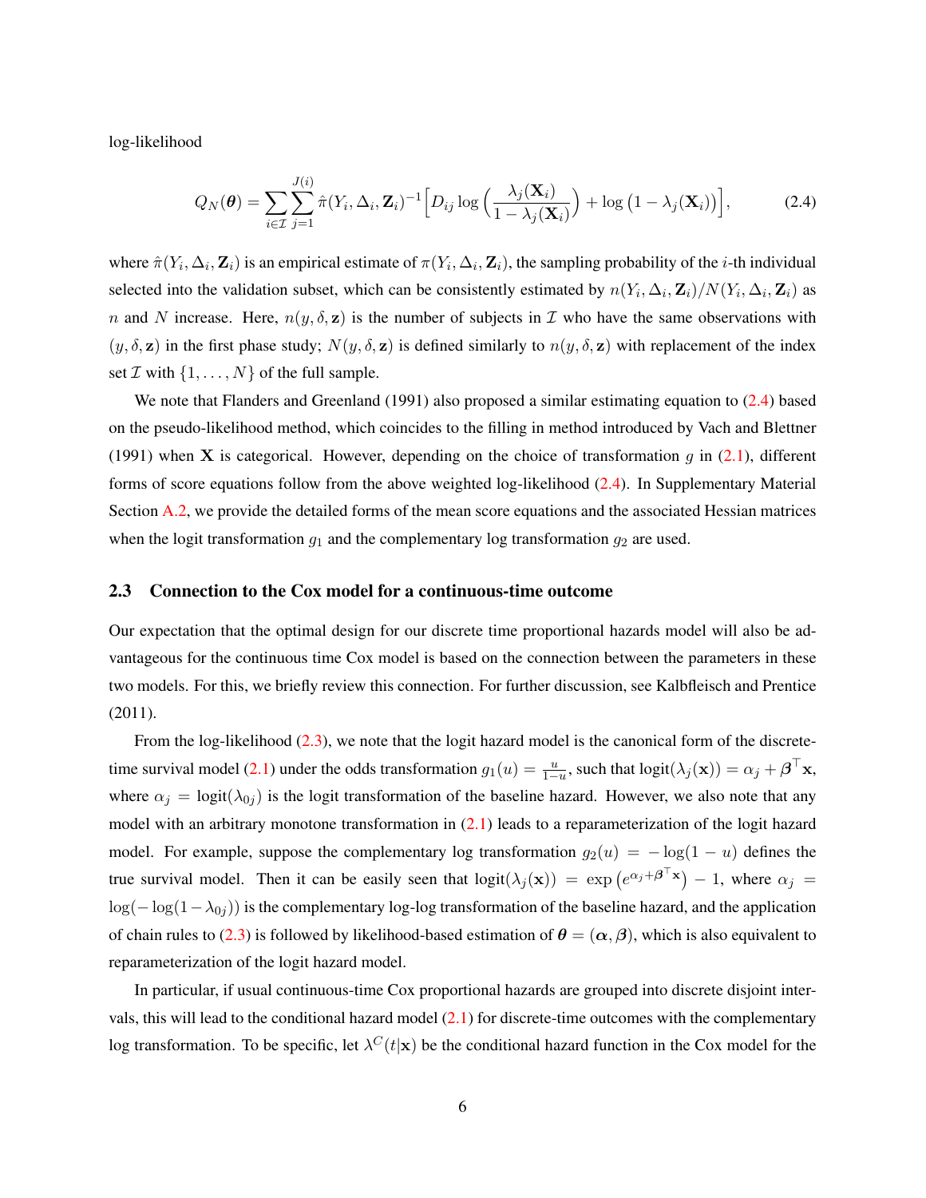log-likelihood

$$
Q_N(\boldsymbol{\theta}) = \sum_{i\in\mathcal{I}} \sum_{j=1}^{J(i)} \hat{\pi}(Y_i, \Delta_i, \mathbf{Z}_i)^{-1} \Big[ D_{ij} \log\Big( \frac{\lambda_j(\mathbf{X}_i)}{1-\lambda_j(\mathbf{X}_i)} \Big) + \log\big(1-\lambda_j(\mathbf{X}_i)\big) \Big], \tag{2.4}
$$

where $\hat{\pi}(Y_i, \Delta_i, \mathbf{Z}_i)$ is an empirical estimate of $\pi(Y_i, \Delta_i, \mathbf{Z}_i)$, the sampling probability of the $i$-th individual selected into the validation subset, which can be consistently estimated by $n(Y_i, \Delta_i, \mathbf{Z}_i)/N(Y_i, \Delta_i, \mathbf{Z}_i)$ as $n$ and $N$ increase. Here, $n(y, \delta, \mathbf{z})$ is the number of subjects in $\mathcal{I}$ who have the same observations with $(y, \delta, \mathbf{z})$ in the first phase study; $N(y, \delta, \mathbf{z})$ is defined similarly to $n(y, \delta, \mathbf{z})$ with replacement of the index set $\mathcal{I}$ with $\{1, \ldots, N\}$ of the full sample.

We note that Flanders and Greenland (1991) also proposed a similar estimating equation to (2.4) based on the pseudo-likelihood method, which coincides to the filling in method introduced by Vach and Blettner (1991) when $\mathbf{X}$ is categorical. However, depending on the choice of transformation $g$ in (2.1), different forms of score equations follow from the above weighted log-likelihood (2.4). In Supplementary Material Section A.2, we provide the detailed forms of the mean score equations and the associated Hessian matrices when the logit transformation $g_1$ and the complementary log transformation $g_2$ are used.

## 2.3 Connection to the Cox model for a continuous-time outcome

Our expectation that the optimal design for our discrete time proportional hazards model will also be advantageous for the continuous time Cox model is based on the connection between the parameters in these two models. For this, we briefly review this connection. For further discussion, see Kalbfleisch and Prentice (2011).

From the log-likelihood (2.3), we note that the logit hazard model is the canonical form of the discrete-time survival model (2.1) under the odds transformation $g_1(u) = \frac{u}{1-u}$, such that $\text{logit}(\lambda_j(\mathbf{x})) = \alpha_j + \boldsymbol{\beta}^\top \mathbf{x}$, where $\alpha_j = \text{logit}(\lambda_{0j})$ is the logit transformation of the baseline hazard. However, we also note that any model with an arbitrary monotone transformation in (2.1) leads to a reparameterization of the logit hazard model. For example, suppose the complementary log transformation $g_2(u) = -\log(1-u)$ defines the true survival model. Then it can be easily seen that $\text{logit}(\lambda_j(\mathbf{x})) = \exp\left(e^{\alpha_j + \boldsymbol{\beta}^\top \mathbf{x}}\right) - 1$, where $\alpha_j = \log(-\log(1-\lambda_{0j}))$ is the complementary log-log transformation of the baseline hazard, and the application of chain rules to (2.3) is followed by likelihood-based estimation of $\boldsymbol{\theta} = (\boldsymbol{\alpha}, \boldsymbol{\beta})$, which is also equivalent to reparameterization of the logit hazard model.

In particular, if usual continuous-time Cox proportional hazards are grouped into discrete disjoint intervals, this will lead to the conditional hazard model (2.1) for discrete-time outcomes with the complementary log transformation. To be specific, let $\lambda^C(t|\mathbf{x})$ be the conditional hazard function in the Cox model for the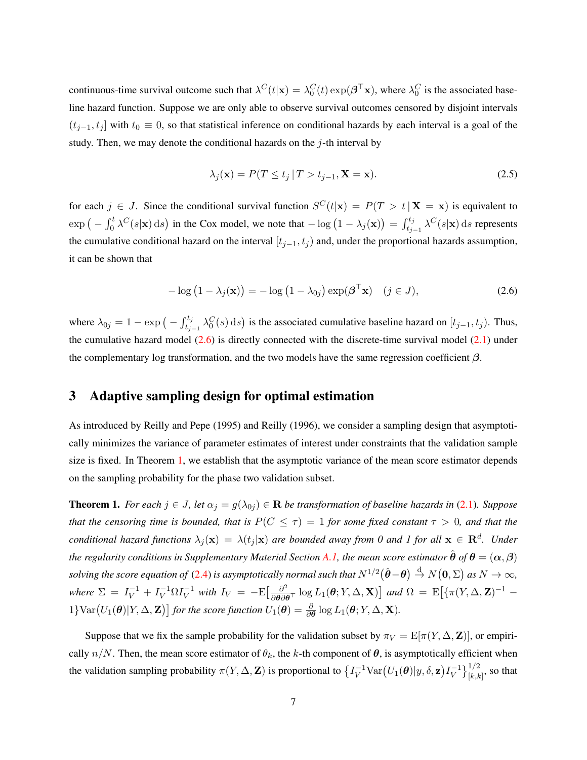continuous-time survival outcome such that $\lambda^C(t|\mathbf{x}) = \lambda_0^C(t)\exp(\boldsymbol{\beta}^\top\mathbf{x})$, where $\lambda_0^C$ is the associated baseline hazard function. Suppose we are only able to observe survival outcomes censored by disjoint intervals $(t_{j-1}, t_j]$ with $t_0 \equiv 0$, so that statistical inference on conditional hazards by each interval is a goal of the study. Then, we may denote the conditional hazards on the $j$-th interval by

$$\lambda_j(\mathbf{x}) = P(T \le t_j \,|\, T > t_{j-1}, \mathbf{X} = \mathbf{x}). \tag{2.5}$$

for each $j \in J$. Since the conditional survival function $S^C(t|\mathbf{x}) = P(T > t \,|\, \mathbf{X} = \mathbf{x})$ is equivalent to $\exp\big(-\int_0^t \lambda^C(s|\mathbf{x})\,\mathrm{d}s\big)$ in the Cox model, we note that $-\log\big(1 - \lambda_j(\mathbf{x})\big) = \int_{t_{j-1}}^{t_j} \lambda^C(s|\mathbf{x})\,\mathrm{d}s$ represents the cumulative conditional hazard on the interval $[t_{j-1}, t_j)$ and, under the proportional hazards assumption, it can be shown that

$$-\log\big(1 - \lambda_j(\mathbf{x})\big) = -\log\big(1 - \lambda_{0j}\big)\exp(\boldsymbol{\beta}^\top\mathbf{x}) \quad (j \in J), \tag{2.6}$$

where $\lambda_{0j} = 1 - \exp\big(-\int_{t_{j-1}}^{t_j} \lambda_0^C(s)\,\mathrm{d}s\big)$ is the associated cumulative baseline hazard on $[t_{j-1}, t_j)$. Thus, the cumulative hazard model (2.6) is directly connected with the discrete-time survival model (2.1) under the complementary log transformation, and the two models have the same regression coefficient $\boldsymbol{\beta}$.

# 3 Adaptive sampling design for optimal estimation

As introduced by Reilly and Pepe (1995) and Reilly (1996), we consider a sampling design that asymptotically minimizes the variance of parameter estimates of interest under constraints that the validation sample size is fixed. In Theorem 1, we establish that the asymptotic variance of the mean score estimator depends on the sampling probability for the phase two validation subset.

**Theorem 1.** *For each $j \in J$, let $\alpha_j = g(\lambda_{0j}) \in \mathbf{R}$ be transformation of baseline hazards in (2.1). Suppose that the censoring time is bounded, that is $P(C \le \tau) = 1$ for some fixed constant $\tau > 0$, and that the conditional hazard functions $\lambda_j(\mathbf{x}) = \lambda(t_j|\mathbf{x})$ are bounded away from 0 and 1 for all $\mathbf{x} \in \mathbf{R}^d$. Under the regularity conditions in Supplementary Material Section A.1, the mean score estimator $\hat{\boldsymbol{\theta}}$ of $\boldsymbol{\theta} = (\boldsymbol{\alpha}, \boldsymbol{\beta})$ solving the score equation of (2.4) is asymptotically normal such that $N^{1/2}\big(\hat{\boldsymbol{\theta}} - \boldsymbol{\theta}\big) \xrightarrow{\mathrm{d}} N\big(\mathbf{0}, \Sigma\big)$ as $N \to \infty$, where $\Sigma = I_V^{-1} + I_V^{-1}\Omega I_V^{-1}$ with $I_V = -\mathrm{E}\big[\frac{\partial^2}{\partial\boldsymbol{\theta}\partial\boldsymbol{\theta}^\top}\log L_1(\boldsymbol{\theta}; Y, \Delta, \mathbf{X})\big]$ and $\Omega = \mathrm{E}\big[\{\pi(Y, \Delta, \mathbf{Z})^{-1} - 1\}\mathrm{Var}\big(U_1(\boldsymbol{\theta})|Y, \Delta, \mathbf{Z}\big)\big]$ for the score function $U_1(\boldsymbol{\theta}) = \frac{\partial}{\partial\boldsymbol{\theta}}\log L_1(\boldsymbol{\theta}; Y, \Delta, \mathbf{X})$.*

Suppose that we fix the sample probability for the validation subset by $\pi_V = \mathrm{E}[\pi(Y, \Delta, \mathbf{Z})]$, or empirically $n/N$. Then, the mean score estimator of $\theta_k$, the $k$-th component of $\boldsymbol{\theta}$, is asymptotically efficient when the validation sampling probability $\pi(Y, \Delta, \mathbf{Z})$ is proportional to $\big\{I_V^{-1}\mathrm{Var}\big(U_1(\boldsymbol{\theta})|y, \delta, \mathbf{z}\big)I_V^{-1}\big\}_{[k,k]}^{1/2}$, so that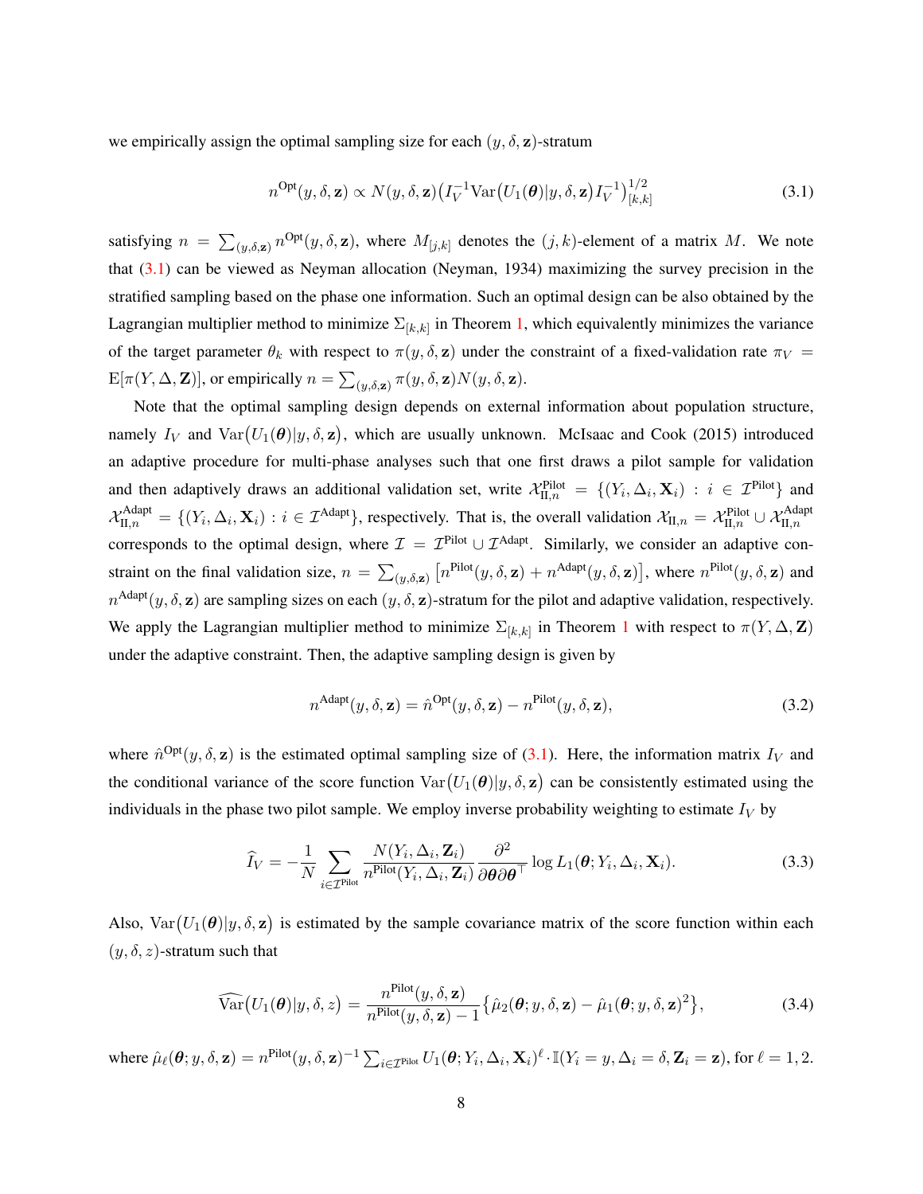we empirically assign the optimal sampling size for each $(y, \delta, \mathbf{z})$-stratum

$$
n^{\text{Opt}}(y, \delta, \mathbf{z}) \propto N(y, \delta, \mathbf{z}) \big( I_V^{-1} \text{Var}\big(U_1(\boldsymbol{\theta}) | y, \delta, \mathbf{z}\big) I_V^{-1} \big)^{1/2}_{[k,k]} \tag{3.1}
$$

satisfying $n = \sum_{(y,\delta,\mathbf{z})} n^{\text{Opt}}(y, \delta, \mathbf{z})$, where $M_{[j,k]}$ denotes the $(j, k)$-element of a matrix $M$. We note that (3.1) can be viewed as Neyman allocation (Neyman, 1934) maximizing the survey precision in the stratified sampling based on the phase one information. Such an optimal design can be also obtained by the Lagrangian multiplier method to minimize $\Sigma_{[k,k]}$ in Theorem 1, which equivalently minimizes the variance of the target parameter $\theta_k$ with respect to $\pi(y, \delta, \mathbf{z})$ under the constraint of a fixed-validation rate $\pi_V = \text{E}[\pi(Y, \Delta, \mathbf{Z})]$, or empirically $n = \sum_{(y,\delta,\mathbf{z})} \pi(y, \delta, \mathbf{z}) N(y, \delta, \mathbf{z})$.

Note that the optimal sampling design depends on external information about population structure, namely $I_V$ and $\text{Var}\big(U_1(\boldsymbol{\theta})|y, \delta, \mathbf{z}\big)$, which are usually unknown. McIsaac and Cook (2015) introduced an adaptive procedure for multi-phase analyses such that one first draws a pilot sample for validation and then adaptively draws an additional validation set, write $\mathcal{X}_{\text{II},n}^{\text{Pilot}} = \{(Y_i, \Delta_i, \mathbf{X}_i) : i \in \mathcal{I}^{\text{Pilot}}\}$ and $\mathcal{X}_{\text{II},n}^{\text{Adapt}} = \{(Y_i, \Delta_i, \mathbf{X}_i) : i \in \mathcal{I}^{\text{Adapt}}\}$, respectively. That is, the overall validation $\mathcal{X}_{\text{II},n} = \mathcal{X}_{\text{II},n}^{\text{Pilot}} \cup \mathcal{X}_{\text{II},n}^{\text{Adapt}}$ corresponds to the optimal design, where $\mathcal{I} = \mathcal{I}^{\text{Pilot}} \cup \mathcal{I}^{\text{Adapt}}$. Similarly, we consider an adaptive constraint on the final validation size, $n = \sum_{(y,\delta,\mathbf{z})} \big[n^{\text{Pilot}}(y, \delta, \mathbf{z}) + n^{\text{Adapt}}(y, \delta, \mathbf{z})\big]$, where $n^{\text{Pilot}}(y, \delta, \mathbf{z})$ and $n^{\text{Adapt}}(y, \delta, \mathbf{z})$ are sampling sizes on each $(y, \delta, \mathbf{z})$-stratum for the pilot and adaptive validation, respectively. We apply the Lagrangian multiplier method to minimize $\Sigma_{[k,k]}$ in Theorem 1 with respect to $\pi(Y, \Delta, \mathbf{Z})$ under the adaptive constraint. Then, the adaptive sampling design is given by

$$
n^{\text{Adapt}}(y, \delta, \mathbf{z}) = \hat{n}^{\text{Opt}}(y, \delta, \mathbf{z}) - n^{\text{Pilot}}(y, \delta, \mathbf{z}), \tag{3.2}
$$

where $\hat{n}^{\text{Opt}}(y, \delta, \mathbf{z})$ is the estimated optimal sampling size of (3.1). Here, the information matrix $I_V$ and the conditional variance of the score function $\text{Var}\big(U_1(\boldsymbol{\theta})|y, \delta, \mathbf{z}\big)$ can be consistently estimated using the individuals in the phase two pilot sample. We employ inverse probability weighting to estimate $I_V$ by

$$
\widehat{I}_V = -\frac{1}{N} \sum_{i \in \mathcal{I}^{\text{Pilot}}} \frac{N(Y_i, \Delta_i, \mathbf{Z}_i)}{n^{\text{Pilot}}(Y_i, \Delta_i, \mathbf{Z}_i)} \frac{\partial^2}{\partial \boldsymbol{\theta} \partial \boldsymbol{\theta}^\top} \log L_1(\boldsymbol{\theta}; Y_i, \Delta_i, \mathbf{X}_i). \tag{3.3}
$$

Also, $\text{Var}\big(U_1(\boldsymbol{\theta})|y, \delta, \mathbf{z}\big)$ is estimated by the sample covariance matrix of the score function within each $(y, \delta, z)$-stratum such that

$$
\widehat{\text{Var}}\big(U_1(\boldsymbol{\theta})|y, \delta, z\big) = \frac{n^{\text{Pilot}}(y, \delta, \mathbf{z})}{n^{\text{Pilot}}(y, \delta, \mathbf{z}) - 1} \big\{ \hat{\mu}_2(\boldsymbol{\theta}; y, \delta, \mathbf{z}) - \hat{\mu}_1(\boldsymbol{\theta}; y, \delta, \mathbf{z})^2 \big\}, \tag{3.4}
$$

where $\hat{\mu}_\ell(\boldsymbol{\theta}; y, \delta, \mathbf{z}) = n^{\text{Pilot}}(y, \delta, \mathbf{z})^{-1} \sum_{i \in \mathcal{I}^{\text{Pilot}}} U_1(\boldsymbol{\theta}; Y_i, \Delta_i, \mathbf{X}_i)^\ell \cdot \mathbb{I}(Y_i = y, \Delta_i = \delta, \mathbf{Z}_i = \mathbf{z})$, for $\ell = 1, 2$.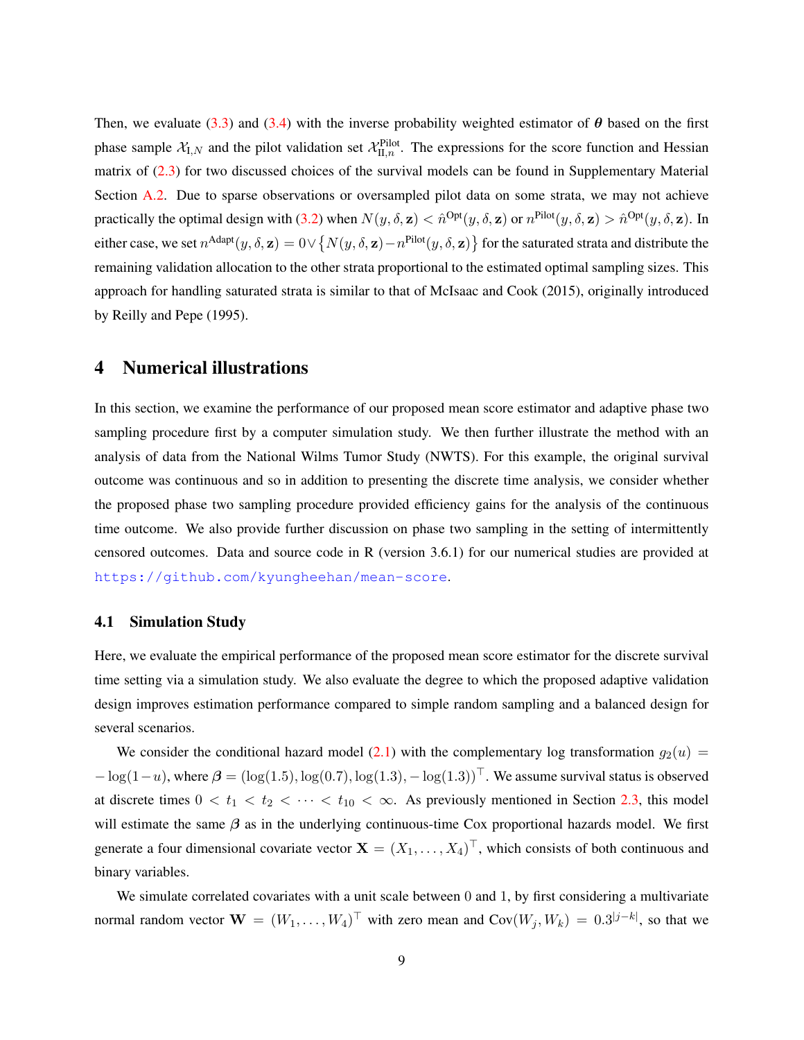Then, we evaluate (3.3) and (3.4) with the inverse probability weighted estimator of $\boldsymbol{\theta}$ based on the first phase sample $\mathcal{X}_{\text{I},N}$ and the pilot validation set $\mathcal{X}_{\text{II},n}^{\text{Pilot}}$. The expressions for the score function and Hessian matrix of (2.3) for two discussed choices of the survival models can be found in Supplementary Material Section A.2. Due to sparse observations or oversampled pilot data on some strata, we may not achieve practically the optimal design with (3.2) when $N(y, \delta, \mathbf{z}) < \hat{n}^{\text{Opt}}(y, \delta, \mathbf{z})$ or $n^{\text{Pilot}}(y, \delta, \mathbf{z}) > \hat{n}^{\text{Opt}}(y, \delta, \mathbf{z})$. In either case, we set $n^{\text{Adapt}}(y, \delta, \mathbf{z}) = 0 \vee \{N(y, \delta, \mathbf{z}) - n^{\text{Pilot}}(y, \delta, \mathbf{z})\}$ for the saturated strata and distribute the remaining validation allocation to the other strata proportional to the estimated optimal sampling sizes. This approach for handling saturated strata is similar to that of McIsaac and Cook (2015), originally introduced by Reilly and Pepe (1995).

# 4 Numerical illustrations

In this section, we examine the performance of our proposed mean score estimator and adaptive phase two sampling procedure first by a computer simulation study. We then further illustrate the method with an analysis of data from the National Wilms Tumor Study (NWTS). For this example, the original survival outcome was continuous and so in addition to presenting the discrete time analysis, we consider whether the proposed phase two sampling procedure provided efficiency gains for the analysis of the continuous time outcome. We also provide further discussion on phase two sampling in the setting of intermittently censored outcomes. Data and source code in R (version 3.6.1) for our numerical studies are provided at https://github.com/kyungheehan/mean-score.

## 4.1 Simulation Study

Here, we evaluate the empirical performance of the proposed mean score estimator for the discrete survival time setting via a simulation study. We also evaluate the degree to which the proposed adaptive validation design improves estimation performance compared to simple random sampling and a balanced design for several scenarios.

We consider the conditional hazard model (2.1) with the complementary log transformation $g_2(u) = -\log(1-u)$, where $\boldsymbol{\beta} = (\log(1.5), \log(0.7), \log(1.3), -\log(1.3))^\top$. We assume survival status is observed at discrete times $0 < t_1 < t_2 < \cdots < t_{10} < \infty$. As previously mentioned in Section 2.3, this model will estimate the same $\boldsymbol{\beta}$ as in the underlying continuous-time Cox proportional hazards model. We first generate a four dimensional covariate vector $\mathbf{X} = (X_1, \ldots, X_4)^\top$, which consists of both continuous and binary variables.

We simulate correlated covariates with a unit scale between 0 and 1, by first considering a multivariate normal random vector $\mathbf{W} = (W_1, \ldots, W_4)^\top$ with zero mean and $\text{Cov}(W_j, W_k) = 0.3^{|j-k|}$, so that we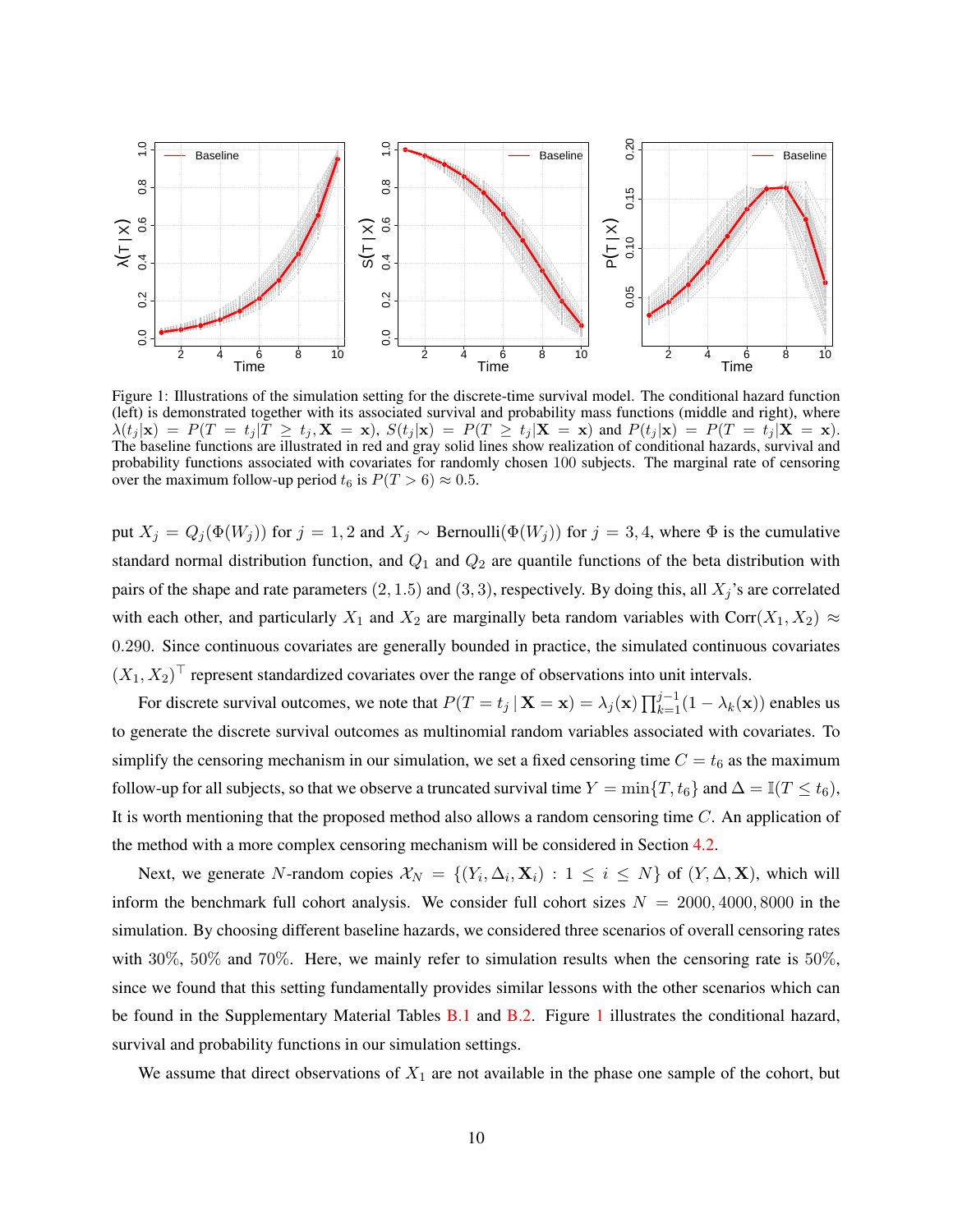Figure 1: Illustrations of the simulation setting for the discrete-time survival model. The conditional hazard function (left) is demonstrated together with its associated survival and probability mass functions (middle and right), where $\lambda(t_j|\mathbf{x}) = P(T = t_j | T \geq t_j, \mathbf{X} = \mathbf{x})$, $S(t_j|\mathbf{x}) = P(T \geq t_j|\mathbf{X} = \mathbf{x})$ and $P(t_j|\mathbf{x}) = P(T = t_j|\mathbf{X} = \mathbf{x})$. The baseline functions are illustrated in red and gray solid lines show realization of conditional hazards, survival and probability functions associated with covariates for randomly chosen 100 subjects. The marginal rate of censoring over the maximum follow-up period $t_6$ is $P(T > 6) \approx 0.5$.

put $X_j = Q_j(\Phi(W_j))$ for $j = 1, 2$ and $X_j \sim \text{Bernoulli}(\Phi(W_j))$ for $j = 3, 4$, where $\Phi$ is the cumulative standard normal distribution function, and $Q_1$ and $Q_2$ are quantile functions of the beta distribution with pairs of the shape and rate parameters $(2, 1.5)$ and $(3, 3)$, respectively. By doing this, all $X_j$'s are correlated with each other, and particularly $X_1$ and $X_2$ are marginally beta random variables with $\text{Corr}(X_1, X_2) \approx 0.290$. Since continuous covariates are generally bounded in practice, the simulated continuous covariates $(X_1, X_2)^\top$ represent standardized covariates over the range of observations into unit intervals.

For discrete survival outcomes, we note that $P(T = t_j \mid \mathbf{X} = \mathbf{x}) = \lambda_j(\mathbf{x}) \prod_{k=1}^{j-1}(1 - \lambda_k(\mathbf{x}))$ enables us to generate the discrete survival outcomes as multinomial random variables associated with covariates. To simplify the censoring mechanism in our simulation, we set a fixed censoring time $C = t_6$ as the maximum follow-up for all subjects, so that we observe a truncated survival time $Y = \min\{T, t_6\}$ and $\Delta = \mathbb{I}(T \leq t_6)$, It is worth mentioning that the proposed method also allows a random censoring time $C$. An application of the method with a more complex censoring mechanism will be considered in Section 4.2.

Next, we generate $N$-random copies $\mathcal{X}_N = \{(Y_i, \Delta_i, \mathbf{X}_i) : 1 \leq i \leq N\}$ of $(Y, \Delta, \mathbf{X})$, which will inform the benchmark full cohort analysis. We consider full cohort sizes $N = 2000, 4000, 8000$ in the simulation. By choosing different baseline hazards, we considered three scenarios of overall censoring rates with 30%, 50% and 70%. Here, we mainly refer to simulation results when the censoring rate is 50%, since we found that this setting fundamentally provides similar lessons with the other scenarios which can be found in the Supplementary Material Tables B.1 and B.2. Figure 1 illustrates the conditional hazard, survival and probability functions in our simulation settings.

We assume that direct observations of $X_1$ are not available in the phase one sample of the cohort, but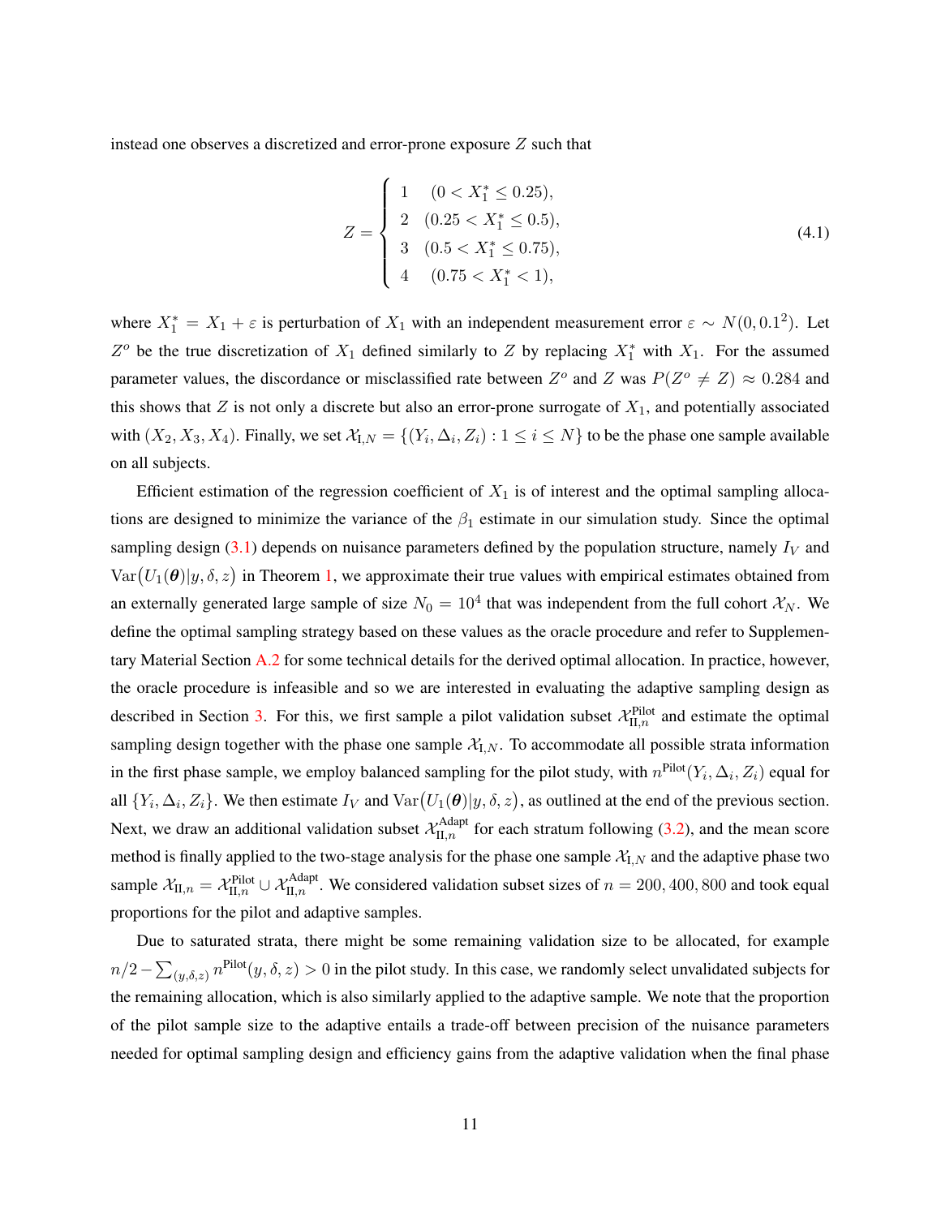instead one observes a discretized and error-prone exposure $Z$ such that

$$
Z = \begin{cases} 1 & (0 < X_1^* \leq 0.25), \\ 2 & (0.25 < X_1^* \leq 0.5), \\ 3 & (0.5 < X_1^* \leq 0.75), \\ 4 & (0.75 < X_1^* < 1), \end{cases} \tag{4.1}
$$

where $X_1^* = X_1 + \varepsilon$ is perturbation of $X_1$ with an independent measurement error $\varepsilon \sim N(0, 0.1^2)$. Let $Z^o$ be the true discretization of $X_1$ defined similarly to $Z$ by replacing $X_1^*$ with $X_1$. For the assumed parameter values, the discordance or misclassified rate between $Z^o$ and $Z$ was $P(Z^o \neq Z) \approx 0.284$ and this shows that $Z$ is not only a discrete but also an error-prone surrogate of $X_1$, and potentially associated with $(X_2, X_3, X_4)$. Finally, we set $\mathcal{X}_{\text{I},N} = \{(Y_i, \Delta_i, Z_i) : 1 \leq i \leq N\}$ to be the phase one sample available on all subjects.

Efficient estimation of the regression coefficient of $X_1$ is of interest and the optimal sampling allocations are designed to minimize the variance of the $\beta_1$ estimate in our simulation study. Since the optimal sampling design (3.1) depends on nuisance parameters defined by the population structure, namely $I_V$ and $\text{Var}\big(U_1(\boldsymbol{\theta})|y, \delta, z\big)$ in Theorem 1, we approximate their true values with empirical estimates obtained from an externally generated large sample of size $N_0 = 10^4$ that was independent from the full cohort $\mathcal{X}_N$. We define the optimal sampling strategy based on these values as the oracle procedure and refer to Supplementary Material Section A.2 for some technical details for the derived optimal allocation. In practice, however, the oracle procedure is infeasible and so we are interested in evaluating the adaptive sampling design as described in Section 3. For this, we first sample a pilot validation subset $\mathcal{X}_{\text{II},n}^{\text{Pilot}}$ and estimate the optimal sampling design together with the phase one sample $\mathcal{X}_{\text{I},N}$. To accommodate all possible strata information in the first phase sample, we employ balanced sampling for the pilot study, with $n^{\text{Pilot}}(Y_i, \Delta_i, Z_i)$ equal for all $\{Y_i, \Delta_i, Z_i\}$. We then estimate $I_V$ and $\text{Var}\big(U_1(\boldsymbol{\theta})|y, \delta, z\big)$, as outlined at the end of the previous section. Next, we draw an additional validation subset $\mathcal{X}_{\text{II},n}^{\text{Adapt}}$ for each stratum following (3.2), and the mean score method is finally applied to the two-stage analysis for the phase one sample $\mathcal{X}_{\text{I},N}$ and the adaptive phase two sample $\mathcal{X}_{\text{II},n} = \mathcal{X}_{\text{II},n}^{\text{Pilot}} \cup \mathcal{X}_{\text{II},n}^{\text{Adapt}}$. We considered validation subset sizes of $n = 200, 400, 800$ and took equal proportions for the pilot and adaptive samples.

Due to saturated strata, there might be some remaining validation size to be allocated, for example $n/2 - \sum_{(y,\delta,z)} n^{\text{Pilot}}(y, \delta, z) > 0$ in the pilot study. In this case, we randomly select unvalidated subjects for the remaining allocation, which is also similarly applied to the adaptive sample. We note that the proportion of the pilot sample size to the adaptive entails a trade-off between precision of the nuisance parameters needed for optimal sampling design and efficiency gains from the adaptive validation when the final phase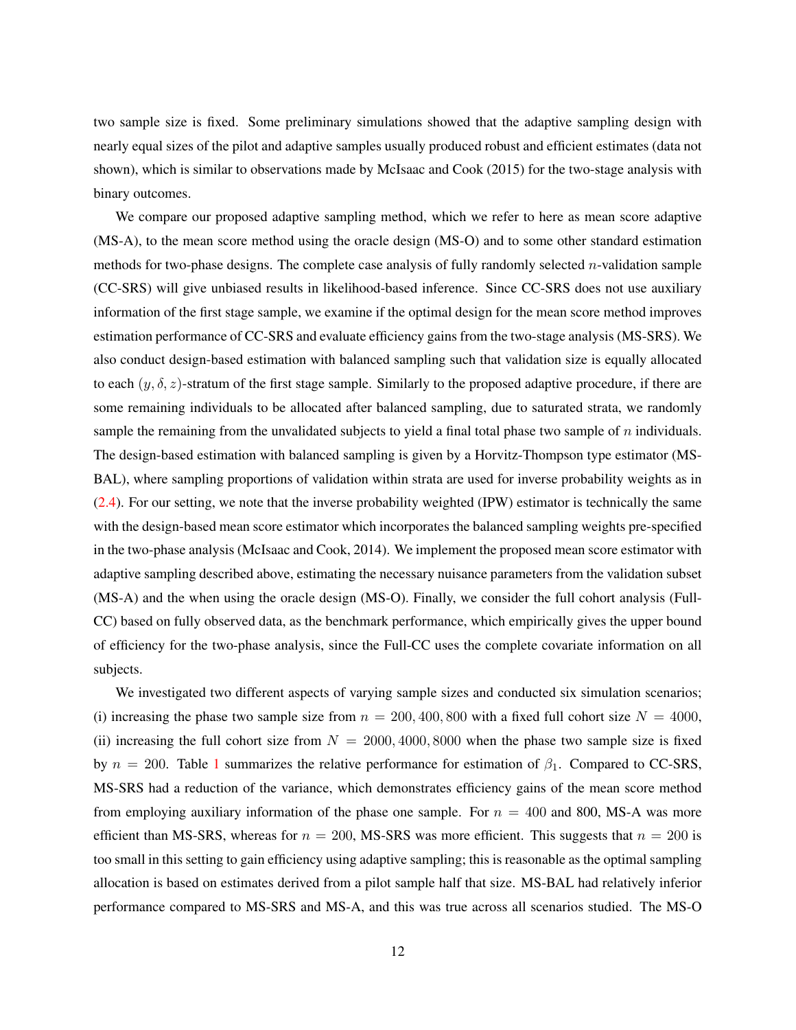two sample size is fixed. Some preliminary simulations showed that the adaptive sampling design with nearly equal sizes of the pilot and adaptive samples usually produced robust and efficient estimates (data not shown), which is similar to observations made by McIsaac and Cook (2015) for the two-stage analysis with binary outcomes.

We compare our proposed adaptive sampling method, which we refer to here as mean score adaptive (MS-A), to the mean score method using the oracle design (MS-O) and to some other standard estimation methods for two-phase designs. The complete case analysis of fully randomly selected $n$-validation sample (CC-SRS) will give unbiased results in likelihood-based inference. Since CC-SRS does not use auxiliary information of the first stage sample, we examine if the optimal design for the mean score method improves estimation performance of CC-SRS and evaluate efficiency gains from the two-stage analysis (MS-SRS). We also conduct design-based estimation with balanced sampling such that validation size is equally allocated to each $(y, \delta, z)$-stratum of the first stage sample. Similarly to the proposed adaptive procedure, if there are some remaining individuals to be allocated after balanced sampling, due to saturated strata, we randomly sample the remaining from the unvalidated subjects to yield a final total phase two sample of $n$ individuals. The design-based estimation with balanced sampling is given by a Horvitz-Thompson type estimator (MS-BAL), where sampling proportions of validation within strata are used for inverse probability weights as in (2.4). For our setting, we note that the inverse probability weighted (IPW) estimator is technically the same with the design-based mean score estimator which incorporates the balanced sampling weights pre-specified in the two-phase analysis (McIsaac and Cook, 2014). We implement the proposed mean score estimator with adaptive sampling described above, estimating the necessary nuisance parameters from the validation subset (MS-A) and the when using the oracle design (MS-O). Finally, we consider the full cohort analysis (Full-CC) based on fully observed data, as the benchmark performance, which empirically gives the upper bound of efficiency for the two-phase analysis, since the Full-CC uses the complete covariate information on all subjects.

We investigated two different aspects of varying sample sizes and conducted six simulation scenarios; (i) increasing the phase two sample size from $n = 200, 400, 800$ with a fixed full cohort size $N = 4000$, (ii) increasing the full cohort size from $N = 2000, 4000, 8000$ when the phase two sample size is fixed by $n = 200$. Table 1 summarizes the relative performance for estimation of $\beta_1$. Compared to CC-SRS, MS-SRS had a reduction of the variance, which demonstrates efficiency gains of the mean score method from employing auxiliary information of the phase one sample. For $n = 400$ and 800, MS-A was more efficient than MS-SRS, whereas for $n = 200$, MS-SRS was more efficient. This suggests that $n = 200$ is too small in this setting to gain efficiency using adaptive sampling; this is reasonable as the optimal sampling allocation is based on estimates derived from a pilot sample half that size. MS-BAL had relatively inferior performance compared to MS-SRS and MS-A, and this was true across all scenarios studied. The MS-O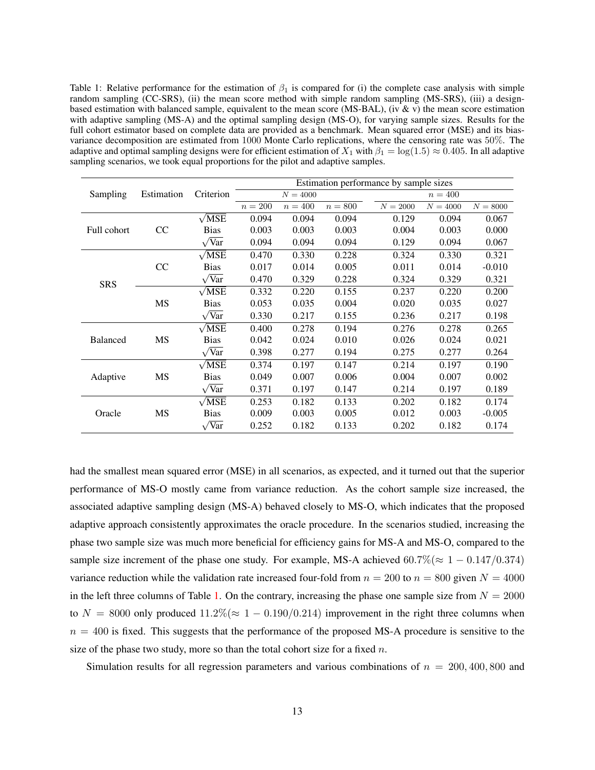Table 1: Relative performance for the estimation of $\beta_1$ is compared for (i) the complete case analysis with simple random sampling (CC-SRS), (ii) the mean score method with simple random sampling (MS-SRS), (iii) a design-based estimation with balanced sample, equivalent to the mean score (MS-BAL), (iv & v) the mean score estimation with adaptive sampling (MS-A) and the optimal sampling design (MS-O), for varying sample sizes. Results for the full cohort estimator based on complete data are provided as a benchmark. Mean squared error (MSE) and its bias-variance decomposition are estimated from 1000 Monte Carlo replications, where the censoring rate was 50%. The adaptive and optimal sampling designs were for efficient estimation of $X_1$ with $\beta_1 = \log(1.5) \approx 0.405$. In all adaptive sampling scenarios, we took equal proportions for the pilot and adaptive samples.

| Sampling | Estimation | Criterion | Estimation performance by sample sizes | | | | | |
|---|---|---|---|---|---|---|---|---|
| | | | $N = 4000$ | | | $n = 400$ | | |
| | | | $n = 200$ | $n = 400$ | $n = 800$ | $N = 2000$ | $N = 4000$ | $N = 8000$ |
| Full cohort | CC | $\sqrt{\text{MSE}}$ | 0.094 | 0.094 | 0.094 | 0.129 | 0.094 | 0.067 |
| | | Bias | 0.003 | 0.003 | 0.003 | 0.004 | 0.003 | 0.000 |
| | | $\sqrt{\text{Var}}$ | 0.094 | 0.094 | 0.094 | 0.129 | 0.094 | 0.067 |
| SRS | CC | $\sqrt{\text{MSE}}$ | 0.470 | 0.330 | 0.228 | 0.324 | 0.330 | 0.321 |
| | | Bias | 0.017 | 0.014 | 0.005 | 0.011 | 0.014 | -0.010 |
| | | $\sqrt{\text{Var}}$ | 0.470 | 0.329 | 0.228 | 0.324 | 0.329 | 0.321 |
| | MS | $\sqrt{\text{MSE}}$ | 0.332 | 0.220 | 0.155 | 0.237 | 0.220 | 0.200 |
| | | Bias | 0.053 | 0.035 | 0.004 | 0.020 | 0.035 | 0.027 |
| | | $\sqrt{\text{Var}}$ | 0.330 | 0.217 | 0.155 | 0.236 | 0.217 | 0.198 |
| Balanced | MS | $\sqrt{\text{MSE}}$ | 0.400 | 0.278 | 0.194 | 0.276 | 0.278 | 0.265 |
| | | Bias | 0.042 | 0.024 | 0.010 | 0.026 | 0.024 | 0.021 |
| | | $\sqrt{\text{Var}}$ | 0.398 | 0.277 | 0.194 | 0.275 | 0.277 | 0.264 |
| Adaptive | MS | $\sqrt{\text{MSE}}$ | 0.374 | 0.197 | 0.147 | 0.214 | 0.197 | 0.190 |
| | | Bias | 0.049 | 0.007 | 0.006 | 0.004 | 0.007 | 0.002 |
| | | $\sqrt{\text{Var}}$ | 0.371 | 0.197 | 0.147 | 0.214 | 0.197 | 0.189 |
| Oracle | MS | $\sqrt{\text{MSE}}$ | 0.253 | 0.182 | 0.133 | 0.202 | 0.182 | 0.174 |
| | | Bias | 0.009 | 0.003 | 0.005 | 0.012 | 0.003 | -0.005 |
| | | $\sqrt{\text{Var}}$ | 0.252 | 0.182 | 0.133 | 0.202 | 0.182 | 0.174 |

had the smallest mean squared error (MSE) in all scenarios, as expected, and it turned out that the superior performance of MS-O mostly came from variance reduction. As the cohort sample size increased, the associated adaptive sampling design (MS-A) behaved closely to MS-O, which indicates that the proposed adaptive approach consistently approximates the oracle procedure. In the scenarios studied, increasing the phase two sample size was much more beneficial for efficiency gains for MS-A and MS-O, compared to the sample size increment of the phase one study. For example, MS-A achieved $60.7\%(\approx 1 - 0.147/0.374)$ variance reduction while the validation rate increased four-fold from $n = 200$ to $n = 800$ given $N = 4000$ in the left three columns of Table 1. On the contrary, increasing the phase one sample size from $N = 2000$ to $N = 8000$ only produced $11.2\%(\approx 1 - 0.190/0.214)$ improvement in the right three columns when $n = 400$ is fixed. This suggests that the performance of the proposed MS-A procedure is sensitive to the size of the phase two study, more so than the total cohort size for a fixed $n$.

Simulation results for all regression parameters and various combinations of $n = 200, 400, 800$ and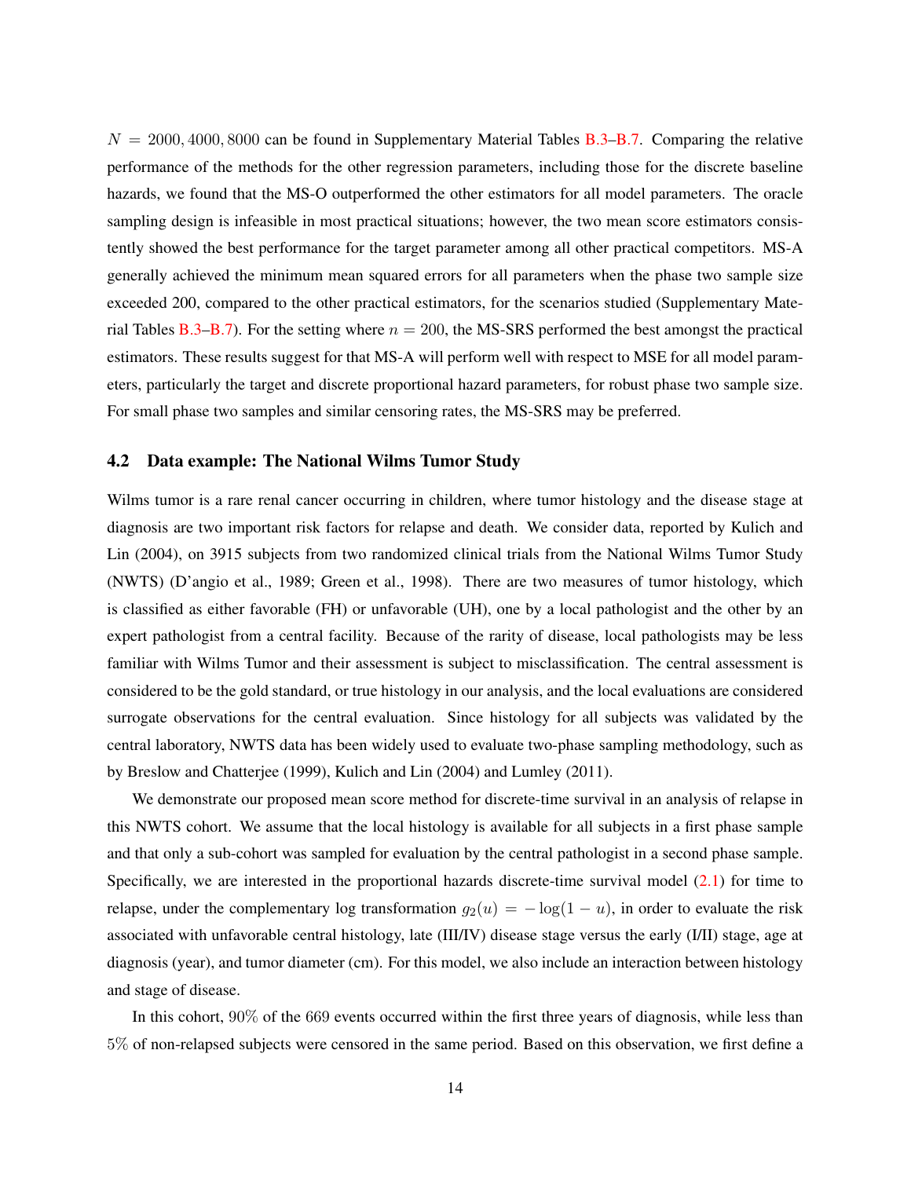$N = 2000, 4000, 8000$ can be found in Supplementary Material Tables B.3–B.7. Comparing the relative performance of the methods for the other regression parameters, including those for the discrete baseline hazards, we found that the MS-O outperformed the other estimators for all model parameters. The oracle sampling design is infeasible in most practical situations; however, the two mean score estimators consistently showed the best performance for the target parameter among all other practical competitors. MS-A generally achieved the minimum mean squared errors for all parameters when the phase two sample size exceeded 200, compared to the other practical estimators, for the scenarios studied (Supplementary Material Tables B.3–B.7). For the setting where $n = 200$, the MS-SRS performed the best amongst the practical estimators. These results suggest for that MS-A will perform well with respect to MSE for all model parameters, particularly the target and discrete proportional hazard parameters, for robust phase two sample size. For small phase two samples and similar censoring rates, the MS-SRS may be preferred.

## 4.2 Data example: The National Wilms Tumor Study

Wilms tumor is a rare renal cancer occurring in children, where tumor histology and the disease stage at diagnosis are two important risk factors for relapse and death. We consider data, reported by Kulich and Lin (2004), on 3915 subjects from two randomized clinical trials from the National Wilms Tumor Study (NWTS) (D'angio et al., 1989; Green et al., 1998). There are two measures of tumor histology, which is classified as either favorable (FH) or unfavorable (UH), one by a local pathologist and the other by an expert pathologist from a central facility. Because of the rarity of disease, local pathologists may be less familiar with Wilms Tumor and their assessment is subject to misclassification. The central assessment is considered to be the gold standard, or true histology in our analysis, and the local evaluations are considered surrogate observations for the central evaluation. Since histology for all subjects was validated by the central laboratory, NWTS data has been widely used to evaluate two-phase sampling methodology, such as by Breslow and Chatterjee (1999), Kulich and Lin (2004) and Lumley (2011).

We demonstrate our proposed mean score method for discrete-time survival in an analysis of relapse in this NWTS cohort. We assume that the local histology is available for all subjects in a first phase sample and that only a sub-cohort was sampled for evaluation by the central pathologist in a second phase sample. Specifically, we are interested in the proportional hazards discrete-time survival model (2.1) for time to relapse, under the complementary log transformation $g_2(u) = -\log(1-u)$, in order to evaluate the risk associated with unfavorable central histology, late (III/IV) disease stage versus the early (I/II) stage, age at diagnosis (year), and tumor diameter (cm). For this model, we also include an interaction between histology and stage of disease.

In this cohort, 90% of the 669 events occurred within the first three years of diagnosis, while less than 5% of non-relapsed subjects were censored in the same period. Based on this observation, we first define a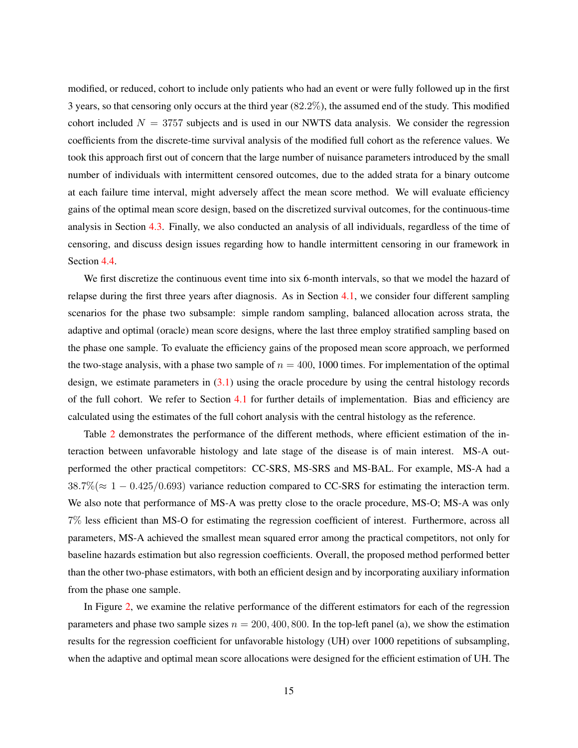modified, or reduced, cohort to include only patients who had an event or were fully followed up in the first 3 years, so that censoring only occurs at the third year (82.2%), the assumed end of the study. This modified cohort included $N = 3757$ subjects and is used in our NWTS data analysis. We consider the regression coefficients from the discrete-time survival analysis of the modified full cohort as the reference values. We took this approach first out of concern that the large number of nuisance parameters introduced by the small number of individuals with intermittent censored outcomes, due to the added strata for a binary outcome at each failure time interval, might adversely affect the mean score method. We will evaluate efficiency gains of the optimal mean score design, based on the discretized survival outcomes, for the continuous-time analysis in Section 4.3. Finally, we also conducted an analysis of all individuals, regardless of the time of censoring, and discuss design issues regarding how to handle intermittent censoring in our framework in Section 4.4.

We first discretize the continuous event time into six 6-month intervals, so that we model the hazard of relapse during the first three years after diagnosis. As in Section 4.1, we consider four different sampling scenarios for the phase two subsample: simple random sampling, balanced allocation across strata, the adaptive and optimal (oracle) mean score designs, where the last three employ stratified sampling based on the phase one sample. To evaluate the efficiency gains of the proposed mean score approach, we performed the two-stage analysis, with a phase two sample of $n = 400$, 1000 times. For implementation of the optimal design, we estimate parameters in (3.1) using the oracle procedure by using the central histology records of the full cohort. We refer to Section 4.1 for further details of implementation. Bias and efficiency are calculated using the estimates of the full cohort analysis with the central histology as the reference.

Table 2 demonstrates the performance of the different methods, where efficient estimation of the interaction between unfavorable histology and late stage of the disease is of main interest. MS-A outperformed the other practical competitors: CC-SRS, MS-SRS and MS-BAL. For example, MS-A had a $38.7\% (\approx 1 - 0.425/0.693)$ variance reduction compared to CC-SRS for estimating the interaction term. We also note that performance of MS-A was pretty close to the oracle procedure, MS-O; MS-A was only 7% less efficient than MS-O for estimating the regression coefficient of interest. Furthermore, across all parameters, MS-A achieved the smallest mean squared error among the practical competitors, not only for baseline hazards estimation but also regression coefficients. Overall, the proposed method performed better than the other two-phase estimators, with both an efficient design and by incorporating auxiliary information from the phase one sample.

In Figure 2, we examine the relative performance of the different estimators for each of the regression parameters and phase two sample sizes $n = 200, 400, 800$. In the top-left panel (a), we show the estimation results for the regression coefficient for unfavorable histology (UH) over 1000 repetitions of subsampling, when the adaptive and optimal mean score allocations were designed for the efficient estimation of UH. The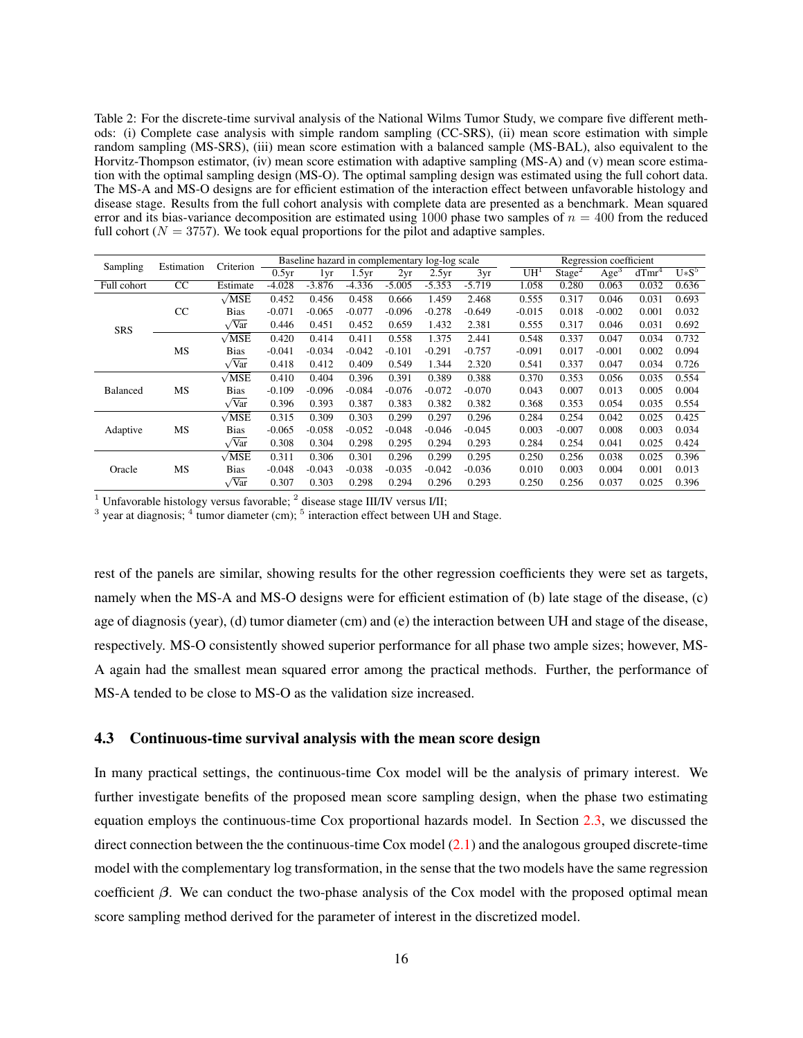Table 2: For the discrete-time survival analysis of the National Wilms Tumor Study, we compare five different methods: (i) Complete case analysis with simple random sampling (CC-SRS), (ii) mean score estimation with simple random sampling (MS-SRS), (iii) mean score estimation with a balanced sample (MS-BAL), also equivalent to the Horvitz-Thompson estimator, (iv) mean score estimation with adaptive sampling (MS-A) and (v) mean score estimation with the optimal sampling design (MS-O). The optimal sampling design was estimated using the full cohort data. The MS-A and MS-O designs are for efficient estimation of the interaction effect between unfavorable histology and disease stage. Results from the full cohort analysis with complete data are presented as a benchmark. Mean squared error and its bias-variance decomposition are estimated using 1000 phase two samples of $n = 400$ from the reduced full cohort ($N = 3757$). We took equal proportions for the pilot and adaptive samples.

| Sampling | Estimation | Criterion | Baseline hazard in complementary log-log scale | | | | | | Regression coefficient | | | | |
|---|---|---|---|---|---|---|---|---|---|---|---|---|---|
| | | | 0.5yr | 1yr | 1.5yr | 2yr | 2.5yr | 3yr | UH[1] | Stage[2] | Age[3] | dTmr[4] | U∗S[5] |
| Full cohort | CC | Estimate | -4.028 | -3.876 | -4.336 | -5.005 | -5.353 | -5.719 | 1.058 | 0.280 | 0.063 | 0.032 | 0.636 |
| SRS | CC | $\sqrt{\text{MSE}}$ | 0.452 | 0.456 | 0.458 | 0.666 | 1.459 | 2.468 | 0.555 | 0.317 | 0.046 | 0.031 | 0.693 |
| | | Bias | -0.071 | -0.065 | -0.077 | -0.096 | -0.278 | -0.649 | -0.015 | 0.018 | -0.002 | 0.001 | 0.032 |
| | | $\sqrt{\text{Var}}$ | 0.446 | 0.451 | 0.452 | 0.659 | 1.432 | 2.381 | 0.555 | 0.317 | 0.046 | 0.031 | 0.692 |
| | MS | $\sqrt{\text{MSE}}$ | 0.420 | 0.414 | 0.411 | 0.558 | 1.375 | 2.441 | 0.548 | 0.337 | 0.047 | 0.034 | 0.732 |
| | | Bias | -0.041 | -0.034 | -0.042 | -0.101 | -0.291 | -0.757 | -0.091 | 0.017 | -0.001 | 0.002 | 0.094 |
| | | $\sqrt{\text{Var}}$ | 0.418 | 0.412 | 0.409 | 0.549 | 1.344 | 2.320 | 0.541 | 0.337 | 0.047 | 0.034 | 0.726 |
| Balanced | MS | $\sqrt{\text{MSE}}$ | 0.410 | 0.404 | 0.396 | 0.391 | 0.389 | 0.388 | 0.370 | 0.353 | 0.056 | 0.035 | 0.554 |
| | | Bias | -0.109 | -0.096 | -0.084 | -0.076 | -0.072 | -0.070 | 0.043 | 0.007 | 0.013 | 0.005 | 0.004 |
| | | $\sqrt{\text{Var}}$ | 0.396 | 0.393 | 0.387 | 0.383 | 0.382 | 0.382 | 0.368 | 0.353 | 0.054 | 0.035 | 0.554 |
| Adaptive | MS | $\sqrt{\text{MSE}}$ | 0.315 | 0.309 | 0.303 | 0.299 | 0.297 | 0.296 | 0.284 | 0.254 | 0.042 | 0.025 | 0.425 |
| | | Bias | -0.065 | -0.058 | -0.052 | -0.048 | -0.046 | -0.045 | 0.003 | -0.007 | 0.008 | 0.005 | 0.034 |
| | | $\sqrt{\text{Var}}$ | 0.308 | 0.304 | 0.298 | 0.295 | 0.294 | 0.293 | 0.284 | 0.254 | 0.041 | 0.025 | 0.424 |
| Oracle | MS | $\sqrt{\text{MSE}}$ | 0.311 | 0.306 | 0.301 | 0.296 | 0.299 | 0.295 | 0.250 | 0.256 | 0.038 | 0.025 | 0.396 |
| | | Bias | -0.048 | -0.043 | -0.038 | -0.035 | -0.042 | -0.036 | 0.010 | 0.003 | 0.004 | 0.001 | 0.013 |
| | | $\sqrt{\text{Var}}$ | 0.307 | 0.303 | 0.298 | 0.294 | 0.296 | 0.293 | 0.250 | 0.256 | 0.037 | 0.025 | 0.396 |

[1] Unfavorable histology versus favorable; [2] disease stage III/IV versus I/II;
[3] year at diagnosis; [4] tumor diameter (cm); [5] interaction effect between UH and Stage.

rest of the panels are similar, showing results for the other regression coefficients they were set as targets, namely when the MS-A and MS-O designs were for efficient estimation of (b) late stage of the disease, (c) age of diagnosis (year), (d) tumor diameter (cm) and (e) the interaction between UH and stage of the disease, respectively. MS-O consistently showed superior performance for all phase two ample sizes; however, MS-A again had the smallest mean squared error among the practical methods. Further, the performance of MS-A tended to be close to MS-O as the validation size increased.

### 4.3 Continuous-time survival analysis with the mean score design

In many practical settings, the continuous-time Cox model will be the analysis of primary interest. We further investigate benefits of the proposed mean score sampling design, when the phase two estimating equation employs the continuous-time Cox proportional hazards model. In Section 2.3, we discussed the direct connection between the the continuous-time Cox model (2.1) and the analogous grouped discrete-time model with the complementary log transformation, in the sense that the two models have the same regression coefficient $\beta$. We can conduct the two-phase analysis of the Cox model with the proposed optimal mean score sampling method derived for the parameter of interest in the discretized model.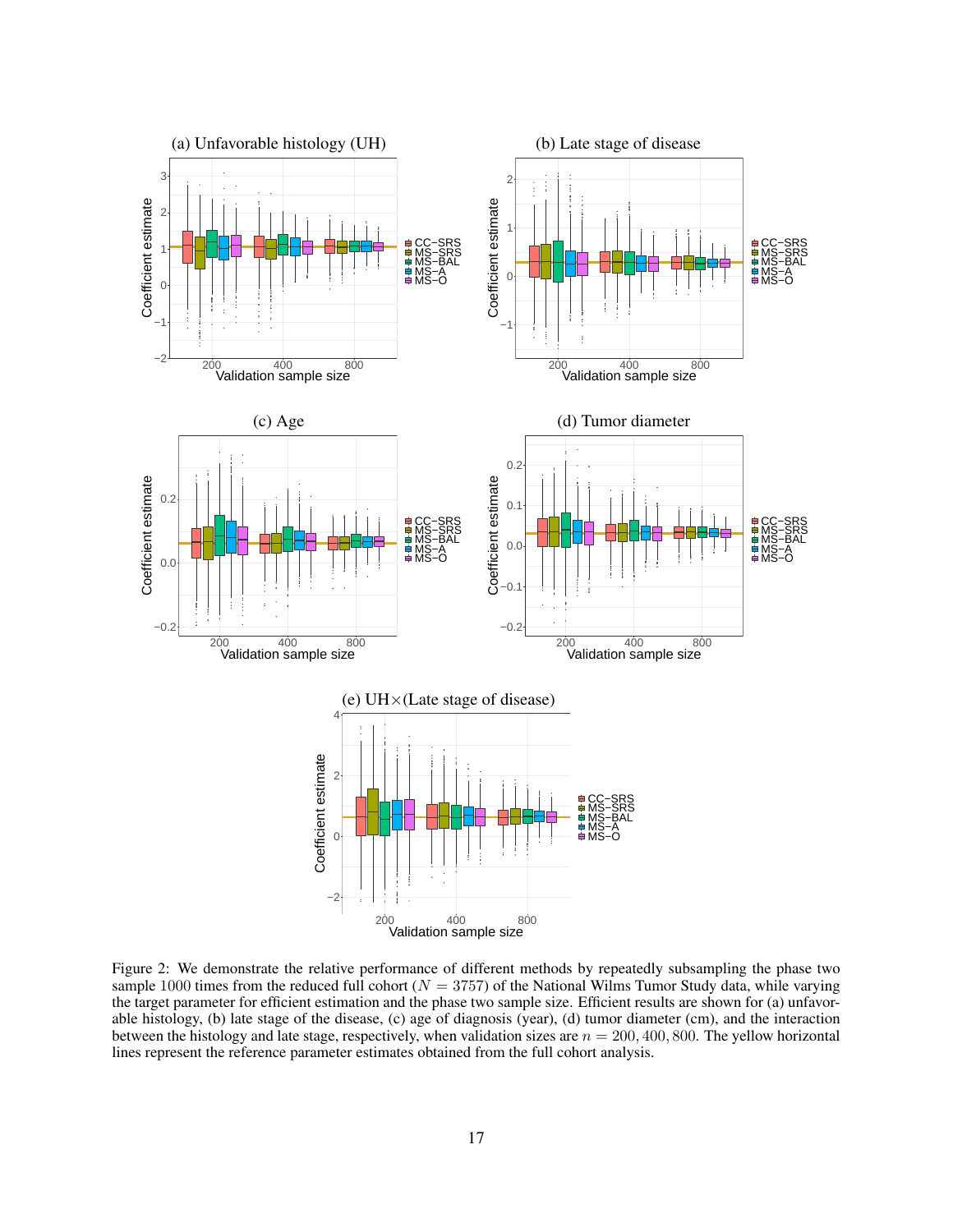Figure 2: We demonstrate the relative performance of different methods by repeatedly subsampling the phase two sample 1000 times from the reduced full cohort ($N = 3757$) of the National Wilms Tumor Study data, while varying the target parameter for efficient estimation and the phase two sample size. Efficient results are shown for (a) unfavorable histology, (b) late stage of the disease, (c) age of diagnosis (year), (d) tumor diameter (cm), and the interaction between the histology and late stage, respectively, when validation sizes are $n = 200, 400, 800$. The yellow horizontal lines represent the reference parameter estimates obtained from the full cohort analysis.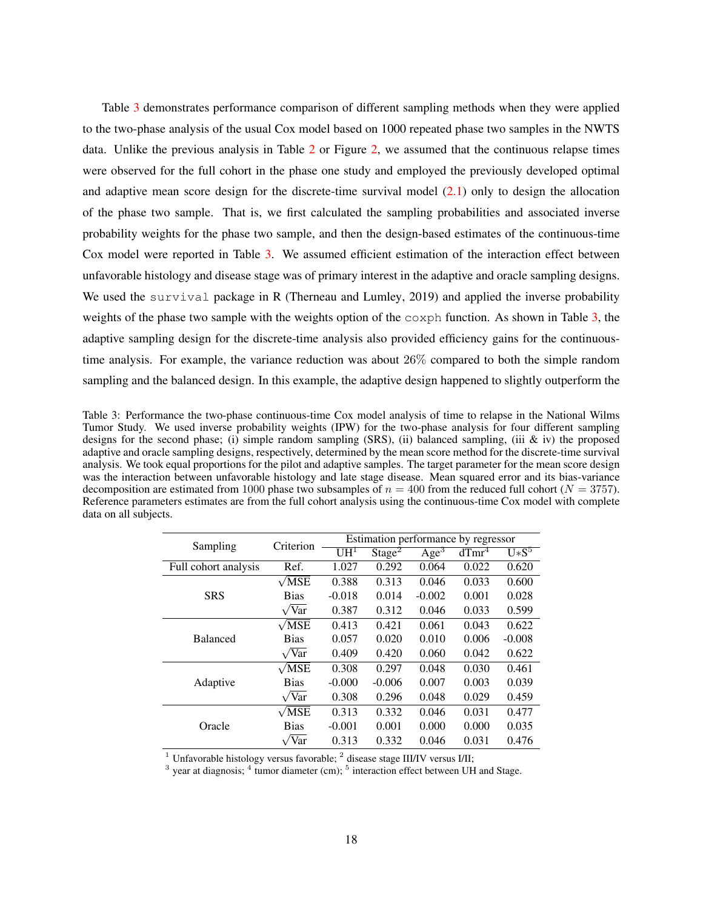Table 3 demonstrates performance comparison of different sampling methods when they were applied to the two-phase analysis of the usual Cox model based on 1000 repeated phase two samples in the NWTS data. Unlike the previous analysis in Table 2 or Figure 2, we assumed that the continuous relapse times were observed for the full cohort in the phase one study and employed the previously developed optimal and adaptive mean score design for the discrete-time survival model (2.1) only to design the allocation of the phase two sample. That is, we first calculated the sampling probabilities and associated inverse probability weights for the phase two sample, and then the design-based estimates of the continuous-time Cox model were reported in Table 3. We assumed efficient estimation of the interaction effect between unfavorable histology and disease stage was of primary interest in the adaptive and oracle sampling designs. We used the `survival` package in R (Therneau and Lumley, 2019) and applied the inverse probability weights of the phase two sample with the weights option of the `coxph` function. As shown in Table 3, the adaptive sampling design for the discrete-time analysis also provided efficiency gains for the continuous-time analysis. For example, the variance reduction was about 26% compared to both the simple random sampling and the balanced design. In this example, the adaptive design happened to slightly outperform the

Table 3: Performance the two-phase continuous-time Cox model analysis of time to relapse in the National Wilms Tumor Study. We used inverse probability weights (IPW) for the two-phase analysis for four different sampling designs for the second phase; (i) simple random sampling (SRS), (ii) balanced sampling, (iii & iv) the proposed adaptive and oracle sampling designs, respectively, determined by the mean score method for the discrete-time survival analysis. We took equal proportions for the pilot and adaptive samples. The target parameter for the mean score design was the interaction between unfavorable histology and late stage disease. Mean squared error and its bias-variance decomposition are estimated from 1000 phase two subsamples of $n = 400$ from the reduced full cohort ($N = 3757$). Reference parameters estimates are from the full cohort analysis using the continuous-time Cox model with complete data on all subjects.

| Sampling | Criterion | Estimation performance by regressor | | | | |
|---|---|---|---|---|---|---|
| | | UH[1] | Stage[2] | Age[3] | dTmr[4] | U∗S[5] |
| Full cohort analysis | Ref. | 1.027 | 0.292 | 0.064 | 0.022 | 0.620 |
| SRS | $\sqrt{\text{MSE}}$ | 0.388 | 0.313 | 0.046 | 0.033 | 0.600 |
| | Bias | -0.018 | 0.014 | -0.002 | 0.001 | 0.028 |
| | $\sqrt{\text{Var}}$ | 0.387 | 0.312 | 0.046 | 0.033 | 0.599 |
| Balanced | $\sqrt{\text{MSE}}$ | 0.413 | 0.421 | 0.061 | 0.043 | 0.622 |
| | Bias | 0.057 | 0.020 | 0.010 | 0.006 | -0.008 |
| | $\sqrt{\text{Var}}$ | 0.409 | 0.420 | 0.060 | 0.042 | 0.622 |
| Adaptive | $\sqrt{\text{MSE}}$ | 0.308 | 0.297 | 0.048 | 0.030 | 0.461 |
| | Bias | -0.000 | -0.006 | 0.007 | 0.003 | 0.039 |
| | $\sqrt{\text{Var}}$ | 0.308 | 0.296 | 0.048 | 0.029 | 0.459 |
| Oracle | $\sqrt{\text{MSE}}$ | 0.313 | 0.332 | 0.046 | 0.031 | 0.477 |
| | Bias | -0.001 | 0.001 | 0.000 | 0.000 | 0.035 |
| | $\sqrt{\text{Var}}$ | 0.313 | 0.332 | 0.046 | 0.031 | 0.476 |

[1] Unfavorable histology versus favorable; [2] disease stage III/IV versus I/II;
[3] year at diagnosis; [4] tumor diameter (cm); [5] interaction effect between UH and Stage.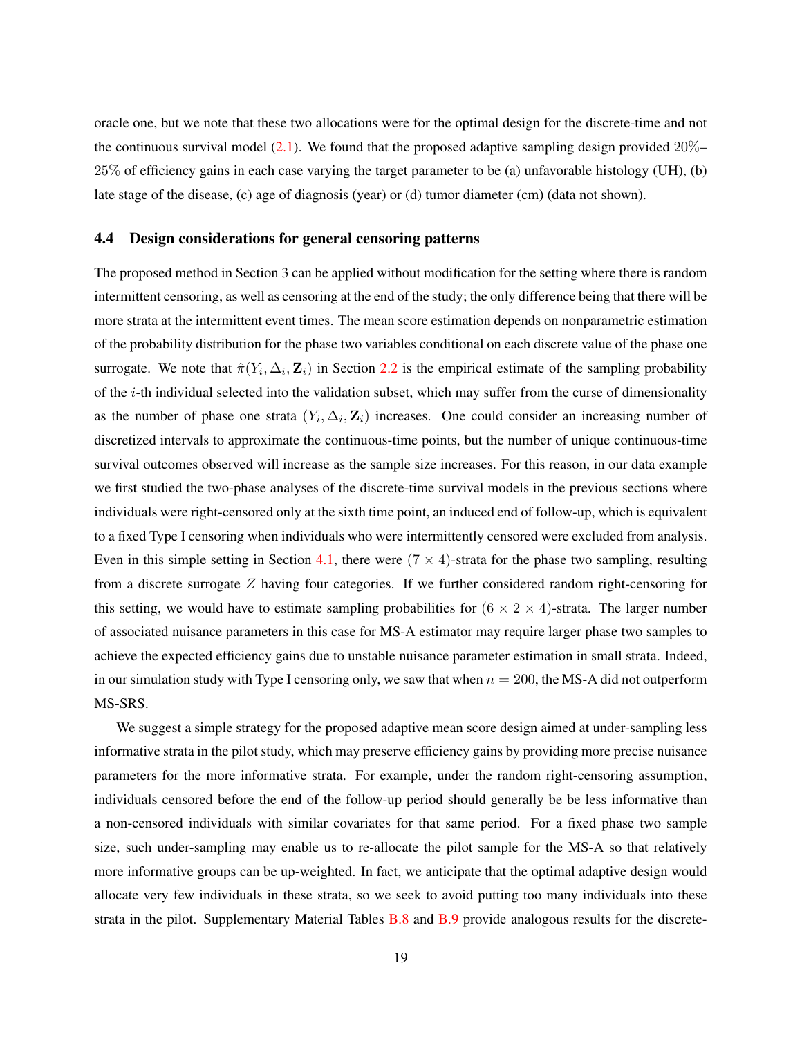oracle one, but we note that these two allocations were for the optimal design for the discrete-time and not the continuous survival model (2.1). We found that the proposed adaptive sampling design provided $20\%$–$25\%$ of efficiency gains in each case varying the target parameter to be (a) unfavorable histology (UH), (b) late stage of the disease, (c) age of diagnosis (year) or (d) tumor diameter (cm) (data not shown).

### 4.4 Design considerations for general censoring patterns

The proposed method in Section 3 can be applied without modification for the setting where there is random intermittent censoring, as well as censoring at the end of the study; the only difference being that there will be more strata at the intermittent event times. The mean score estimation depends on nonparametric estimation of the probability distribution for the phase two variables conditional on each discrete value of the phase one surrogate. We note that $\hat{\pi}(Y_i, \Delta_i, \mathbf{Z}_i)$ in Section 2.2 is the empirical estimate of the sampling probability of the $i$-th individual selected into the validation subset, which may suffer from the curse of dimensionality as the number of phase one strata $(Y_i, \Delta_i, \mathbf{Z}_i)$ increases. One could consider an increasing number of discretized intervals to approximate the continuous-time points, but the number of unique continuous-time survival outcomes observed will increase as the sample size increases. For this reason, in our data example we first studied the two-phase analyses of the discrete-time survival models in the previous sections where individuals were right-censored only at the sixth time point, an induced end of follow-up, which is equivalent to a fixed Type I censoring when individuals who were intermittently censored were excluded from analysis. Even in this simple setting in Section 4.1, there were $(7 \times 4)$-strata for the phase two sampling, resulting from a discrete surrogate $Z$ having four categories. If we further considered random right-censoring for this setting, we would have to estimate sampling probabilities for $(6 \times 2 \times 4)$-strata. The larger number of associated nuisance parameters in this case for MS-A estimator may require larger phase two samples to achieve the expected efficiency gains due to unstable nuisance parameter estimation in small strata. Indeed, in our simulation study with Type I censoring only, we saw that when $n = 200$, the MS-A did not outperform MS-SRS.

We suggest a simple strategy for the proposed adaptive mean score design aimed at under-sampling less informative strata in the pilot study, which may preserve efficiency gains by providing more precise nuisance parameters for the more informative strata. For example, under the random right-censoring assumption, individuals censored before the end of the follow-up period should generally be be less informative than a non-censored individuals with similar covariates for that same period. For a fixed phase two sample size, such under-sampling may enable us to re-allocate the pilot sample for the MS-A so that relatively more informative groups can be up-weighted. In fact, we anticipate that the optimal adaptive design would allocate very few individuals in these strata, so we seek to avoid putting too many individuals into these strata in the pilot. Supplementary Material Tables B.8 and B.9 provide analogous results for the discrete-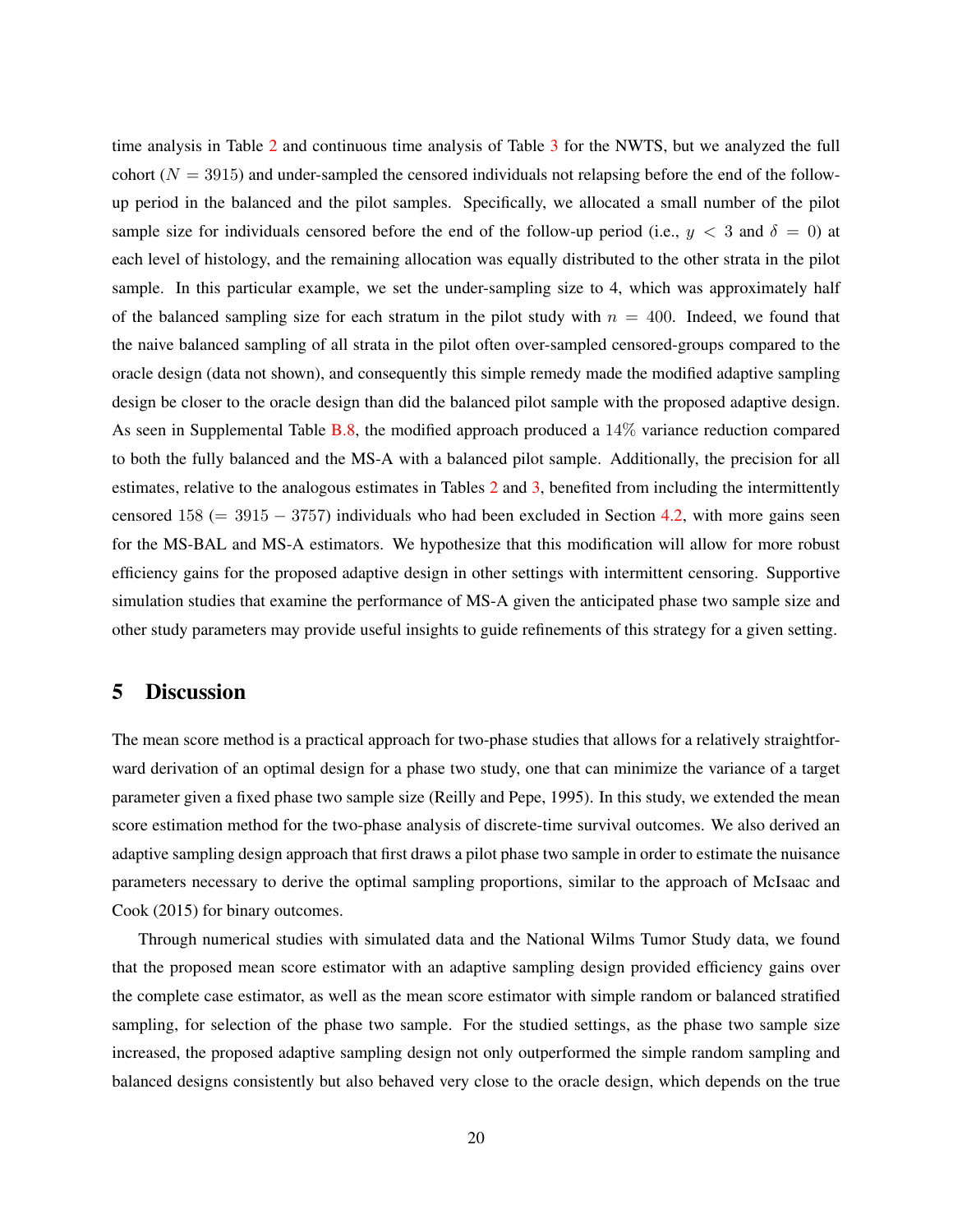time analysis in Table 2 and continuous time analysis of Table 3 for the NWTS, but we analyzed the full cohort ($N = 3915$) and under-sampled the censored individuals not relapsing before the end of the follow-up period in the balanced and the pilot samples. Specifically, we allocated a small number of the pilot sample size for individuals censored before the end of the follow-up period (i.e., $y < 3$ and $\delta = 0$) at each level of histology, and the remaining allocation was equally distributed to the other strata in the pilot sample. In this particular example, we set the under-sampling size to 4, which was approximately half of the balanced sampling size for each stratum in the pilot study with $n = 400$. Indeed, we found that the naive balanced sampling of all strata in the pilot often over-sampled censored-groups compared to the oracle design (data not shown), and consequently this simple remedy made the modified adaptive sampling design be closer to the oracle design than did the balanced pilot sample with the proposed adaptive design. As seen in Supplemental Table B.8, the modified approach produced a 14% variance reduction compared to both the fully balanced and the MS-A with a balanced pilot sample. Additionally, the precision for all estimates, relative to the analogous estimates in Tables 2 and 3, benefited from including the intermittently censored 158 ($= 3915 - 3757$) individuals who had been excluded in Section 4.2, with more gains seen for the MS-BAL and MS-A estimators. We hypothesize that this modification will allow for more robust efficiency gains for the proposed adaptive design in other settings with intermittent censoring. Supportive simulation studies that examine the performance of MS-A given the anticipated phase two sample size and other study parameters may provide useful insights to guide refinements of this strategy for a given setting.

# 5 Discussion

The mean score method is a practical approach for two-phase studies that allows for a relatively straightforward derivation of an optimal design for a phase two study, one that can minimize the variance of a target parameter given a fixed phase two sample size (Reilly and Pepe, 1995). In this study, we extended the mean score estimation method for the two-phase analysis of discrete-time survival outcomes. We also derived an adaptive sampling design approach that first draws a pilot phase two sample in order to estimate the nuisance parameters necessary to derive the optimal sampling proportions, similar to the approach of McIsaac and Cook (2015) for binary outcomes.

Through numerical studies with simulated data and the National Wilms Tumor Study data, we found that the proposed mean score estimator with an adaptive sampling design provided efficiency gains over the complete case estimator, as well as the mean score estimator with simple random or balanced stratified sampling, for selection of the phase two sample. For the studied settings, as the phase two sample size increased, the proposed adaptive sampling design not only outperformed the simple random sampling and balanced designs consistently but also behaved very close to the oracle design, which depends on the true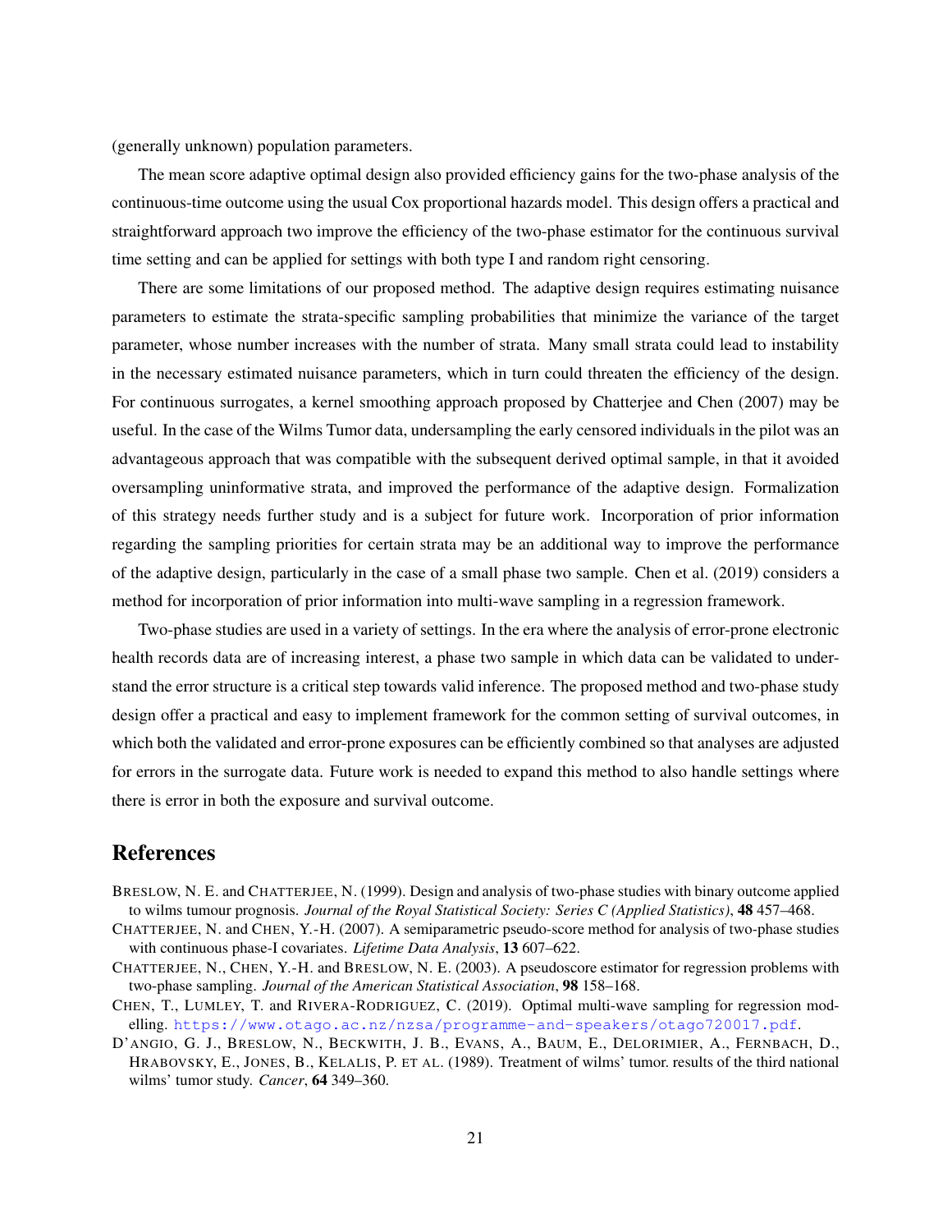(generally unknown) population parameters.

The mean score adaptive optimal design also provided efficiency gains for the two-phase analysis of the continuous-time outcome using the usual Cox proportional hazards model. This design offers a practical and straightforward approach two improve the efficiency of the two-phase estimator for the continuous survival time setting and can be applied for settings with both type I and random right censoring.

There are some limitations of our proposed method. The adaptive design requires estimating nuisance parameters to estimate the strata-specific sampling probabilities that minimize the variance of the target parameter, whose number increases with the number of strata. Many small strata could lead to instability in the necessary estimated nuisance parameters, which in turn could threaten the efficiency of the design. For continuous surrogates, a kernel smoothing approach proposed by Chatterjee and Chen (2007) may be useful. In the case of the Wilms Tumor data, undersampling the early censored individuals in the pilot was an advantageous approach that was compatible with the subsequent derived optimal sample, in that it avoided oversampling uninformative strata, and improved the performance of the adaptive design. Formalization of this strategy needs further study and is a subject for future work. Incorporation of prior information regarding the sampling priorities for certain strata may be an additional way to improve the performance of the adaptive design, particularly in the case of a small phase two sample. Chen et al. (2019) considers a method for incorporation of prior information into multi-wave sampling in a regression framework.

Two-phase studies are used in a variety of settings. In the era where the analysis of error-prone electronic health records data are of increasing interest, a phase two sample in which data can be validated to understand the error structure is a critical step towards valid inference. The proposed method and two-phase study design offer a practical and easy to implement framework for the common setting of survival outcomes, in which both the validated and error-prone exposures can be efficiently combined so that analyses are adjusted for errors in the surrogate data. Future work is needed to expand this method to also handle settings where there is error in both the exposure and survival outcome.

# References

BRESLOW, N. E. and CHATTERJEE, N. (1999). Design and analysis of two-phase studies with binary outcome applied to wilms tumour prognosis. *Journal of the Royal Statistical Society: Series C (Applied Statistics)*, **48** 457–468.

CHATTERJEE, N. and CHEN, Y.-H. (2007). A semiparametric pseudo-score method for analysis of two-phase studies with continuous phase-I covariates. *Lifetime Data Analysis*, **13** 607–622.

CHATTERJEE, N., CHEN, Y.-H. and BRESLOW, N. E. (2003). A pseudoscore estimator for regression problems with two-phase sampling. *Journal of the American Statistical Association*, **98** 158–168.

CHEN, T., LUMLEY, T. and RIVERA-RODRIGUEZ, C. (2019). Optimal multi-wave sampling for regression modelling. https://www.otago.ac.nz/nzsa/programme-and-speakers/otago720017.pdf.

D'ANGIO, G. J., BRESLOW, N., BECKWITH, J. B., EVANS, A., BAUM, E., DELORIMIER, A., FERNBACH, D., HRABOVSKY, E., JONES, B., KELALIS, P. ET AL. (1989). Treatment of wilms' tumor. results of the third national wilms' tumor study. *Cancer*, **64** 349–360.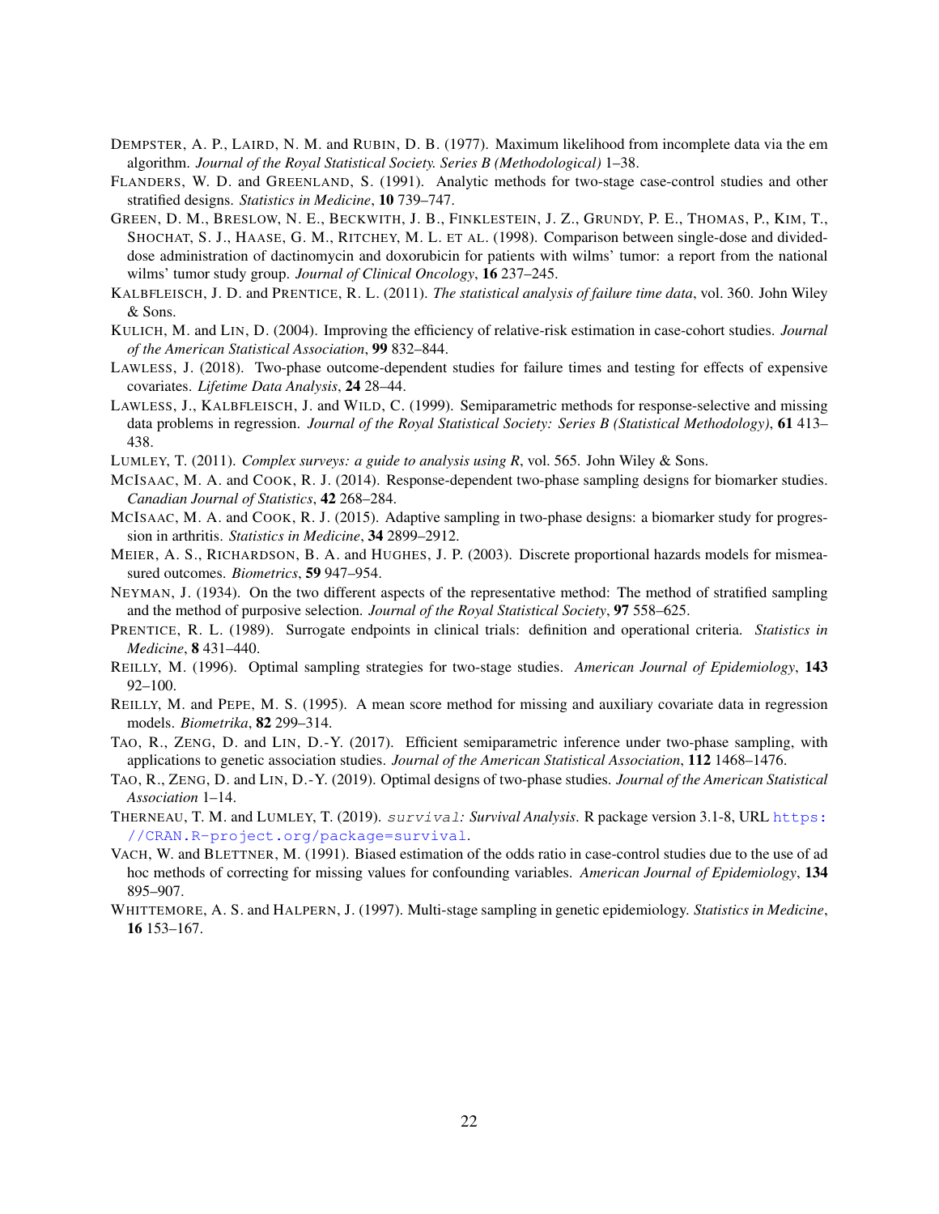Dempster, A. P., Laird, N. M. and Rubin, D. B. (1977). Maximum likelihood from incomplete data via the em algorithm. *Journal of the Royal Statistical Society. Series B (Methodological)* 1–38.

Flanders, W. D. and Greenland, S. (1991). Analytic methods for two-stage case-control studies and other stratified designs. *Statistics in Medicine*, **10** 739–747.

Green, D. M., Breslow, N. E., Beckwith, J. B., Finklestein, J. Z., Grundy, P. E., Thomas, P., Kim, T., Shochat, S. J., Haase, G. M., Ritchey, M. L. et al. (1998). Comparison between single-dose and divided-dose administration of dactinomycin and doxorubicin for patients with wilms' tumor: a report from the national wilms' tumor study group. *Journal of Clinical Oncology*, **16** 237–245.

Kalbfleisch, J. D. and Prentice, R. L. (2011). *The statistical analysis of failure time data*, vol. 360. John Wiley & Sons.

Kulich, M. and Lin, D. (2004). Improving the efficiency of relative-risk estimation in case-cohort studies. *Journal of the American Statistical Association*, **99** 832–844.

Lawless, J. (2018). Two-phase outcome-dependent studies for failure times and testing for effects of expensive covariates. *Lifetime Data Analysis*, **24** 28–44.

Lawless, J., Kalbfleisch, J. and Wild, C. (1999). Semiparametric methods for response-selective and missing data problems in regression. *Journal of the Royal Statistical Society: Series B (Statistical Methodology)*, **61** 413–438.

Lumley, T. (2011). *Complex surveys: a guide to analysis using R*, vol. 565. John Wiley & Sons.

McIsaac, M. A. and Cook, R. J. (2014). Response-dependent two-phase sampling designs for biomarker studies. *Canadian Journal of Statistics*, **42** 268–284.

McIsaac, M. A. and Cook, R. J. (2015). Adaptive sampling in two-phase designs: a biomarker study for progression in arthritis. *Statistics in Medicine*, **34** 2899–2912.

Meier, A. S., Richardson, B. A. and Hughes, J. P. (2003). Discrete proportional hazards models for mismeasured outcomes. *Biometrics*, **59** 947–954.

Neyman, J. (1934). On the two different aspects of the representative method: The method of stratified sampling and the method of purposive selection. *Journal of the Royal Statistical Society*, **97** 558–625.

Prentice, R. L. (1989). Surrogate endpoints in clinical trials: definition and operational criteria. *Statistics in Medicine*, **8** 431–440.

Reilly, M. (1996). Optimal sampling strategies for two-stage studies. *American Journal of Epidemiology*, **143** 92–100.

Reilly, M. and Pepe, M. S. (1995). A mean score method for missing and auxiliary covariate data in regression models. *Biometrika*, **82** 299–314.

Tao, R., Zeng, D. and Lin, D.-Y. (2017). Efficient semiparametric inference under two-phase sampling, with applications to genetic association studies. *Journal of the American Statistical Association*, **112** 1468–1476.

Tao, R., Zeng, D. and Lin, D.-Y. (2019). Optimal designs of two-phase studies. *Journal of the American Statistical Association* 1–14.

Therneau, T. M. and Lumley, T. (2019). `survival`*: Survival Analysis*. R package version 3.1-8, URL https://CRAN.R-project.org/package=survival.

Vach, W. and Blettner, M. (1991). Biased estimation of the odds ratio in case-control studies due to the use of ad hoc methods of correcting for missing values for confounding variables. *American Journal of Epidemiology*, **134** 895–907.

Whittemore, A. S. and Halpern, J. (1997). Multi-stage sampling in genetic epidemiology. *Statistics in Medicine*, **16** 153–167.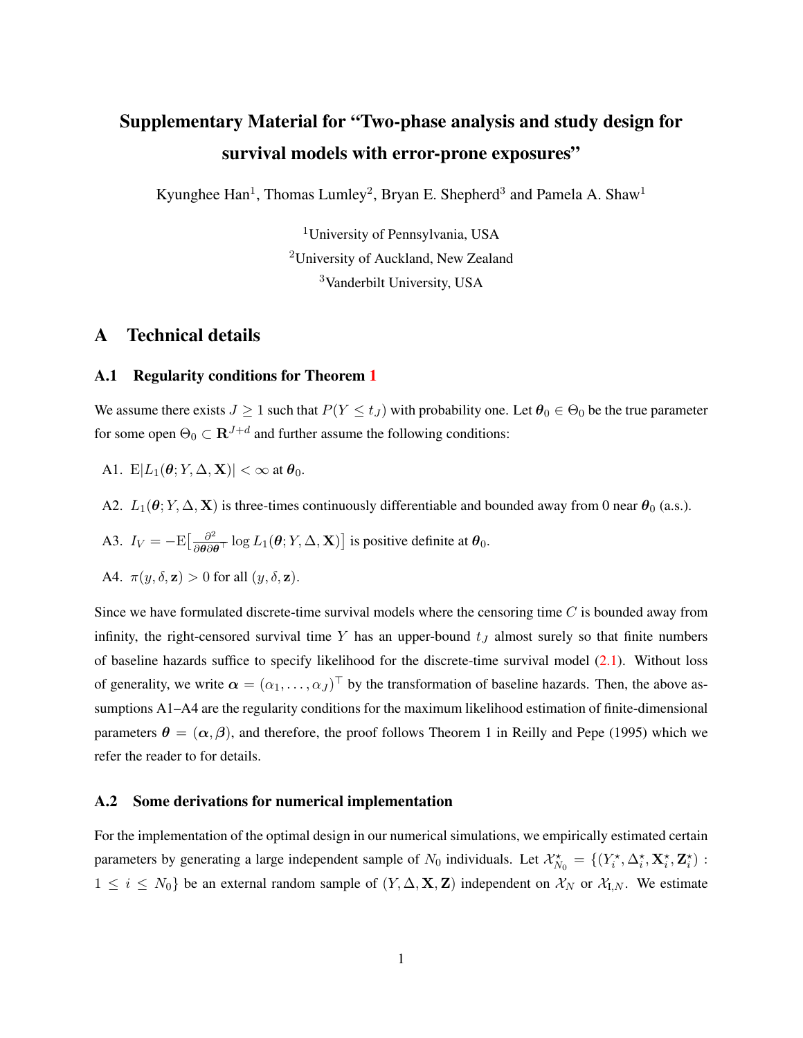# Supplementary Material for "Two-phase analysis and study design for survival models with error-prone exposures"

Kyunghee Han[1], Thomas Lumley[2], Bryan E. Shepherd[3] and Pamela A. Shaw[1]

[1]University of Pennsylvania, USA

[2]University of Auckland, New Zealand

[3]Vanderbilt University, USA

## A Technical details

### A.1 Regularity conditions for Theorem 1

We assume there exists $J \geq 1$ such that $P(Y \leq t_J)$ with probability one. Let $\boldsymbol{\theta}_0 \in \Theta_0$ be the true parameter for some open $\Theta_0 \subset \mathbf{R}^{J+d}$ and further assume the following conditions:

- A1. $\mathrm{E}|L_1(\boldsymbol{\theta}; Y, \Delta, \mathbf{X})| < \infty$ at $\boldsymbol{\theta}_0$.
- A2. $L_1(\boldsymbol{\theta}; Y, \Delta, \mathbf{X})$ is three-times continuously differentiable and bounded away from 0 near $\boldsymbol{\theta}_0$ (a.s.).
- A3. $I_V = -\mathrm{E}\big[\frac{\partial^2}{\partial \boldsymbol{\theta} \partial \boldsymbol{\theta}^\top} \log L_1(\boldsymbol{\theta}; Y, \Delta, \mathbf{X})\big]$ is positive definite at $\boldsymbol{\theta}_0$.
- A4. $\pi(y, \delta, \mathbf{z}) > 0$ for all $(y, \delta, \mathbf{z})$.

Since we have formulated discrete-time survival models where the censoring time $C$ is bounded away from infinity, the right-censored survival time $Y$ has an upper-bound $t_J$ almost surely so that finite numbers of baseline hazards suffice to specify likelihood for the discrete-time survival model (2.1). Without loss of generality, we write $\boldsymbol{\alpha} = (\alpha_1, \ldots, \alpha_J)^\top$ by the transformation of baseline hazards. Then, the above assumptions A1–A4 are the regularity conditions for the maximum likelihood estimation of finite-dimensional parameters $\boldsymbol{\theta} = (\boldsymbol{\alpha}, \boldsymbol{\beta})$, and therefore, the proof follows Theorem 1 in Reilly and Pepe (1995) which we refer the reader to for details.

### A.2 Some derivations for numerical implementation

For the implementation of the optimal design in our numerical simulations, we empirically estimated certain parameters by generating a large independent sample of $N_0$ individuals. Let $\mathcal{X}^\star_{N_0} = \{(Y^\star_i, \Delta^\star_i, \mathbf{X}^\star_i, \mathbf{Z}^\star_i) : 1 \leq i \leq N_0\}$ be an external random sample of $(Y, \Delta, \mathbf{X}, \mathbf{Z})$ independent on $\mathcal{X}_N$ or $\mathcal{X}_{\mathrm{I},N}$. We estimate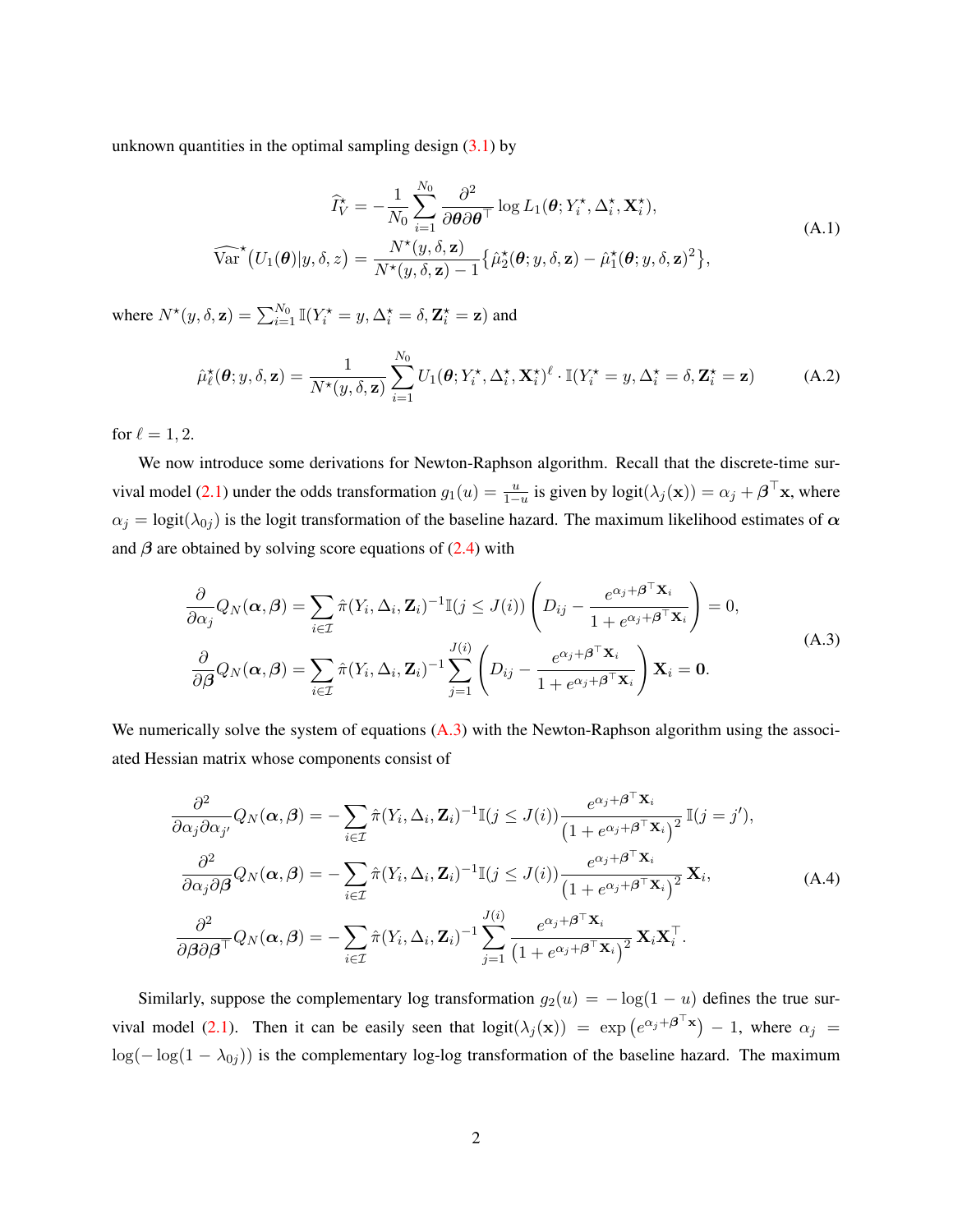unknown quantities in the optimal sampling design (3.1) by

$$
\begin{aligned}
\widehat{I}_V^\star &= -\frac{1}{N_0}\sum_{i=1}^{N_0} \frac{\partial^2}{\partial\boldsymbol{\theta}\partial\boldsymbol{\theta}^\top}\log L_1(\boldsymbol{\theta}; Y_i^\star, \Delta_i^\star, \mathbf{X}_i^\star), \\
\widehat{\mathrm{Var}}^\star\big(U_1(\boldsymbol{\theta})|y,\delta,z\big) &= \frac{N^\star(y,\delta,\mathbf{z})}{N^\star(y,\delta,\mathbf{z})-1}\big\{\hat{\mu}_2^\star(\boldsymbol{\theta};y,\delta,\mathbf{z}) - \hat{\mu}_1^\star(\boldsymbol{\theta};y,\delta,\mathbf{z})^2\big\},
\end{aligned}
\tag{A.1}
$$

where $N^\star(y,\delta,\mathbf{z}) = \sum_{i=1}^{N_0}\mathbb{I}(Y_i^\star = y, \Delta_i^\star = \delta, \mathbf{Z}_i^\star = \mathbf{z})$ and

$$
\hat{\mu}_\ell^\star(\boldsymbol{\theta};y,\delta,\mathbf{z}) = \frac{1}{N^\star(y,\delta,\mathbf{z})}\sum_{i=1}^{N_0} U_1(\boldsymbol{\theta}; Y_i^\star, \Delta_i^\star, \mathbf{X}_i^\star)^\ell \cdot \mathbb{I}(Y_i^\star = y, \Delta_i^\star = \delta, \mathbf{Z}_i^\star = \mathbf{z}) \tag{A.2}
$$

for $\ell = 1, 2$.

We now introduce some derivations for Newton-Raphson algorithm. Recall that the discrete-time survival model (2.1) under the odds transformation $g_1(u) = \frac{u}{1-u}$ is given by $\mathrm{logit}(\lambda_j(\mathbf{x})) = \alpha_j + \boldsymbol{\beta}^\top\mathbf{x}$, where $\alpha_j = \mathrm{logit}(\lambda_{0j})$ is the logit transformation of the baseline hazard. The maximum likelihood estimates of $\boldsymbol{\alpha}$ and $\boldsymbol{\beta}$ are obtained by solving score equations of (2.4) with

$$
\begin{aligned}
\frac{\partial}{\partial\alpha_j}Q_N(\boldsymbol{\alpha},\boldsymbol{\beta}) &= \sum_{i\in\mathcal{I}} \hat{\pi}(Y_i,\Delta_i,\mathbf{Z}_i)^{-1}\mathbb{I}(j\le J(i))\left(D_{ij} - \frac{e^{\alpha_j+\boldsymbol{\beta}^\top\mathbf{X}_i}}{1+e^{\alpha_j+\boldsymbol{\beta}^\top\mathbf{X}_i}}\right) = 0, \\
\frac{\partial}{\partial\boldsymbol{\beta}}Q_N(\boldsymbol{\alpha},\boldsymbol{\beta}) &= \sum_{i\in\mathcal{I}} \hat{\pi}(Y_i,\Delta_i,\mathbf{Z}_i)^{-1}\sum_{j=1}^{J(i)}\left(D_{ij} - \frac{e^{\alpha_j+\boldsymbol{\beta}^\top\mathbf{X}_i}}{1+e^{\alpha_j+\boldsymbol{\beta}^\top\mathbf{X}_i}}\right)\mathbf{X}_i = \mathbf{0}.
\end{aligned}
\tag{A.3}
$$

We numerically solve the system of equations (A.3) with the Newton-Raphson algorithm using the associated Hessian matrix whose components consist of

$$
\begin{aligned}
\frac{\partial^2}{\partial\alpha_j\partial\alpha_{j'}}Q_N(\boldsymbol{\alpha},\boldsymbol{\beta}) &= -\sum_{i\in\mathcal{I}} \hat{\pi}(Y_i,\Delta_i,\mathbf{Z}_i)^{-1}\mathbb{I}(j\le J(i))\frac{e^{\alpha_j+\boldsymbol{\beta}^\top\mathbf{X}_i}}{\left(1+e^{\alpha_j+\boldsymbol{\beta}^\top\mathbf{X}_i}\right)^2}\mathbb{I}(j=j'), \\
\frac{\partial^2}{\partial\alpha_j\partial\boldsymbol{\beta}}Q_N(\boldsymbol{\alpha},\boldsymbol{\beta}) &= -\sum_{i\in\mathcal{I}} \hat{\pi}(Y_i,\Delta_i,\mathbf{Z}_i)^{-1}\mathbb{I}(j\le J(i))\frac{e^{\alpha_j+\boldsymbol{\beta}^\top\mathbf{X}_i}}{\left(1+e^{\alpha_j+\boldsymbol{\beta}^\top\mathbf{X}_i}\right)^2}\mathbf{X}_i, \\
\frac{\partial^2}{\partial\boldsymbol{\beta}\partial\boldsymbol{\beta}^\top}Q_N(\boldsymbol{\alpha},\boldsymbol{\beta}) &= -\sum_{i\in\mathcal{I}} \hat{\pi}(Y_i,\Delta_i,\mathbf{Z}_i)^{-1}\sum_{j=1}^{J(i)}\frac{e^{\alpha_j+\boldsymbol{\beta}^\top\mathbf{X}_i}}{\left(1+e^{\alpha_j+\boldsymbol{\beta}^\top\mathbf{X}_i}\right)^2}\mathbf{X}_i\mathbf{X}_i^\top.
\end{aligned}
\tag{A.4}
$$

Similarly, suppose the complementary log transformation $g_2(u) = -\log(1-u)$ defines the true survival model (2.1). Then it can be easily seen that $\mathrm{logit}(\lambda_j(\mathbf{x})) = \exp\left(e^{\alpha_j+\boldsymbol{\beta}^\top\mathbf{x}}\right) - 1$, where $\alpha_j = \log(-\log(1-\lambda_{0j}))$ is the complementary log-log transformation of the baseline hazard. The maximum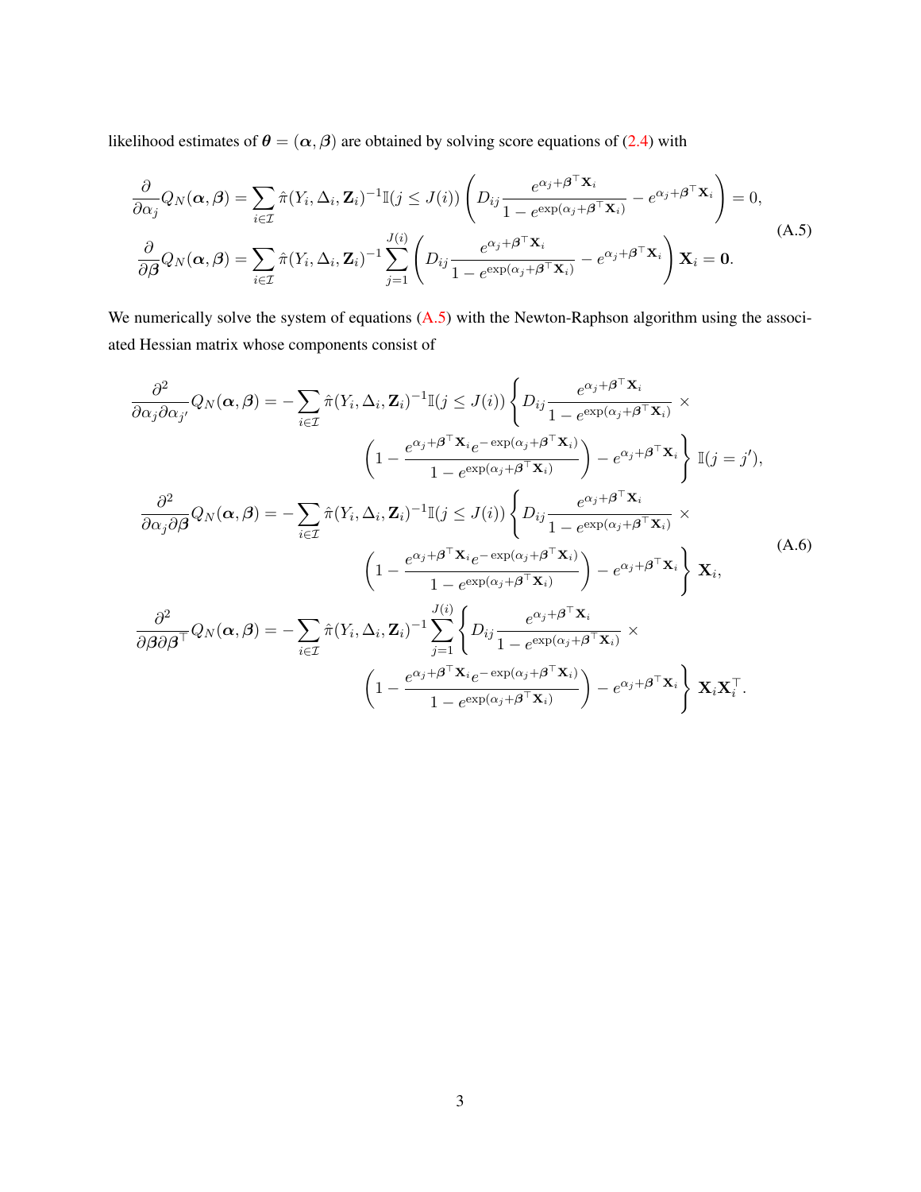likelihood estimates of $\boldsymbol{\theta} = (\boldsymbol{\alpha}, \boldsymbol{\beta})$ are obtained by solving score equations of (2.4) with

$$
\begin{aligned}
\frac{\partial}{\partial \alpha_j} Q_N(\boldsymbol{\alpha}, \boldsymbol{\beta}) &= \sum_{i \in \mathcal{I}} \hat{\pi}(Y_i, \Delta_i, \mathbf{Z}_i)^{-1} \mathbb{I}(j \leq J(i)) \left( D_{ij} \frac{e^{\alpha_j + \boldsymbol{\beta}^\top \mathbf{X}_i}}{1 - e^{\exp(\alpha_j + \boldsymbol{\beta}^\top \mathbf{X}_i)}} - e^{\alpha_j + \boldsymbol{\beta}^\top \mathbf{X}_i} \right) = 0, \\
\frac{\partial}{\partial \boldsymbol{\beta}} Q_N(\boldsymbol{\alpha}, \boldsymbol{\beta}) &= \sum_{i \in \mathcal{I}} \hat{\pi}(Y_i, \Delta_i, \mathbf{Z}_i)^{-1} \sum_{j=1}^{J(i)} \left( D_{ij} \frac{e^{\alpha_j + \boldsymbol{\beta}^\top \mathbf{X}_i}}{1 - e^{\exp(\alpha_j + \boldsymbol{\beta}^\top \mathbf{X}_i)}} - e^{\alpha_j + \boldsymbol{\beta}^\top \mathbf{X}_i} \right) \mathbf{X}_i = \mathbf{0}.
\end{aligned}
\tag{A.5}
$$

We numerically solve the system of equations (A.5) with the Newton-Raphson algorithm using the associated Hessian matrix whose components consist of

$$
\begin{aligned}
\frac{\partial^2}{\partial \alpha_j \partial \alpha_{j'}} Q_N(\boldsymbol{\alpha}, \boldsymbol{\beta}) = &- \sum_{i \in \mathcal{I}} \hat{\pi}(Y_i, \Delta_i, \mathbf{Z}_i)^{-1} \mathbb{I}(j \leq J(i)) \left\{ D_{ij} \frac{e^{\alpha_j + \boldsymbol{\beta}^\top \mathbf{X}_i}}{1 - e^{\exp(\alpha_j + \boldsymbol{\beta}^\top \mathbf{X}_i)}} \times \right. \\
&\left. \left( 1 - \frac{e^{\alpha_j + \boldsymbol{\beta}^\top \mathbf{X}_i} e^{-\exp(\alpha_j + \boldsymbol{\beta}^\top \mathbf{X}_i)}}{1 - e^{\exp(\alpha_j + \boldsymbol{\beta}^\top \mathbf{X}_i)}} \right) - e^{\alpha_j + \boldsymbol{\beta}^\top \mathbf{X}_i} \right\} \mathbb{I}(j = j'), \\
\frac{\partial^2}{\partial \alpha_j \partial \boldsymbol{\beta}} Q_N(\boldsymbol{\alpha}, \boldsymbol{\beta}) = &- \sum_{i \in \mathcal{I}} \hat{\pi}(Y_i, \Delta_i, \mathbf{Z}_i)^{-1} \mathbb{I}(j \leq J(i)) \left\{ D_{ij} \frac{e^{\alpha_j + \boldsymbol{\beta}^\top \mathbf{X}_i}}{1 - e^{\exp(\alpha_j + \boldsymbol{\beta}^\top \mathbf{X}_i)}} \times \right. \\
&\left. \left( 1 - \frac{e^{\alpha_j + \boldsymbol{\beta}^\top \mathbf{X}_i} e^{-\exp(\alpha_j + \boldsymbol{\beta}^\top \mathbf{X}_i)}}{1 - e^{\exp(\alpha_j + \boldsymbol{\beta}^\top \mathbf{X}_i)}} \right) - e^{\alpha_j + \boldsymbol{\beta}^\top \mathbf{X}_i} \right\} \mathbf{X}_i, \\
\frac{\partial^2}{\partial \boldsymbol{\beta} \partial \boldsymbol{\beta}^\top} Q_N(\boldsymbol{\alpha}, \boldsymbol{\beta}) = &- \sum_{i \in \mathcal{I}} \hat{\pi}(Y_i, \Delta_i, \mathbf{Z}_i)^{-1} \sum_{j=1}^{J(i)} \left\{ D_{ij} \frac{e^{\alpha_j + \boldsymbol{\beta}^\top \mathbf{X}_i}}{1 - e^{\exp(\alpha_j + \boldsymbol{\beta}^\top \mathbf{X}_i)}} \times \right. \\
&\left. \left( 1 - \frac{e^{\alpha_j + \boldsymbol{\beta}^\top \mathbf{X}_i} e^{-\exp(\alpha_j + \boldsymbol{\beta}^\top \mathbf{X}_i)}}{1 - e^{\exp(\alpha_j + \boldsymbol{\beta}^\top \mathbf{X}_i)}} \right) - e^{\alpha_j + \boldsymbol{\beta}^\top \mathbf{X}_i} \right\} \mathbf{X}_i \mathbf{X}_i^\top.
\end{aligned}
\tag{A.6}
$$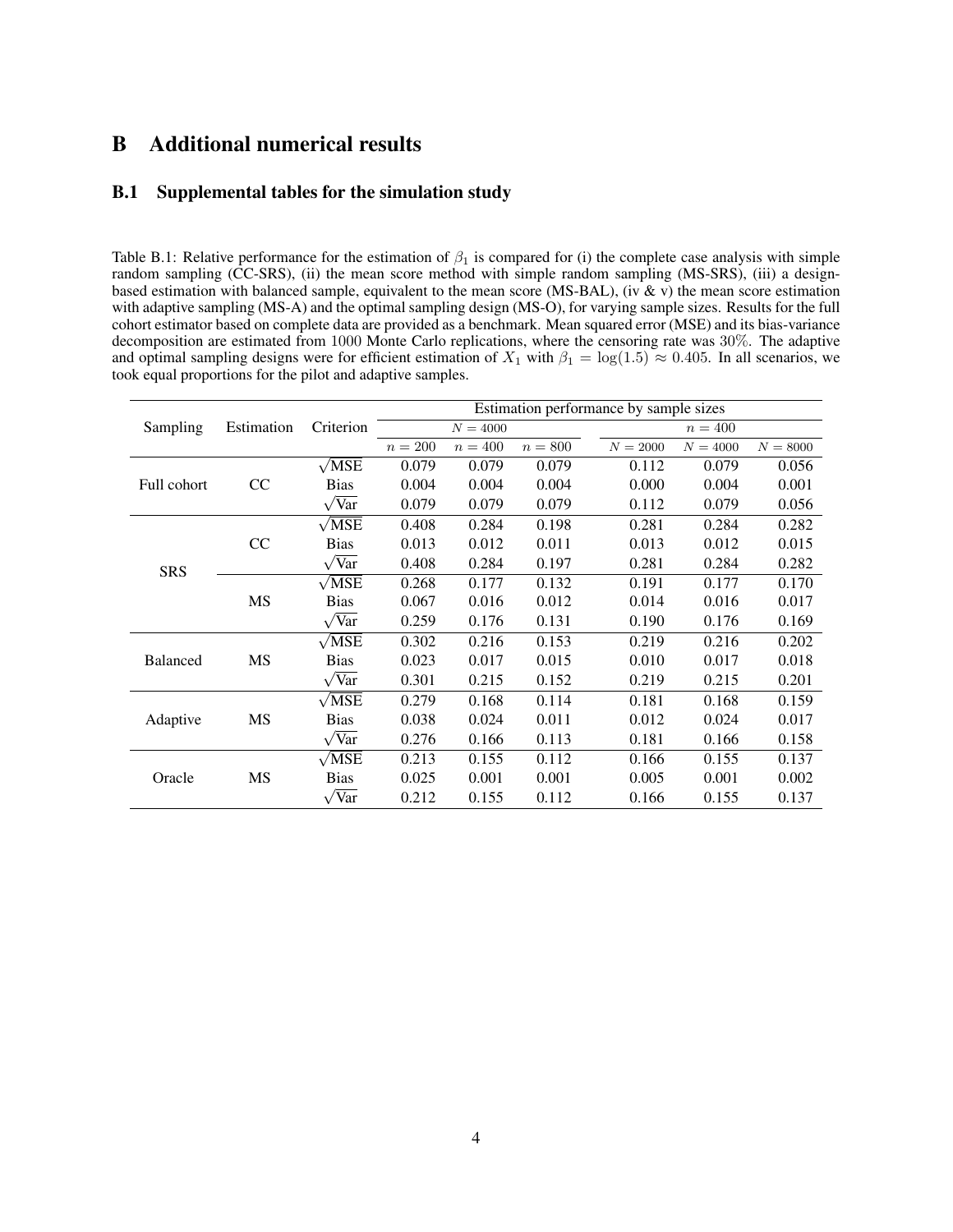# B Additional numerical results

## B.1 Supplemental tables for the simulation study

Table B.1: Relative performance for the estimation of $\beta_1$ is compared for (i) the complete case analysis with simple random sampling (CC-SRS), (ii) the mean score method with simple random sampling (MS-SRS), (iii) a design-based estimation with balanced sample, equivalent to the mean score (MS-BAL), (iv & v) the mean score estimation with adaptive sampling (MS-A) and the optimal sampling design (MS-O), for varying sample sizes. Results for the full cohort estimator based on complete data are provided as a benchmark. Mean squared error (MSE) and its bias-variance decomposition are estimated from 1000 Monte Carlo replications, where the censoring rate was 30%. The adaptive and optimal sampling designs were for efficient estimation of $X_1$ with $\beta_1 = \log(1.5) \approx 0.405$. In all scenarios, we took equal proportions for the pilot and adaptive samples.

| Sampling | Estimation | Criterion | Estimation performance by sample sizes | | | | | |
|---|---|---|---|---|---|---|---|---|
| | | | $N = 4000$ | | | $n = 400$ | | |
| | | | $n = 200$ | $n = 400$ | $n = 800$ | $N = 2000$ | $N = 4000$ | $N = 8000$ |
| Full cohort | CC | $\sqrt{\text{MSE}}$ | 0.079 | 0.079 | 0.079 | 0.112 | 0.079 | 0.056 |
| | | Bias | 0.004 | 0.004 | 0.004 | 0.000 | 0.004 | 0.001 |
| | | $\sqrt{\text{Var}}$ | 0.079 | 0.079 | 0.079 | 0.112 | 0.079 | 0.056 |
| SRS | CC | $\sqrt{\text{MSE}}$ | 0.408 | 0.284 | 0.198 | 0.281 | 0.284 | 0.282 |
| | | Bias | 0.013 | 0.012 | 0.011 | 0.013 | 0.012 | 0.015 |
| | | $\sqrt{\text{Var}}$ | 0.408 | 0.284 | 0.197 | 0.281 | 0.284 | 0.282 |
| | MS | $\sqrt{\text{MSE}}$ | 0.268 | 0.177 | 0.132 | 0.191 | 0.177 | 0.170 |
| | | Bias | 0.067 | 0.016 | 0.012 | 0.014 | 0.016 | 0.017 |
| | | $\sqrt{\text{Var}}$ | 0.259 | 0.176 | 0.131 | 0.190 | 0.176 | 0.169 |
| Balanced | MS | $\sqrt{\text{MSE}}$ | 0.302 | 0.216 | 0.153 | 0.219 | 0.216 | 0.202 |
| | | Bias | 0.023 | 0.017 | 0.015 | 0.010 | 0.017 | 0.018 |
| | | $\sqrt{\text{Var}}$ | 0.301 | 0.215 | 0.152 | 0.219 | 0.215 | 0.201 |
| Adaptive | MS | $\sqrt{\text{MSE}}$ | 0.279 | 0.168 | 0.114 | 0.181 | 0.168 | 0.159 |
| | | Bias | 0.038 | 0.024 | 0.011 | 0.012 | 0.024 | 0.017 |
| | | $\sqrt{\text{Var}}$ | 0.276 | 0.166 | 0.113 | 0.181 | 0.166 | 0.158 |
| Oracle | MS | $\sqrt{\text{MSE}}$ | 0.213 | 0.155 | 0.112 | 0.166 | 0.155 | 0.137 |
| | | Bias | 0.025 | 0.001 | 0.001 | 0.005 | 0.001 | 0.002 |
| | | $\sqrt{\text{Var}}$ | 0.212 | 0.155 | 0.112 | 0.166 | 0.155 | 0.137 |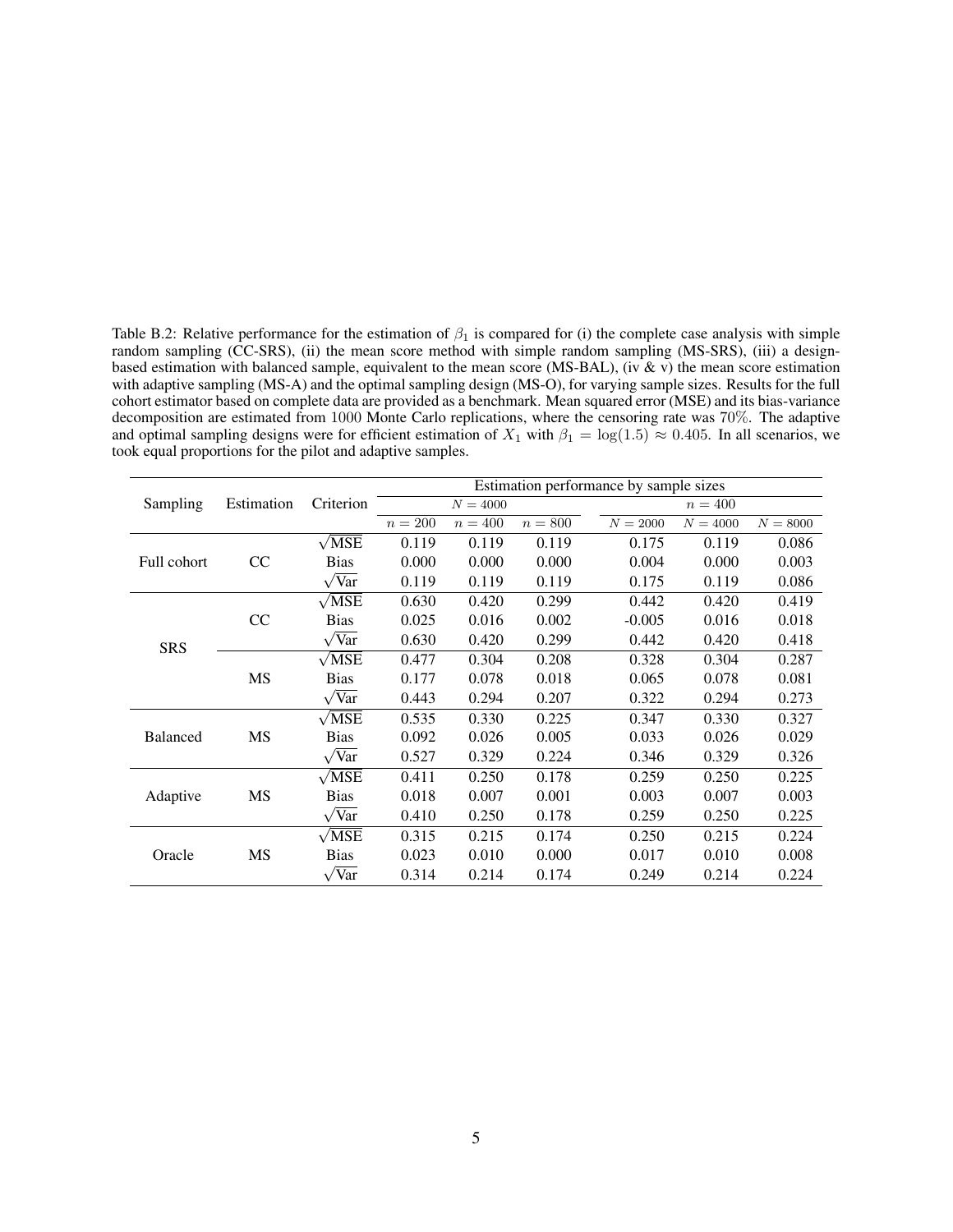Table B.2: Relative performance for the estimation of $\beta_1$ is compared for (i) the complete case analysis with simple random sampling (CC-SRS), (ii) the mean score method with simple random sampling (MS-SRS), (iii) a design-based estimation with balanced sample, equivalent to the mean score (MS-BAL), (iv & v) the mean score estimation with adaptive sampling (MS-A) and the optimal sampling design (MS-O), for varying sample sizes. Results for the full cohort estimator based on complete data are provided as a benchmark. Mean squared error (MSE) and its bias-variance decomposition are estimated from 1000 Monte Carlo replications, where the censoring rate was 70%. The adaptive and optimal sampling designs were for efficient estimation of $X_1$ with $\beta_1 = \log(1.5) \approx 0.405$. In all scenarios, we took equal proportions for the pilot and adaptive samples.

| Sampling | Estimation | Criterion | Estimation performance by sample sizes | | | | | |
|---|---|---|---|---|---|---|---|---|
| | | | $N = 4000$ | | | $n = 400$ | | |
| | | | $n = 200$ | $n = 400$ | $n = 800$ | $N = 2000$ | $N = 4000$ | $N = 8000$ |
| Full cohort | CC | $\sqrt{\text{MSE}}$ | 0.119 | 0.119 | 0.119 | 0.175 | 0.119 | 0.086 |
| | | Bias | 0.000 | 0.000 | 0.000 | 0.004 | 0.000 | 0.003 |
| | | $\sqrt{\text{Var}}$ | 0.119 | 0.119 | 0.119 | 0.175 | 0.119 | 0.086 |
| SRS | CC | $\sqrt{\text{MSE}}$ | 0.630 | 0.420 | 0.299 | 0.442 | 0.420 | 0.419 |
| | | Bias | 0.025 | 0.016 | 0.002 | -0.005 | 0.016 | 0.018 |
| | | $\sqrt{\text{Var}}$ | 0.630 | 0.420 | 0.299 | 0.442 | 0.420 | 0.418 |
| | MS | $\sqrt{\text{MSE}}$ | 0.477 | 0.304 | 0.208 | 0.328 | 0.304 | 0.287 |
| | | Bias | 0.177 | 0.078 | 0.018 | 0.065 | 0.078 | 0.081 |
| | | $\sqrt{\text{Var}}$ | 0.443 | 0.294 | 0.207 | 0.322 | 0.294 | 0.273 |
| Balanced | MS | $\sqrt{\text{MSE}}$ | 0.535 | 0.330 | 0.225 | 0.347 | 0.330 | 0.327 |
| | | Bias | 0.092 | 0.026 | 0.005 | 0.033 | 0.026 | 0.029 |
| | | $\sqrt{\text{Var}}$ | 0.527 | 0.329 | 0.224 | 0.346 | 0.329 | 0.326 |
| Adaptive | MS | $\sqrt{\text{MSE}}$ | 0.411 | 0.250 | 0.178 | 0.259 | 0.250 | 0.225 |
| | | Bias | 0.018 | 0.007 | 0.001 | 0.003 | 0.007 | 0.003 |
| | | $\sqrt{\text{Var}}$ | 0.410 | 0.250 | 0.178 | 0.259 | 0.250 | 0.225 |
| Oracle | MS | $\sqrt{\text{MSE}}$ | 0.315 | 0.215 | 0.174 | 0.250 | 0.215 | 0.224 |
| | | Bias | 0.023 | 0.010 | 0.000 | 0.017 | 0.010 | 0.008 |
| | | $\sqrt{\text{Var}}$ | 0.314 | 0.214 | 0.174 | 0.249 | 0.214 | 0.224 |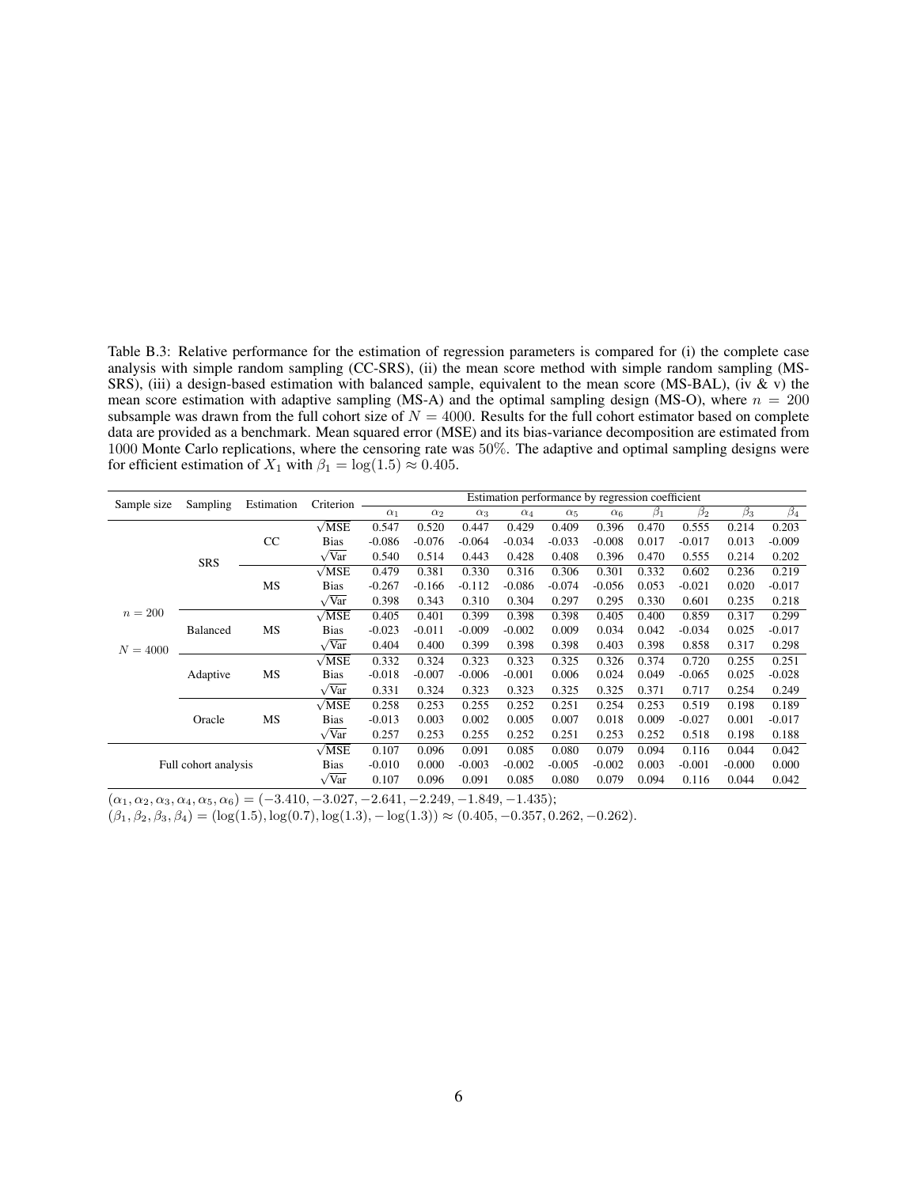Table B.3: Relative performance for the estimation of regression parameters is compared for (i) the complete case analysis with simple random sampling (CC-SRS), (ii) the mean score method with simple random sampling (MS-SRS), (iii) a design-based estimation with balanced sample, equivalent to the mean score (MS-BAL), (iv & v) the mean score estimation with adaptive sampling (MS-A) and the optimal sampling design (MS-O), where $n = 200$ subsample was drawn from the full cohort size of $N = 4000$. Results for the full cohort estimator based on complete data are provided as a benchmark. Mean squared error (MSE) and its bias-variance decomposition are estimated from 1000 Monte Carlo replications, where the censoring rate was 50%. The adaptive and optimal sampling designs were for efficient estimation of $X_1$ with $\beta_1 = \log(1.5) \approx 0.405$.

| Sample size | Sampling | Estimation | Criterion | Estimation performance by regression coefficient | | | | | | | | | |
|---|---|---|---|---|---|---|---|---|---|---|---|---|---|
| | | | | $\alpha_1$ | $\alpha_2$ | $\alpha_3$ | $\alpha_4$ | $\alpha_5$ | $\alpha_6$ | $\beta_1$ | $\beta_2$ | $\beta_3$ | $\beta_4$ |
| $n = 200$ <br> $N = 4000$ | SRS | CC | $\sqrt{\text{MSE}}$ | 0.547 | 0.520 | 0.447 | 0.429 | 0.409 | 0.396 | 0.470 | 0.555 | 0.214 | 0.203 |
| | | | Bias | -0.086 | -0.076 | -0.064 | -0.034 | -0.033 | -0.008 | 0.017 | -0.017 | 0.013 | -0.009 |
| | | | $\sqrt{\text{Var}}$ | 0.540 | 0.514 | 0.443 | 0.428 | 0.408 | 0.396 | 0.470 | 0.555 | 0.214 | 0.202 |
| | | MS | $\sqrt{\text{MSE}}$ | 0.479 | 0.381 | 0.330 | 0.316 | 0.306 | 0.301 | 0.332 | 0.602 | 0.236 | 0.219 |
| | | | Bias | -0.267 | -0.166 | -0.112 | -0.086 | -0.074 | -0.056 | 0.053 | -0.021 | 0.020 | -0.017 |
| | | | $\sqrt{\text{Var}}$ | 0.398 | 0.343 | 0.310 | 0.304 | 0.297 | 0.295 | 0.330 | 0.601 | 0.235 | 0.218 |
| | Balanced | MS | $\sqrt{\text{MSE}}$ | 0.405 | 0.401 | 0.399 | 0.398 | 0.398 | 0.405 | 0.400 | 0.859 | 0.317 | 0.299 |
| | | | Bias | -0.023 | -0.011 | -0.009 | -0.002 | 0.009 | 0.034 | 0.042 | -0.034 | 0.025 | -0.017 |
| | | | $\sqrt{\text{Var}}$ | 0.404 | 0.400 | 0.399 | 0.398 | 0.398 | 0.403 | 0.398 | 0.858 | 0.317 | 0.298 |
| | Adaptive | MS | $\sqrt{\text{MSE}}$ | 0.332 | 0.324 | 0.323 | 0.323 | 0.325 | 0.326 | 0.374 | 0.720 | 0.255 | 0.251 |
| | | | Bias | -0.018 | -0.007 | -0.006 | -0.001 | 0.006 | 0.024 | 0.049 | -0.065 | 0.025 | -0.028 |
| | | | $\sqrt{\text{Var}}$ | 0.331 | 0.324 | 0.323 | 0.323 | 0.325 | 0.325 | 0.371 | 0.717 | 0.254 | 0.249 |
| | Oracle | MS | $\sqrt{\text{MSE}}$ | 0.258 | 0.253 | 0.255 | 0.252 | 0.251 | 0.254 | 0.253 | 0.519 | 0.198 | 0.189 |
| | | | Bias | -0.013 | 0.003 | 0.002 | 0.005 | 0.007 | 0.018 | 0.009 | -0.027 | 0.001 | -0.017 |
| | | | $\sqrt{\text{Var}}$ | 0.257 | 0.253 | 0.255 | 0.252 | 0.251 | 0.253 | 0.252 | 0.518 | 0.198 | 0.188 |
| Full cohort analysis | | | $\sqrt{\text{MSE}}$ | 0.107 | 0.096 | 0.091 | 0.085 | 0.080 | 0.079 | 0.094 | 0.116 | 0.044 | 0.042 |
| | | | Bias | -0.010 | 0.000 | -0.003 | -0.002 | -0.005 | -0.002 | 0.003 | -0.001 | -0.000 | 0.000 |
| | | | $\sqrt{\text{Var}}$ | 0.107 | 0.096 | 0.091 | 0.085 | 0.080 | 0.079 | 0.094 | 0.116 | 0.044 | 0.042 |

$(\alpha_1, \alpha_2, \alpha_3, \alpha_4, \alpha_5, \alpha_6) = (-3.410, -3.027, -2.641, -2.249, -1.849, -1.435)$;
$(\beta_1, \beta_2, \beta_3, \beta_4) = (\log(1.5), \log(0.7), \log(1.3), -\log(1.3)) \approx (0.405, -0.357, 0.262, -0.262)$.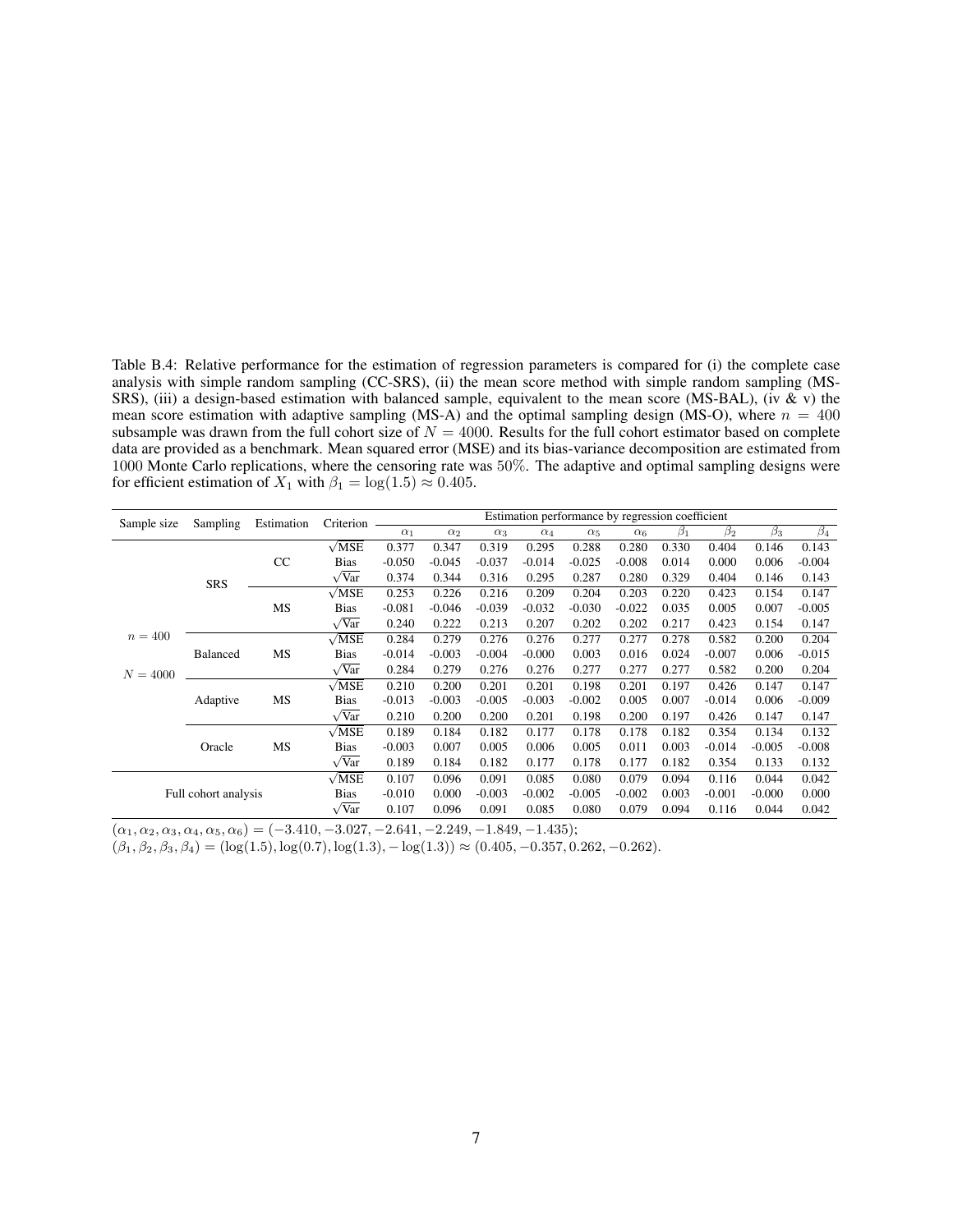Table B.4: Relative performance for the estimation of regression parameters is compared for (i) the complete case analysis with simple random sampling (CC-SRS), (ii) the mean score method with simple random sampling (MS-SRS), (iii) a design-based estimation with balanced sample, equivalent to the mean score (MS-BAL), (iv & v) the mean score estimation with adaptive sampling (MS-A) and the optimal sampling design (MS-O), where $n = 400$ subsample was drawn from the full cohort size of $N = 4000$. Results for the full cohort estimator based on complete data are provided as a benchmark. Mean squared error (MSE) and its bias-variance decomposition are estimated from 1000 Monte Carlo replications, where the censoring rate was 50%. The adaptive and optimal sampling designs were for efficient estimation of $X_1$ with $\beta_1 = \log(1.5) \approx 0.405$.

| Sample size | Sampling | Estimation | Criterion | Estimation performance by regression coefficient | | | | | | | | | |
|---|---|---|---|---|---|---|---|---|---|---|---|---|---|
| | | | | $\alpha_1$ | $\alpha_2$ | $\alpha_3$ | $\alpha_4$ | $\alpha_5$ | $\alpha_6$ | $\beta_1$ | $\beta_2$ | $\beta_3$ | $\beta_4$ |
| $n = 400$ $N = 4000$ | SRS | CC | $\sqrt{\text{MSE}}$ | 0.377 | 0.347 | 0.319 | 0.295 | 0.288 | 0.280 | 0.330 | 0.404 | 0.146 | 0.143 |
| | | | Bias | -0.050 | -0.045 | -0.037 | -0.014 | -0.025 | -0.008 | 0.014 | 0.000 | 0.006 | -0.004 |
| | | | $\sqrt{\text{Var}}$ | 0.374 | 0.344 | 0.316 | 0.295 | 0.287 | 0.280 | 0.329 | 0.404 | 0.146 | 0.143 |
| | | MS | $\sqrt{\text{MSE}}$ | 0.253 | 0.226 | 0.216 | 0.209 | 0.204 | 0.203 | 0.220 | 0.423 | 0.154 | 0.147 |
| | | | Bias | -0.081 | -0.046 | -0.039 | -0.032 | -0.030 | -0.022 | 0.035 | 0.005 | 0.007 | -0.005 |
| | | | $\sqrt{\text{Var}}$ | 0.240 | 0.222 | 0.213 | 0.207 | 0.202 | 0.202 | 0.217 | 0.423 | 0.154 | 0.147 |
| | Balanced | MS | $\sqrt{\text{MSE}}$ | 0.284 | 0.279 | 0.276 | 0.276 | 0.277 | 0.277 | 0.278 | 0.582 | 0.200 | 0.204 |
| | | | Bias | -0.014 | -0.003 | -0.004 | -0.000 | 0.003 | 0.016 | 0.024 | -0.007 | 0.006 | -0.015 |
| | | | $\sqrt{\text{Var}}$ | 0.284 | 0.279 | 0.276 | 0.276 | 0.277 | 0.277 | 0.277 | 0.582 | 0.200 | 0.204 |
| | Adaptive | MS | $\sqrt{\text{MSE}}$ | 0.210 | 0.200 | 0.201 | 0.201 | 0.198 | 0.201 | 0.197 | 0.426 | 0.147 | 0.147 |
| | | | Bias | -0.013 | -0.003 | -0.005 | -0.003 | -0.002 | 0.005 | 0.007 | -0.014 | 0.006 | -0.009 |
| | | | $\sqrt{\text{Var}}$ | 0.210 | 0.200 | 0.200 | 0.201 | 0.198 | 0.200 | 0.197 | 0.426 | 0.147 | 0.147 |
| | Oracle | MS | $\sqrt{\text{MSE}}$ | 0.189 | 0.184 | 0.182 | 0.177 | 0.178 | 0.178 | 0.182 | 0.354 | 0.134 | 0.132 |
| | | | Bias | -0.003 | 0.007 | 0.005 | 0.006 | 0.005 | 0.011 | 0.003 | -0.014 | -0.005 | -0.008 |
| | | | $\sqrt{\text{Var}}$ | 0.189 | 0.184 | 0.182 | 0.177 | 0.178 | 0.177 | 0.182 | 0.354 | 0.133 | 0.132 |
| Full cohort analysis | | | $\sqrt{\text{MSE}}$ | 0.107 | 0.096 | 0.091 | 0.085 | 0.080 | 0.079 | 0.094 | 0.116 | 0.044 | 0.042 |
| | | | Bias | -0.010 | 0.000 | -0.003 | -0.002 | -0.005 | -0.002 | 0.003 | -0.001 | -0.000 | 0.000 |
| | | | $\sqrt{\text{Var}}$ | 0.107 | 0.096 | 0.091 | 0.085 | 0.080 | 0.079 | 0.094 | 0.116 | 0.044 | 0.042 |

$(\alpha_1, \alpha_2, \alpha_3, \alpha_4, \alpha_5, \alpha_6) = (-3.410, -3.027, -2.641, -2.249, -1.849, -1.435)$;
$(\beta_1, \beta_2, \beta_3, \beta_4) = (\log(1.5), \log(0.7), \log(1.3), -\log(1.3)) \approx (0.405, -0.357, 0.262, -0.262)$.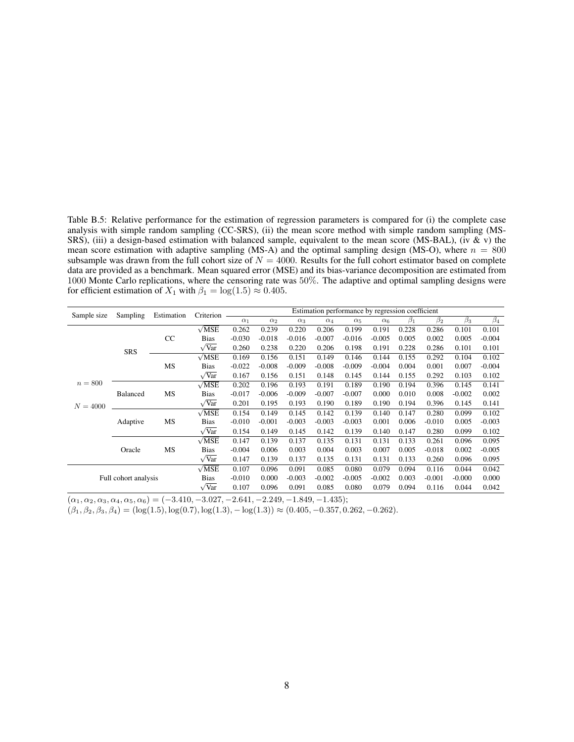Table B.5: Relative performance for the estimation of regression parameters is compared for (i) the complete case analysis with simple random sampling (CC-SRS), (ii) the mean score method with simple random sampling (MS-SRS), (iii) a design-based estimation with balanced sample, equivalent to the mean score (MS-BAL), (iv & v) the mean score estimation with adaptive sampling (MS-A) and the optimal sampling design (MS-O), where $n = 800$ subsample was drawn from the full cohort size of $N = 4000$. Results for the full cohort estimator based on complete data are provided as a benchmark. Mean squared error (MSE) and its bias-variance decomposition are estimated from 1000 Monte Carlo replications, where the censoring rate was 50%. The adaptive and optimal sampling designs were for efficient estimation of $X_1$ with $\beta_1 = \log(1.5) \approx 0.405$.

| Sample size | Sampling | Estimation | Criterion | Estimation performance by regression coefficient | | | | | | | | | |
|---|---|---|---|---|---|---|---|---|---|---|---|---|---|
| | | | | $\alpha_1$ | $\alpha_2$ | $\alpha_3$ | $\alpha_4$ | $\alpha_5$ | $\alpha_6$ | $\beta_1$ | $\beta_2$ | $\beta_3$ | $\beta_4$ |
| $n = 800$ $N = 4000$ | SRS | CC | $\sqrt{\text{MSE}}$ | 0.262 | 0.239 | 0.220 | 0.206 | 0.199 | 0.191 | 0.228 | 0.286 | 0.101 | 0.101 |
| | | | Bias | -0.030 | -0.018 | -0.016 | -0.007 | -0.016 | -0.005 | 0.005 | 0.002 | 0.005 | -0.004 |
| | | | $\sqrt{\text{Var}}$ | 0.260 | 0.238 | 0.220 | 0.206 | 0.198 | 0.191 | 0.228 | 0.286 | 0.101 | 0.101 |
| | | MS | $\sqrt{\text{MSE}}$ | 0.169 | 0.156 | 0.151 | 0.149 | 0.146 | 0.144 | 0.155 | 0.292 | 0.104 | 0.102 |
| | | | Bias | -0.022 | -0.008 | -0.009 | -0.008 | -0.009 | -0.004 | 0.004 | 0.001 | 0.007 | -0.004 |
| | | | $\sqrt{\text{Var}}$ | 0.167 | 0.156 | 0.151 | 0.148 | 0.145 | 0.144 | 0.155 | 0.292 | 0.103 | 0.102 |
| | Balanced | MS | $\sqrt{\text{MSE}}$ | 0.202 | 0.196 | 0.193 | 0.191 | 0.189 | 0.190 | 0.194 | 0.396 | 0.145 | 0.141 |
| | | | Bias | -0.017 | -0.006 | -0.009 | -0.007 | -0.007 | 0.000 | 0.010 | 0.008 | -0.002 | 0.002 |
| | | | $\sqrt{\text{Var}}$ | 0.201 | 0.195 | 0.193 | 0.190 | 0.189 | 0.190 | 0.194 | 0.396 | 0.145 | 0.141 |
| | Adaptive | MS | $\sqrt{\text{MSE}}$ | 0.154 | 0.149 | 0.145 | 0.142 | 0.139 | 0.140 | 0.147 | 0.280 | 0.099 | 0.102 |
| | | | Bias | -0.010 | -0.001 | -0.003 | -0.003 | -0.003 | 0.001 | 0.006 | -0.010 | 0.005 | -0.003 |
| | | | $\sqrt{\text{Var}}$ | 0.154 | 0.149 | 0.145 | 0.142 | 0.139 | 0.140 | 0.147 | 0.280 | 0.099 | 0.102 |
| | Oracle | MS | $\sqrt{\text{MSE}}$ | 0.147 | 0.139 | 0.137 | 0.135 | 0.131 | 0.131 | 0.133 | 0.261 | 0.096 | 0.095 |
| | | | Bias | -0.004 | 0.006 | 0.003 | 0.004 | 0.003 | 0.007 | 0.005 | -0.018 | 0.002 | -0.005 |
| | | | $\sqrt{\text{Var}}$ | 0.147 | 0.139 | 0.137 | 0.135 | 0.131 | 0.131 | 0.133 | 0.260 | 0.096 | 0.095 |
| Full cohort analysis | | | $\sqrt{\text{MSE}}$ | 0.107 | 0.096 | 0.091 | 0.085 | 0.080 | 0.079 | 0.094 | 0.116 | 0.044 | 0.042 |
| | | | Bias | -0.010 | 0.000 | -0.003 | -0.002 | -0.005 | -0.002 | 0.003 | -0.001 | -0.000 | 0.000 |
| | | | $\sqrt{\text{Var}}$ | 0.107 | 0.096 | 0.091 | 0.085 | 0.080 | 0.079 | 0.094 | 0.116 | 0.044 | 0.042 |

$(\alpha_1, \alpha_2, \alpha_3, \alpha_4, \alpha_5, \alpha_6) = (-3.410, -3.027, -2.641, -2.249, -1.849, -1.435)$;
$(\beta_1, \beta_2, \beta_3, \beta_4) = (\log(1.5), \log(0.7), \log(1.3), -\log(1.3)) \approx (0.405, -0.357, 0.262, -0.262)$.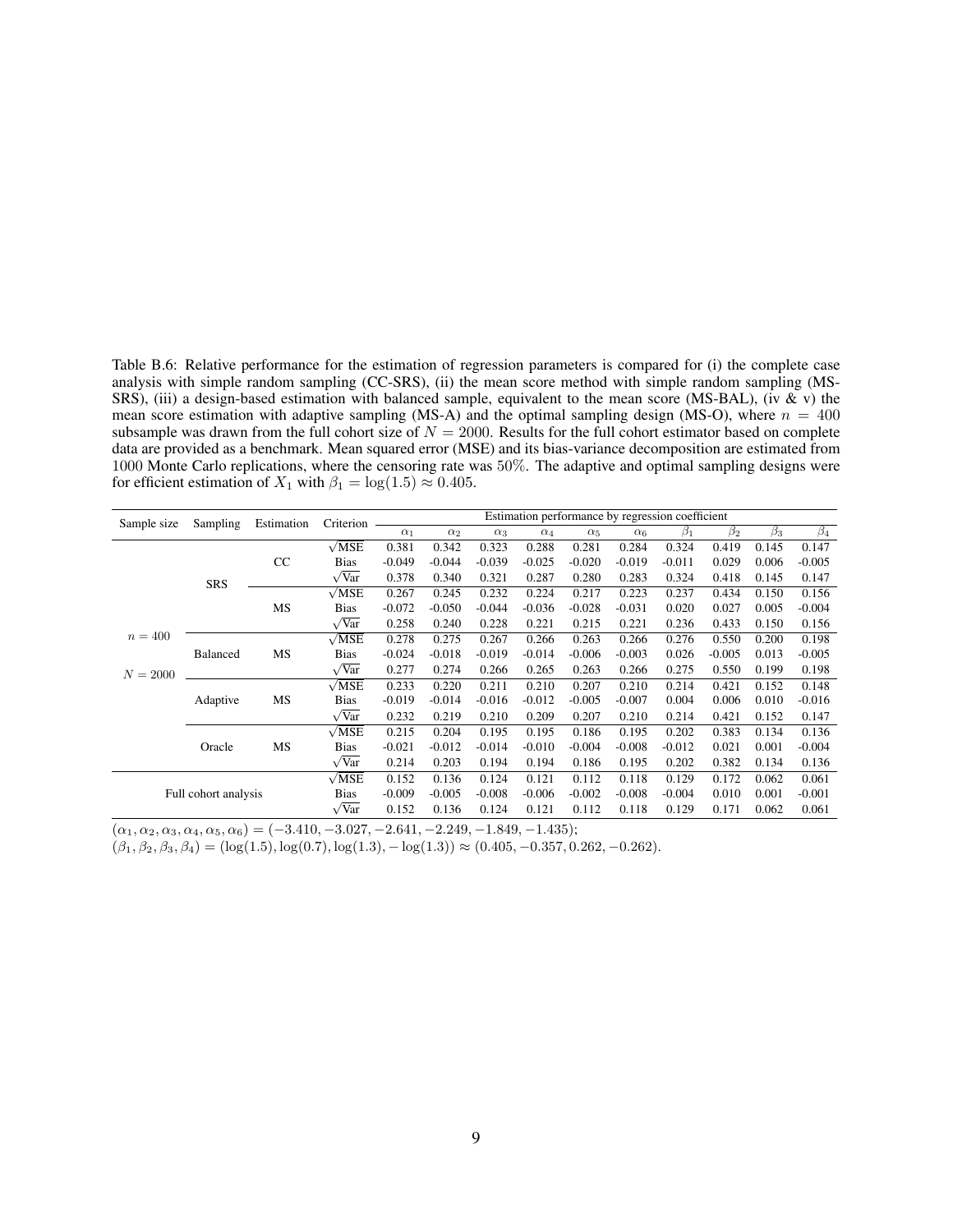Table B.6: Relative performance for the estimation of regression parameters is compared for (i) the complete case analysis with simple random sampling (CC-SRS), (ii) the mean score method with simple random sampling (MS-SRS), (iii) a design-based estimation with balanced sample, equivalent to the mean score (MS-BAL), (iv & v) the mean score estimation with adaptive sampling (MS-A) and the optimal sampling design (MS-O), where $n = 400$ subsample was drawn from the full cohort size of $N = 2000$. Results for the full cohort estimator based on complete data are provided as a benchmark. Mean squared error (MSE) and its bias-variance decomposition are estimated from 1000 Monte Carlo replications, where the censoring rate was 50%. The adaptive and optimal sampling designs were for efficient estimation of $X_1$ with $\beta_1 = \log(1.5) \approx 0.405$.

| Sample size | Sampling | Estimation | Criterion | Estimation performance by regression coefficient | | | | | | | | | |
|---|---|---|---|---|---|---|---|---|---|---|---|---|---|
| | | | | $\alpha_1$ | $\alpha_2$ | $\alpha_3$ | $\alpha_4$ | $\alpha_5$ | $\alpha_6$ | $\beta_1$ | $\beta_2$ | $\beta_3$ | $\beta_4$ |
| $n = 400$ $N = 2000$ | SRS | CC | $\sqrt{\text{MSE}}$ | 0.381 | 0.342 | 0.323 | 0.288 | 0.281 | 0.284 | 0.324 | 0.419 | 0.145 | 0.147 |
| | | | Bias | -0.049 | -0.044 | -0.039 | -0.025 | -0.020 | -0.019 | -0.011 | 0.029 | 0.006 | -0.005 |
| | | | $\sqrt{\text{Var}}$ | 0.378 | 0.340 | 0.321 | 0.287 | 0.280 | 0.283 | 0.324 | 0.418 | 0.145 | 0.147 |
| | | MS | $\sqrt{\text{MSE}}$ | 0.267 | 0.245 | 0.232 | 0.224 | 0.217 | 0.223 | 0.237 | 0.434 | 0.150 | 0.156 |
| | | | Bias | -0.072 | -0.050 | -0.044 | -0.036 | -0.028 | -0.031 | 0.020 | 0.027 | 0.005 | -0.004 |
| | | | $\sqrt{\text{Var}}$ | 0.258 | 0.240 | 0.228 | 0.221 | 0.215 | 0.221 | 0.236 | 0.433 | 0.150 | 0.156 |
| | Balanced | MS | $\sqrt{\text{MSE}}$ | 0.278 | 0.275 | 0.267 | 0.266 | 0.263 | 0.266 | 0.276 | 0.550 | 0.200 | 0.198 |
| | | | Bias | -0.024 | -0.018 | -0.019 | -0.014 | -0.006 | -0.003 | 0.026 | -0.005 | 0.013 | -0.005 |
| | | | $\sqrt{\text{Var}}$ | 0.277 | 0.274 | 0.266 | 0.265 | 0.263 | 0.266 | 0.275 | 0.550 | 0.199 | 0.198 |
| | Adaptive | MS | $\sqrt{\text{MSE}}$ | 0.233 | 0.220 | 0.211 | 0.210 | 0.207 | 0.210 | 0.214 | 0.421 | 0.152 | 0.148 |
| | | | Bias | -0.019 | -0.014 | -0.016 | -0.012 | -0.005 | -0.007 | 0.004 | 0.006 | 0.010 | -0.016 |
| | | | $\sqrt{\text{Var}}$ | 0.232 | 0.219 | 0.210 | 0.209 | 0.207 | 0.210 | 0.214 | 0.421 | 0.152 | 0.147 |
| | Oracle | MS | $\sqrt{\text{MSE}}$ | 0.215 | 0.204 | 0.195 | 0.195 | 0.186 | 0.195 | 0.202 | 0.383 | 0.134 | 0.136 |
| | | | Bias | -0.021 | -0.012 | -0.014 | -0.010 | -0.004 | -0.008 | -0.012 | 0.021 | 0.001 | -0.004 |
| | | | $\sqrt{\text{Var}}$ | 0.214 | 0.203 | 0.194 | 0.194 | 0.186 | 0.195 | 0.202 | 0.382 | 0.134 | 0.136 |
| Full cohort analysis | | | $\sqrt{\text{MSE}}$ | 0.152 | 0.136 | 0.124 | 0.121 | 0.112 | 0.118 | 0.129 | 0.172 | 0.062 | 0.061 |
| | | | Bias | -0.009 | -0.005 | -0.008 | -0.006 | -0.002 | -0.008 | -0.004 | 0.010 | 0.001 | -0.001 |
| | | | $\sqrt{\text{Var}}$ | 0.152 | 0.136 | 0.124 | 0.121 | 0.112 | 0.118 | 0.129 | 0.171 | 0.062 | 0.061 |

$(\alpha_1, \alpha_2, \alpha_3, \alpha_4, \alpha_5, \alpha_6) = (-3.410, -3.027, -2.641, -2.249, -1.849, -1.435)$;
$(\beta_1, \beta_2, \beta_3, \beta_4) = (\log(1.5), \log(0.7), \log(1.3), -\log(1.3)) \approx (0.405, -0.357, 0.262, -0.262)$.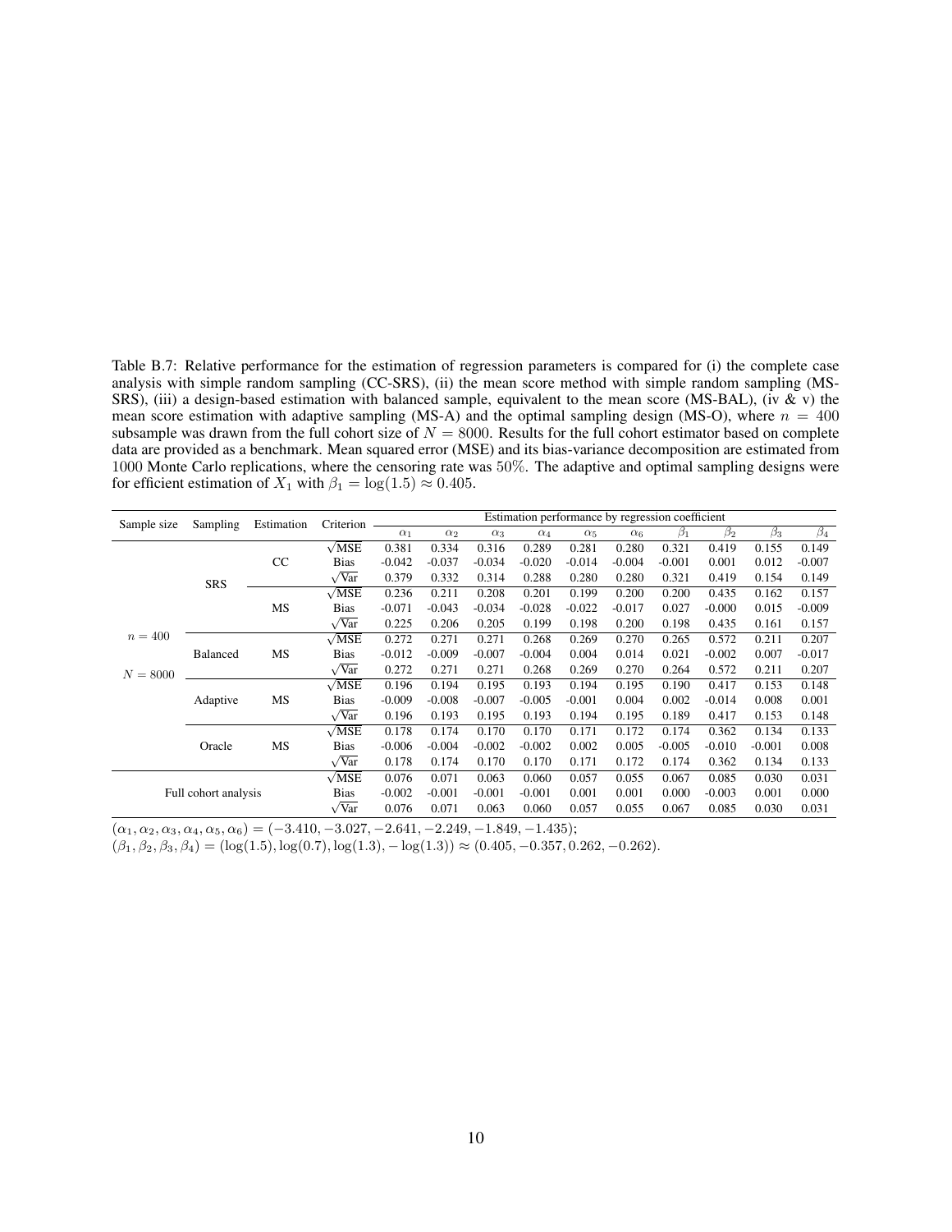Table B.7: Relative performance for the estimation of regression parameters is compared for (i) the complete case analysis with simple random sampling (CC-SRS), (ii) the mean score method with simple random sampling (MS-SRS), (iii) a design-based estimation with balanced sample, equivalent to the mean score (MS-BAL), (iv & v) the mean score estimation with adaptive sampling (MS-A) and the optimal sampling design (MS-O), where $n = 400$ subsample was drawn from the full cohort size of $N = 8000$. Results for the full cohort estimator based on complete data are provided as a benchmark. Mean squared error (MSE) and its bias-variance decomposition are estimated from 1000 Monte Carlo replications, where the censoring rate was 50%. The adaptive and optimal sampling designs were for efficient estimation of $X_1$ with $\beta_1 = \log(1.5) \approx 0.405$.

| Sample size | Sampling | Estimation | Criterion | Estimation performance by regression coefficient | | | | | | | | | |
|---|---|---|---|---|---|---|---|---|---|---|---|---|---|
| | | | | $\alpha_1$ | $\alpha_2$ | $\alpha_3$ | $\alpha_4$ | $\alpha_5$ | $\alpha_6$ | $\beta_1$ | $\beta_2$ | $\beta_3$ | $\beta_4$ |
| $n = 400$ $N = 8000$ | SRS | CC | $\sqrt{\text{MSE}}$ | 0.381 | 0.334 | 0.316 | 0.289 | 0.281 | 0.280 | 0.321 | 0.419 | 0.155 | 0.149 |
| | | | Bias | -0.042 | -0.037 | -0.034 | -0.020 | -0.014 | -0.004 | -0.001 | 0.001 | 0.012 | -0.007 |
| | | | $\sqrt{\text{Var}}$ | 0.379 | 0.332 | 0.314 | 0.288 | 0.280 | 0.280 | 0.321 | 0.419 | 0.154 | 0.149 |
| | | MS | $\sqrt{\text{MSE}}$ | 0.236 | 0.211 | 0.208 | 0.201 | 0.199 | 0.200 | 0.200 | 0.435 | 0.162 | 0.157 |
| | | | Bias | -0.071 | -0.043 | -0.034 | -0.028 | -0.022 | -0.017 | 0.027 | -0.000 | 0.015 | -0.009 |
| | | | $\sqrt{\text{Var}}$ | 0.225 | 0.206 | 0.205 | 0.199 | 0.198 | 0.200 | 0.198 | 0.435 | 0.161 | 0.157 |
| | Balanced | MS | $\sqrt{\text{MSE}}$ | 0.272 | 0.271 | 0.271 | 0.268 | 0.269 | 0.270 | 0.265 | 0.572 | 0.211 | 0.207 |
| | | | Bias | -0.012 | -0.009 | -0.007 | -0.004 | 0.004 | 0.014 | 0.021 | -0.002 | 0.007 | -0.017 |
| | | | $\sqrt{\text{Var}}$ | 0.272 | 0.271 | 0.271 | 0.268 | 0.269 | 0.270 | 0.264 | 0.572 | 0.211 | 0.207 |
| | Adaptive | MS | $\sqrt{\text{MSE}}$ | 0.196 | 0.194 | 0.195 | 0.193 | 0.194 | 0.195 | 0.190 | 0.417 | 0.153 | 0.148 |
| | | | Bias | -0.009 | -0.008 | -0.007 | -0.005 | -0.001 | 0.004 | 0.002 | -0.014 | 0.008 | 0.001 |
| | | | $\sqrt{\text{Var}}$ | 0.196 | 0.193 | 0.195 | 0.193 | 0.194 | 0.195 | 0.189 | 0.417 | 0.153 | 0.148 |
| | Oracle | MS | $\sqrt{\text{MSE}}$ | 0.178 | 0.174 | 0.170 | 0.170 | 0.171 | 0.172 | 0.174 | 0.362 | 0.134 | 0.133 |
| | | | Bias | -0.006 | -0.004 | -0.002 | -0.002 | 0.002 | 0.005 | -0.005 | -0.010 | -0.001 | 0.008 |
| | | | $\sqrt{\text{Var}}$ | 0.178 | 0.174 | 0.170 | 0.170 | 0.171 | 0.172 | 0.174 | 0.362 | 0.134 | 0.133 |
| Full cohort analysis | | | $\sqrt{\text{MSE}}$ | 0.076 | 0.071 | 0.063 | 0.060 | 0.057 | 0.055 | 0.067 | 0.085 | 0.030 | 0.031 |
| | | | Bias | -0.002 | -0.001 | -0.001 | -0.001 | 0.001 | 0.001 | 0.000 | -0.003 | 0.001 | 0.000 |
| | | | $\sqrt{\text{Var}}$ | 0.076 | 0.071 | 0.063 | 0.060 | 0.057 | 0.055 | 0.067 | 0.085 | 0.030 | 0.031 |

$(\alpha_1, \alpha_2, \alpha_3, \alpha_4, \alpha_5, \alpha_6) = (-3.410, -3.027, -2.641, -2.249, -1.849, -1.435)$;
$(\beta_1, \beta_2, \beta_3, \beta_4) = (\log(1.5), \log(0.7), \log(1.3), -\log(1.3)) \approx (0.405, -0.357, 0.262, -0.262)$.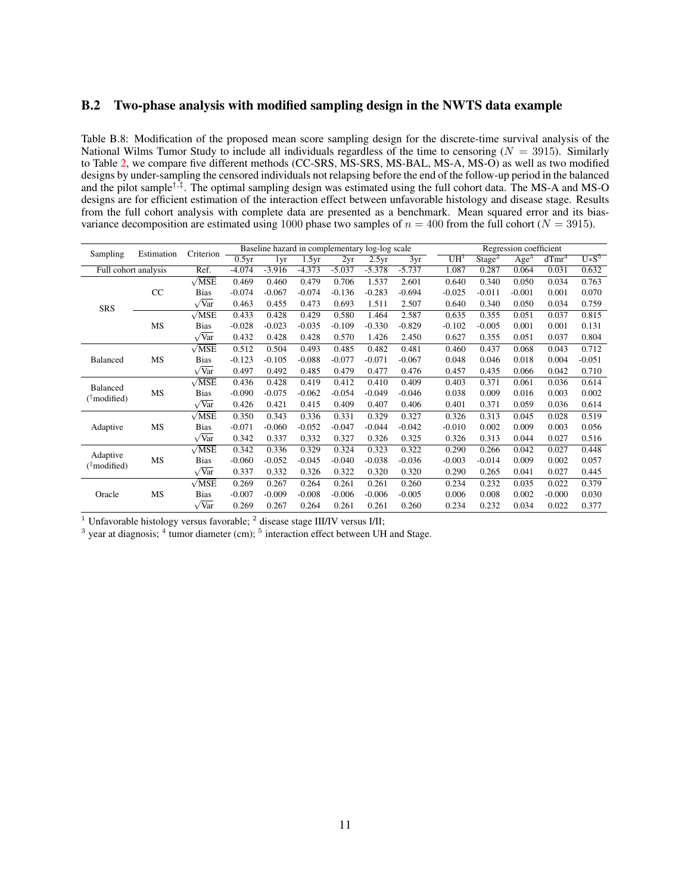## B.2 Two-phase analysis with modified sampling design in the NWTS data example

Table B.8: Modification of the proposed mean score sampling design for the discrete-time survival analysis of the National Wilms Tumor Study to include all individuals regardless of the time to censoring ($N = 3915$). Similarly to Table 2, we compare five different methods (CC-SRS, MS-SRS, MS-BAL, MS-A, MS-O) as well as two modified designs by under-sampling the censored individuals not relapsing before the end of the follow-up period in the balanced and the pilot sample[†,‡]. The optimal sampling design was estimated using the full cohort data. The MS-A and MS-O designs are for efficient estimation of the interaction effect between unfavorable histology and disease stage. Results from the full cohort analysis with complete data are presented as a benchmark. Mean squared error and its bias-variance decomposition are estimated using 1000 phase two samples of $n = 400$ from the full cohort ($N = 3915$).

| Sampling | Estimation | Criterion | Baseline hazard in complementary log-log scale | | | | | | Regression coefficient | | | | |
|---|---|---|---|---|---|---|---|---|---|---|---|---|---|
| | | | 0.5yr | 1yr | 1.5yr | 2yr | 2.5yr | 3yr | UH[1] | Stage[2] | Age[3] | dTmr[4] | U*S[5] |
| Full cohort analysis | | Ref. | -4.074 | -3.916 | -4.373 | -5.037 | -5.378 | -5.737 | 1.087 | 0.287 | 0.064 | 0.031 | 0.632 |
| SRS | CC | $\sqrt{\text{MSE}}$ | 0.469 | 0.460 | 0.479 | 0.706 | 1.537 | 2.601 | 0.640 | 0.340 | 0.050 | 0.034 | 0.763 |
| | | Bias | -0.074 | -0.067 | -0.074 | -0.136 | -0.283 | -0.694 | -0.025 | -0.011 | -0.001 | 0.001 | 0.070 |
| | | $\sqrt{\text{Var}}$ | 0.463 | 0.455 | 0.473 | 0.693 | 1.511 | 2.507 | 0.640 | 0.340 | 0.050 | 0.034 | 0.759 |
| | MS | $\sqrt{\text{MSE}}$ | 0.433 | 0.428 | 0.429 | 0.580 | 1.464 | 2.587 | 0.635 | 0.355 | 0.051 | 0.037 | 0.815 |
| | | Bias | -0.028 | -0.023 | -0.035 | -0.109 | -0.330 | -0.829 | -0.102 | -0.005 | 0.001 | 0.001 | 0.131 |
| | | $\sqrt{\text{Var}}$ | 0.432 | 0.428 | 0.428 | 0.570 | 1.426 | 2.450 | 0.627 | 0.355 | 0.051 | 0.037 | 0.804 |
| Balanced | MS | $\sqrt{\text{MSE}}$ | 0.512 | 0.504 | 0.493 | 0.485 | 0.482 | 0.481 | 0.460 | 0.437 | 0.068 | 0.043 | 0.712 |
| | | Bias | -0.123 | -0.105 | -0.088 | -0.077 | -0.071 | -0.067 | 0.048 | 0.046 | 0.018 | 0.004 | -0.051 |
| | | $\sqrt{\text{Var}}$ | 0.497 | 0.492 | 0.485 | 0.479 | 0.477 | 0.476 | 0.457 | 0.435 | 0.066 | 0.042 | 0.710 |
| Balanced (†modified) | MS | $\sqrt{\text{MSE}}$ | 0.436 | 0.428 | 0.419 | 0.412 | 0.410 | 0.409 | 0.403 | 0.371 | 0.061 | 0.036 | 0.614 |
| | | Bias | -0.090 | -0.075 | -0.062 | -0.054 | -0.049 | -0.046 | 0.038 | 0.009 | 0.016 | 0.003 | 0.002 |
| | | $\sqrt{\text{Var}}$ | 0.426 | 0.421 | 0.415 | 0.409 | 0.407 | 0.406 | 0.401 | 0.371 | 0.059 | 0.036 | 0.614 |
| Adaptive | MS | $\sqrt{\text{MSE}}$ | 0.350 | 0.343 | 0.336 | 0.331 | 0.329 | 0.327 | 0.326 | 0.313 | 0.045 | 0.028 | 0.519 |
| | | Bias | -0.071 | -0.060 | -0.052 | -0.047 | -0.044 | -0.042 | -0.010 | 0.002 | 0.009 | 0.003 | 0.056 |
| | | $\sqrt{\text{Var}}$ | 0.342 | 0.337 | 0.332 | 0.327 | 0.326 | 0.325 | 0.326 | 0.313 | 0.044 | 0.027 | 0.516 |
| Adaptive (‡modified) | MS | $\sqrt{\text{MSE}}$ | 0.342 | 0.336 | 0.329 | 0.324 | 0.323 | 0.322 | 0.290 | 0.266 | 0.042 | 0.027 | 0.448 |
| | | Bias | -0.060 | -0.052 | -0.045 | -0.040 | -0.038 | -0.036 | -0.003 | -0.014 | 0.009 | 0.002 | 0.057 |
| | | $\sqrt{\text{Var}}$ | 0.337 | 0.332 | 0.326 | 0.322 | 0.320 | 0.320 | 0.290 | 0.265 | 0.041 | 0.027 | 0.445 |
| Oracle | MS | $\sqrt{\text{MSE}}$ | 0.269 | 0.267 | 0.264 | 0.261 | 0.261 | 0.260 | 0.234 | 0.232 | 0.035 | 0.022 | 0.379 |
| | | Bias | -0.007 | -0.009 | -0.008 | -0.006 | -0.006 | -0.005 | 0.006 | 0.008 | 0.002 | -0.000 | 0.030 |
| | | $\sqrt{\text{Var}}$ | 0.269 | 0.267 | 0.264 | 0.261 | 0.261 | 0.260 | 0.234 | 0.232 | 0.034 | 0.022 | 0.377 |

[1] Unfavorable histology versus favorable; [2] disease stage III/IV versus I/II;
[3] year at diagnosis; [4] tumor diameter (cm); [5] interaction effect between UH and Stage.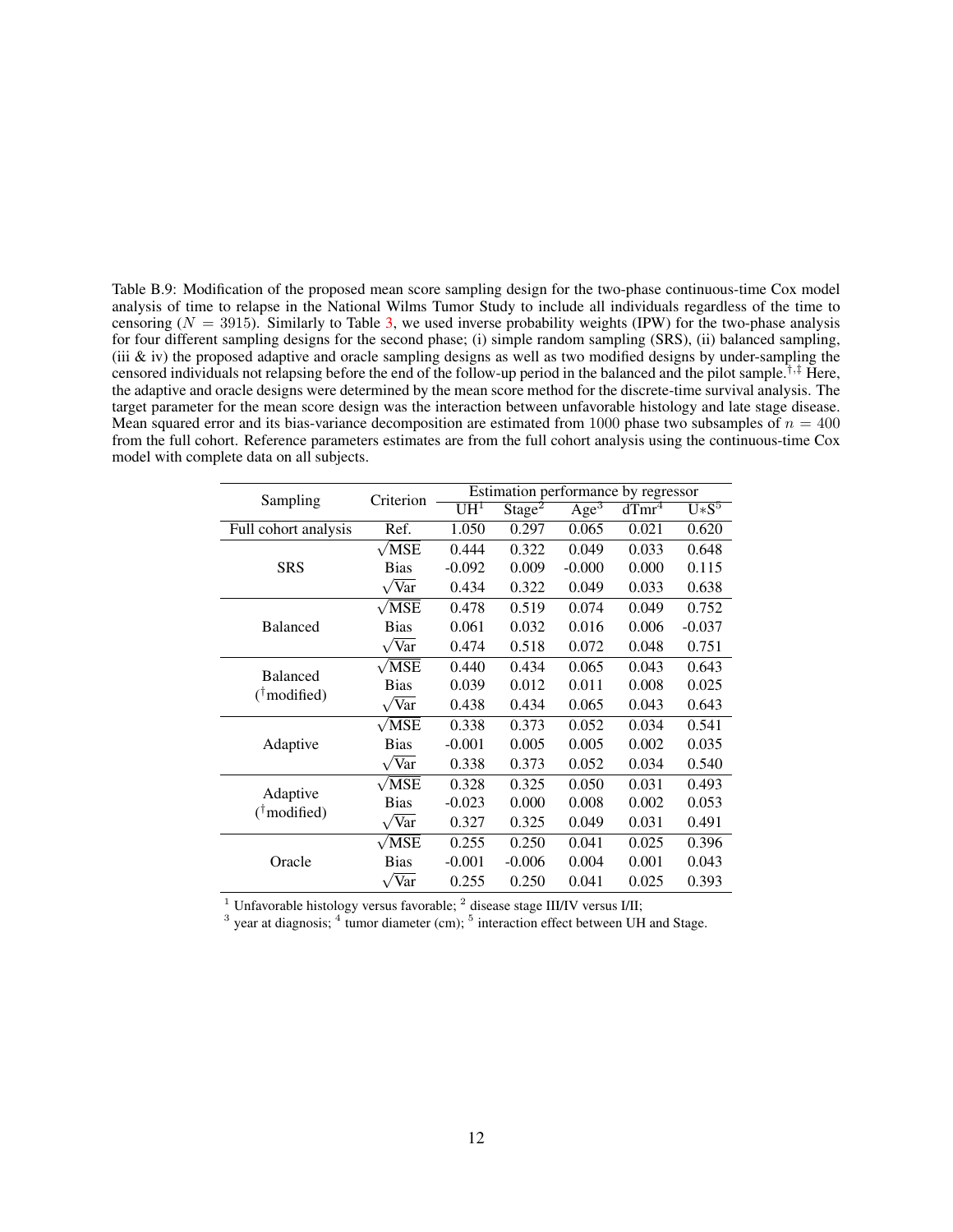Table B.9: Modification of the proposed mean score sampling design for the two-phase continuous-time Cox model analysis of time to relapse in the National Wilms Tumor Study to include all individuals regardless of the time to censoring ($N = 3915$). Similarly to Table 3, we used inverse probability weights (IPW) for the two-phase analysis for four different sampling designs for the second phase; (i) simple random sampling (SRS), (ii) balanced sampling, (iii & iv) the proposed adaptive and oracle sampling designs as well as two modified designs by under-sampling the censored individuals not relapsing before the end of the follow-up period in the balanced and the pilot sample.[†,‡] Here, the adaptive and oracle designs were determined by the mean score method for the discrete-time survival analysis. The target parameter for the mean score design was the interaction between unfavorable histology and late stage disease. Mean squared error and its bias-variance decomposition are estimated from 1000 phase two subsamples of $n = 400$ from the full cohort. Reference parameters estimates are from the full cohort analysis using the continuous-time Cox model with complete data on all subjects.

| Sampling | Criterion | Estimation performance by regressor | | | | |
|---|---|---|---|---|---|---|
| | | UH[1] | Stage[2] | Age[3] | dTmr[4] | U*S[5] |
| Full cohort analysis | Ref. | 1.050 | 0.297 | 0.065 | 0.021 | 0.620 |
| SRS | $\sqrt{\text{MSE}}$ | 0.444 | 0.322 | 0.049 | 0.033 | 0.648 |
| | Bias | -0.092 | 0.009 | -0.000 | 0.000 | 0.115 |
| | $\sqrt{\text{Var}}$ | 0.434 | 0.322 | 0.049 | 0.033 | 0.638 |
| Balanced | $\sqrt{\text{MSE}}$ | 0.478 | 0.519 | 0.074 | 0.049 | 0.752 |
| | Bias | 0.061 | 0.032 | 0.016 | 0.006 | -0.037 |
| | $\sqrt{\text{Var}}$ | 0.474 | 0.518 | 0.072 | 0.048 | 0.751 |
| Balanced ([†]modified) | $\sqrt{\text{MSE}}$ | 0.440 | 0.434 | 0.065 | 0.043 | 0.643 |
| | Bias | 0.039 | 0.012 | 0.011 | 0.008 | 0.025 |
| | $\sqrt{\text{Var}}$ | 0.438 | 0.434 | 0.065 | 0.043 | 0.643 |
| Adaptive | $\sqrt{\text{MSE}}$ | 0.338 | 0.373 | 0.052 | 0.034 | 0.541 |
| | Bias | -0.001 | 0.005 | 0.005 | 0.002 | 0.035 |
| | $\sqrt{\text{Var}}$ | 0.338 | 0.373 | 0.052 | 0.034 | 0.540 |
| Adaptive ([†]modified) | $\sqrt{\text{MSE}}$ | 0.328 | 0.325 | 0.050 | 0.031 | 0.493 |
| | Bias | -0.023 | 0.000 | 0.008 | 0.002 | 0.053 |
| | $\sqrt{\text{Var}}$ | 0.327 | 0.325 | 0.049 | 0.031 | 0.491 |
| Oracle | $\sqrt{\text{MSE}}$ | 0.255 | 0.250 | 0.041 | 0.025 | 0.396 |
| | Bias | -0.001 | -0.006 | 0.004 | 0.001 | 0.043 |
| | $\sqrt{\text{Var}}$ | 0.255 | 0.250 | 0.041 | 0.025 | 0.393 |

[1] Unfavorable histology versus favorable; [2] disease stage III/IV versus I/II;
[3] year at diagnosis; [4] tumor diameter (cm); [5] interaction effect between UH and Stage.